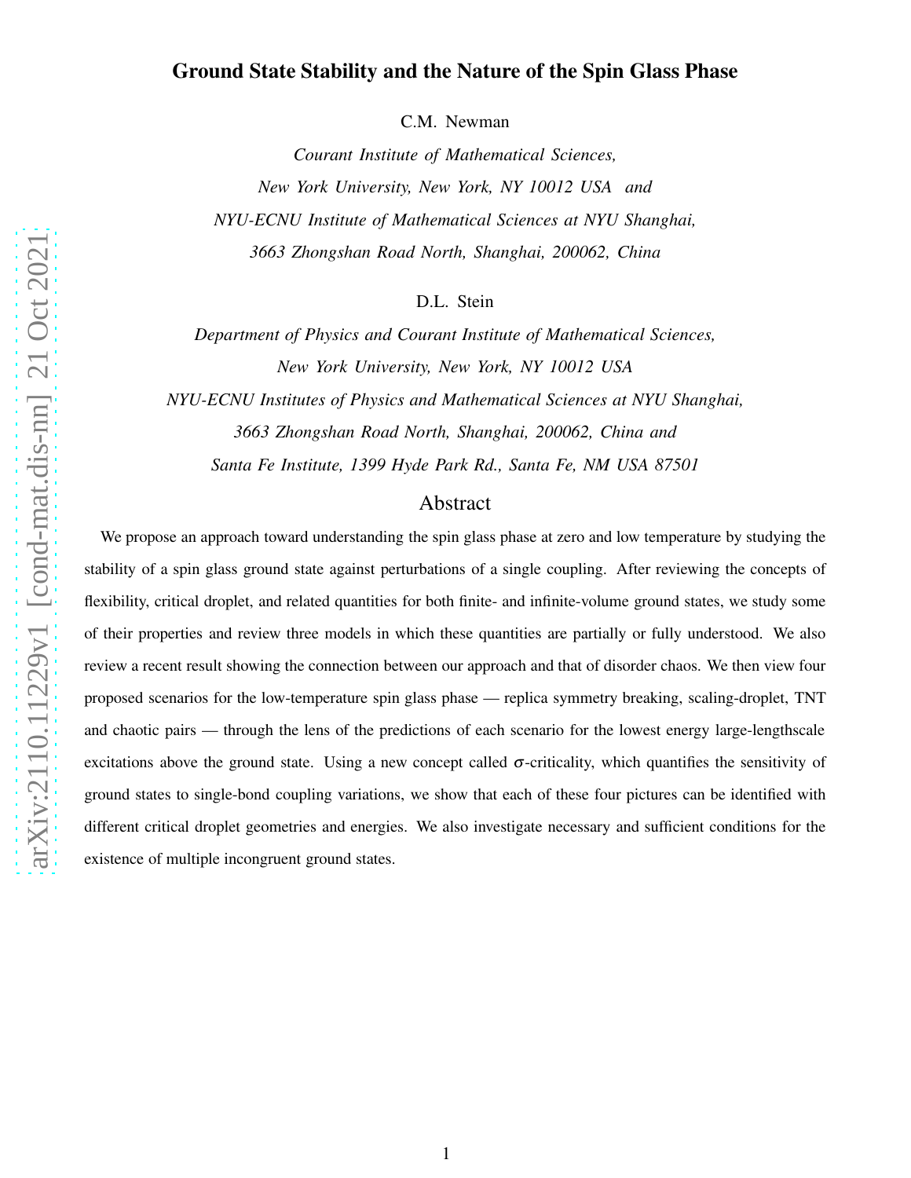# Ground State Stability and the Nature of the Spin Glass Phase

C.M. Newman

*Courant Institute of Mathematical Sciences,*
*New York University, New York, NY 10012 USA and*
*NYU-ECNU Institute of Mathematical Sciences at NYU Shanghai,*
*3663 Zhongshan Road North, Shanghai, 200062, China*

D.L. Stein

*Department of Physics and Courant Institute of Mathematical Sciences,*
*New York University, New York, NY 10012 USA*
*NYU-ECNU Institutes of Physics and Mathematical Sciences at NYU Shanghai,*
*3663 Zhongshan Road North, Shanghai, 200062, China and*
*Santa Fe Institute, 1399 Hyde Park Rd., Santa Fe, NM USA 87501*

## Abstract

We propose an approach toward understanding the spin glass phase at zero and low temperature by studying the stability of a spin glass ground state against perturbations of a single coupling. After reviewing the concepts of flexibility, critical droplet, and related quantities for both finite- and infinite-volume ground states, we study some of their properties and review three models in which these quantities are partially or fully understood. We also review a recent result showing the connection between our approach and that of disorder chaos. We then view four proposed scenarios for the low-temperature spin glass phase — replica symmetry breaking, scaling-droplet, TNT and chaotic pairs — through the lens of the predictions of each scenario for the lowest energy large-lengthscale excitations above the ground state. Using a new concept called $\sigma$-criticality, which quantifies the sensitivity of ground states to single-bond coupling variations, we show that each of these four pictures can be identified with different critical droplet geometries and energies. We also investigate necessary and sufficient conditions for the existence of multiple incongruent ground states.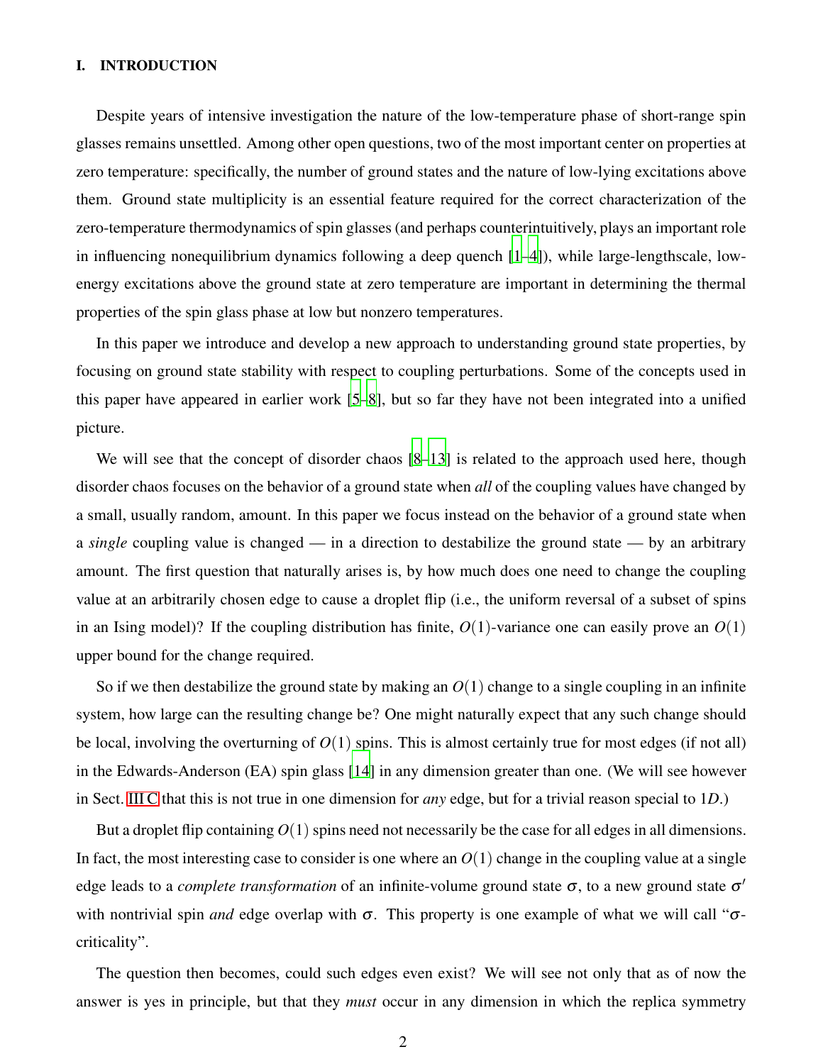## I. INTRODUCTION

Despite years of intensive investigation the nature of the low-temperature phase of short-range spin glasses remains unsettled. Among other open questions, two of the most important center on properties at zero temperature: specifically, the number of ground states and the nature of low-lying excitations above them. Ground state multiplicity is an essential feature required for the correct characterization of the zero-temperature thermodynamics of spin glasses (and perhaps counterintuitively, plays an important role in influencing nonequilibrium dynamics following a deep quench [1–4]), while large-lengthscale, low-energy excitations above the ground state at zero temperature are important in determining the thermal properties of the spin glass phase at low but nonzero temperatures.

In this paper we introduce and develop a new approach to understanding ground state properties, by focusing on ground state stability with respect to coupling perturbations. Some of the concepts used in this paper have appeared in earlier work [5–8], but so far they have not been integrated into a unified picture.

We will see that the concept of disorder chaos [8–13] is related to the approach used here, though disorder chaos focuses on the behavior of a ground state when *all* of the coupling values have changed by a small, usually random, amount. In this paper we focus instead on the behavior of a ground state when a *single* coupling value is changed — in a direction to destabilize the ground state — by an arbitrary amount. The first question that naturally arises is, by how much does one need to change the coupling value at an arbitrarily chosen edge to cause a droplet flip (i.e., the uniform reversal of a subset of spins in an Ising model)? If the coupling distribution has finite, $O(1)$-variance one can easily prove an $O(1)$ upper bound for the change required.

So if we then destabilize the ground state by making an $O(1)$ change to a single coupling in an infinite system, how large can the resulting change be? One might naturally expect that any such change should be local, involving the overturning of $O(1)$ spins. This is almost certainly true for most edges (if not all) in the Edwards-Anderson (EA) spin glass [14] in any dimension greater than one. (We will see however in Sect. III C that this is not true in one dimension for *any* edge, but for a trivial reason special to $1D$.)

But a droplet flip containing $O(1)$ spins need not necessarily be the case for all edges in all dimensions. In fact, the most interesting case to consider is one where an $O(1)$ change in the coupling value at a single edge leads to a *complete transformation* of an infinite-volume ground state $\sigma$, to a new ground state $\sigma'$ with nontrivial spin *and* edge overlap with $\sigma$. This property is one example of what we will call "$\sigma$-criticality".

The question then becomes, could such edges even exist? We will see not only that as of now the answer is yes in principle, but that they *must* occur in any dimension in which the replica symmetry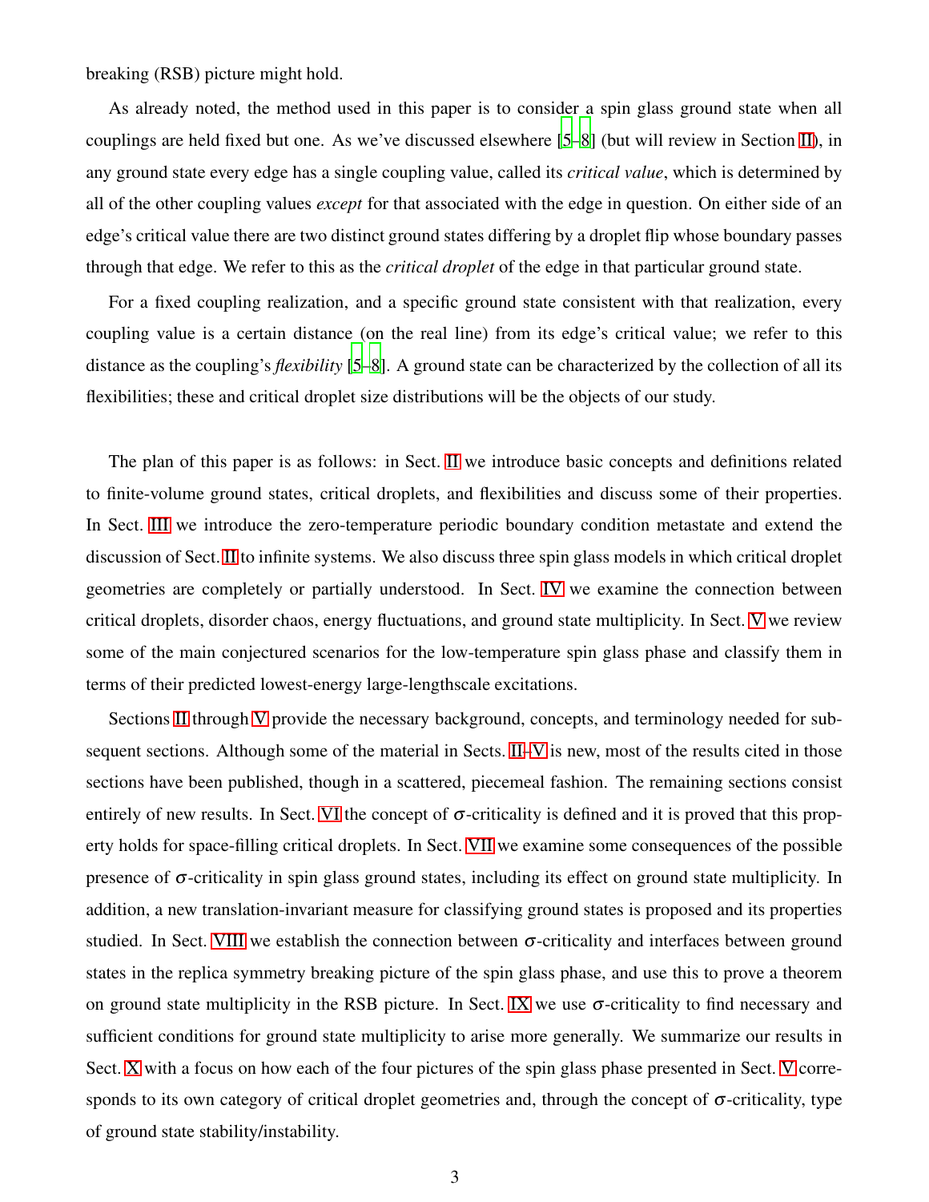breaking (RSB) picture might hold.

As already noted, the method used in this paper is to consider a spin glass ground state when all couplings are held fixed but one. As we've discussed elsewhere [5–8] (but will review in Section II), in any ground state every edge has a single coupling value, called its *critical value*, which is determined by all of the other coupling values *except* for that associated with the edge in question. On either side of an edge's critical value there are two distinct ground states differing by a droplet flip whose boundary passes through that edge. We refer to this as the *critical droplet* of the edge in that particular ground state.

For a fixed coupling realization, and a specific ground state consistent with that realization, every coupling value is a certain distance (on the real line) from its edge's critical value; we refer to this distance as the coupling's *flexibility* [5–8]. A ground state can be characterized by the collection of all its flexibilities; these and critical droplet size distributions will be the objects of our study.

The plan of this paper is as follows: in Sect. II we introduce basic concepts and definitions related to finite-volume ground states, critical droplets, and flexibilities and discuss some of their properties. In Sect. III we introduce the zero-temperature periodic boundary condition metastate and extend the discussion of Sect. II to infinite systems. We also discuss three spin glass models in which critical droplet geometries are completely or partially understood. In Sect. IV we examine the connection between critical droplets, disorder chaos, energy fluctuations, and ground state multiplicity. In Sect. V we review some of the main conjectured scenarios for the low-temperature spin glass phase and classify them in terms of their predicted lowest-energy large-lengthscale excitations.

Sections II through V provide the necessary background, concepts, and terminology needed for subsequent sections. Although some of the material in Sects. II–V is new, most of the results cited in those sections have been published, though in a scattered, piecemeal fashion. The remaining sections consist entirely of new results. In Sect. VI the concept of $\sigma$-criticality is defined and it is proved that this property holds for space-filling critical droplets. In Sect. VII we examine some consequences of the possible presence of $\sigma$-criticality in spin glass ground states, including its effect on ground state multiplicity. In addition, a new translation-invariant measure for classifying ground states is proposed and its properties studied. In Sect. VIII we establish the connection between $\sigma$-criticality and interfaces between ground states in the replica symmetry breaking picture of the spin glass phase, and use this to prove a theorem on ground state multiplicity in the RSB picture. In Sect. IX we use $\sigma$-criticality to find necessary and sufficient conditions for ground state multiplicity to arise more generally. We summarize our results in Sect. X with a focus on how each of the four pictures of the spin glass phase presented in Sect. V corresponds to its own category of critical droplet geometries and, through the concept of $\sigma$-criticality, type of ground state stability/instability.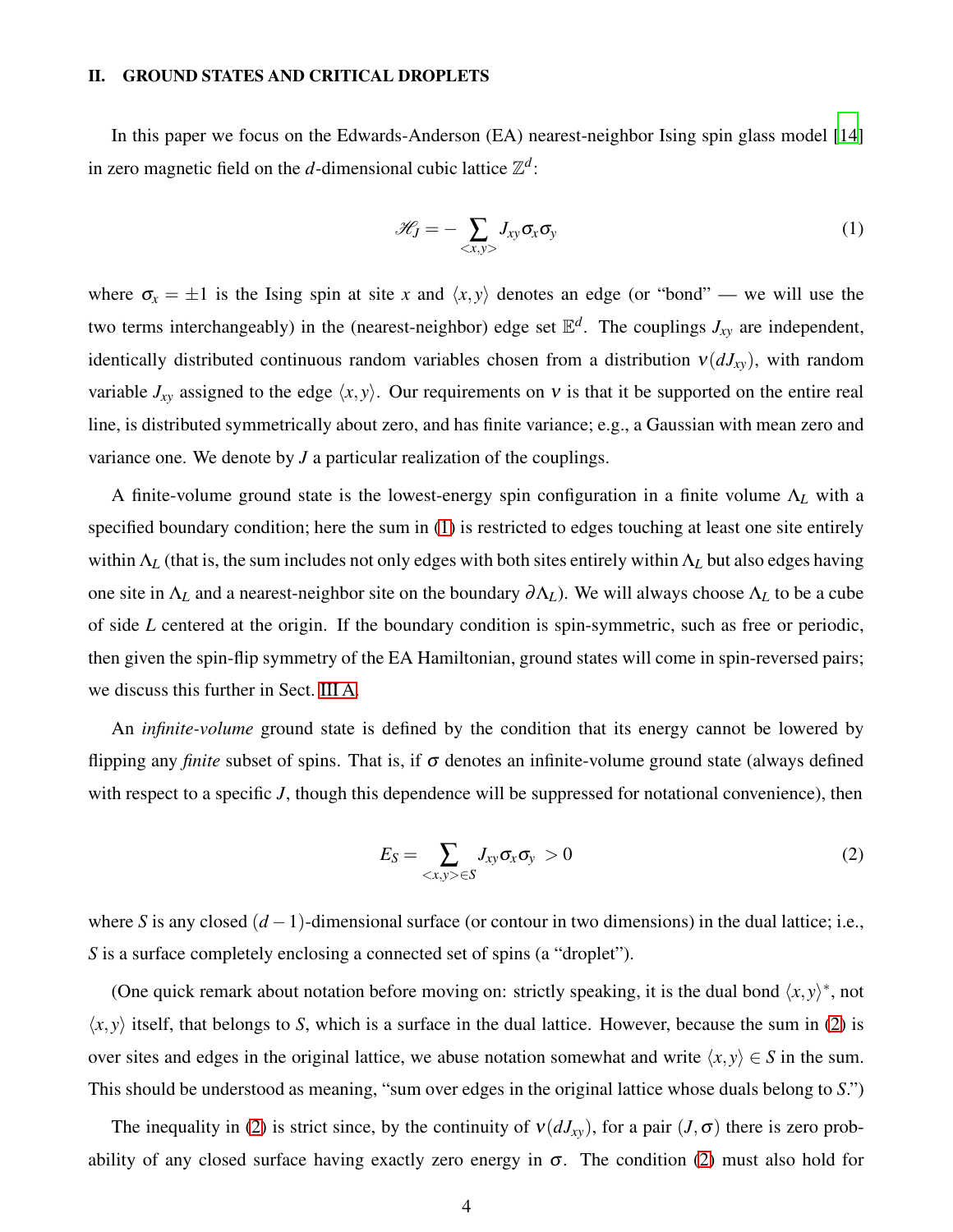## II. GROUND STATES AND CRITICAL DROPLETS

In this paper we focus on the Edwards-Anderson (EA) nearest-neighbor Ising spin glass model [14] in zero magnetic field on the $d$-dimensional cubic lattice $\mathbb{Z}^d$:

$$\mathscr{H}_J = -\sum_{<x,y>} J_{xy}\sigma_x\sigma_y \tag{1}$$

where $\sigma_x = \pm 1$ is the Ising spin at site $x$ and $\langle x,y\rangle$ denotes an edge (or "bond" — we will use the two terms interchangeably) in the (nearest-neighbor) edge set $\mathbb{E}^d$. The couplings $J_{xy}$ are independent, identically distributed continuous random variables chosen from a distribution $\nu(dJ_{xy})$, with random variable $J_{xy}$ assigned to the edge $\langle x,y\rangle$. Our requirements on $\nu$ is that it be supported on the entire real line, is distributed symmetrically about zero, and has finite variance; e.g., a Gaussian with mean zero and variance one. We denote by $J$ a particular realization of the couplings.

A finite-volume ground state is the lowest-energy spin configuration in a finite volume $\Lambda_L$ with a specified boundary condition; here the sum in (1) is restricted to edges touching at least one site entirely within $\Lambda_L$ (that is, the sum includes not only edges with both sites entirely within $\Lambda_L$ but also edges having one site in $\Lambda_L$ and a nearest-neighbor site on the boundary $\partial\Lambda_L$). We will always choose $\Lambda_L$ to be a cube of side $L$ centered at the origin. If the boundary condition is spin-symmetric, such as free or periodic, then given the spin-flip symmetry of the EA Hamiltonian, ground states will come in spin-reversed pairs; we discuss this further in Sect. III A.

An *infinite-volume* ground state is defined by the condition that its energy cannot be lowered by flipping any *finite* subset of spins. That is, if $\sigma$ denotes an infinite-volume ground state (always defined with respect to a specific $J$, though this dependence will be suppressed for notational convenience), then

$$E_S = \sum_{<x,y>\in S} J_{xy}\sigma_x\sigma_y \ > 0 \tag{2}$$

where $S$ is any closed $(d-1)$-dimensional surface (or contour in two dimensions) in the dual lattice; i.e., $S$ is a surface completely enclosing a connected set of spins (a "droplet").

(One quick remark about notation before moving on: strictly speaking, it is the dual bond $\langle x,y\rangle^*$, not $\langle x,y\rangle$ itself, that belongs to $S$, which is a surface in the dual lattice. However, because the sum in (2) is over sites and edges in the original lattice, we abuse notation somewhat and write $\langle x,y\rangle \in S$ in the sum. This should be understood as meaning, "sum over edges in the original lattice whose duals belong to $S$.")

The inequality in (2) is strict since, by the continuity of $\nu(dJ_{xy})$, for a pair $(J,\sigma)$ there is zero probability of any closed surface having exactly zero energy in $\sigma$. The condition (2) must also hold for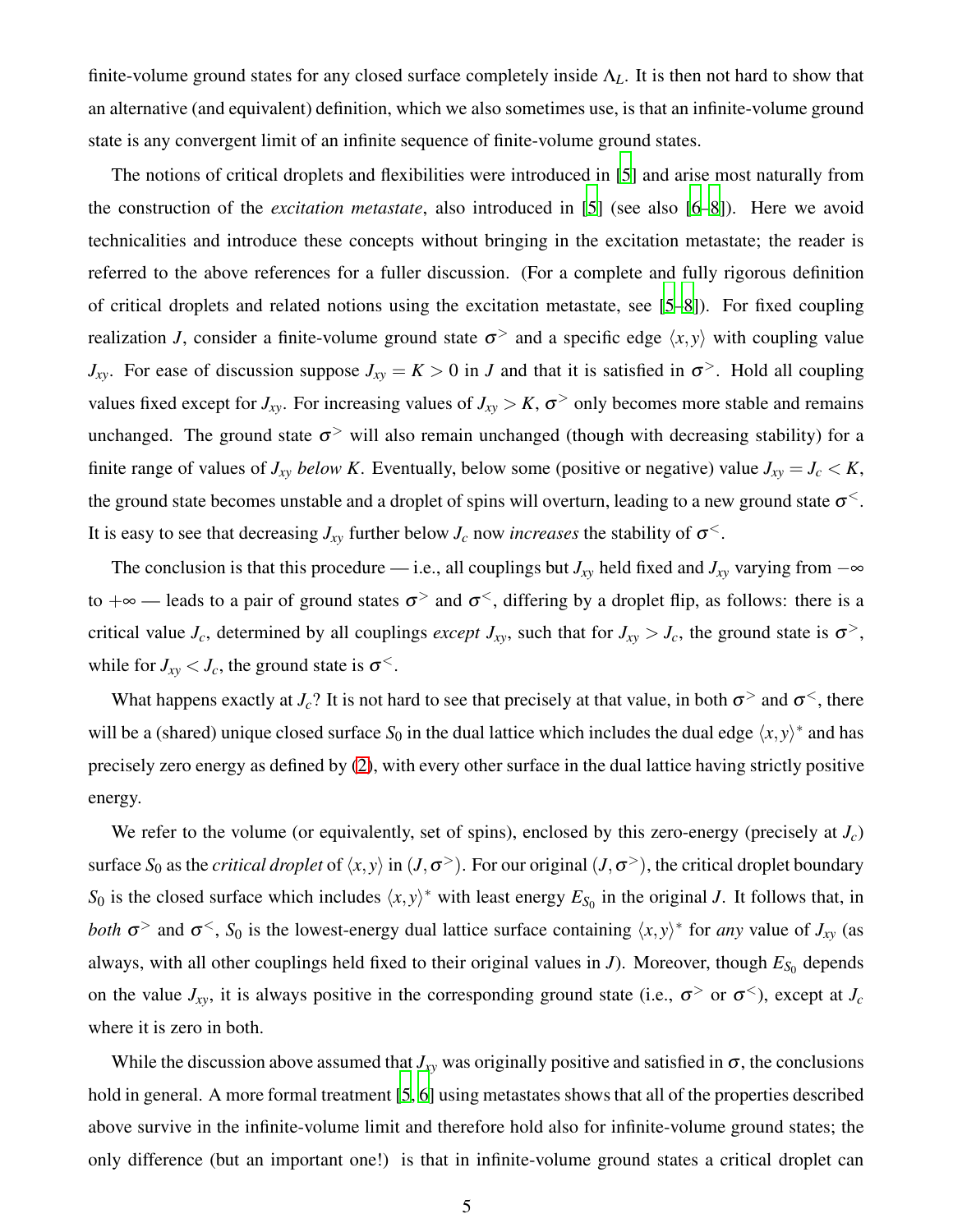finite-volume ground states for any closed surface completely inside $\Lambda_L$. It is then not hard to show that an alternative (and equivalent) definition, which we also sometimes use, is that an infinite-volume ground state is any convergent limit of an infinite sequence of finite-volume ground states.

The notions of critical droplets and flexibilities were introduced in [5] and arise most naturally from the construction of the *excitation metastate*, also introduced in [5] (see also [6–8]). Here we avoid technicalities and introduce these concepts without bringing in the excitation metastate; the reader is referred to the above references for a fuller discussion. (For a complete and fully rigorous definition of critical droplets and related notions using the excitation metastate, see [5–8]). For fixed coupling realization $J$, consider a finite-volume ground state $\sigma^>$ and a specific edge $\langle x,y\rangle$ with coupling value $J_{xy}$. For ease of discussion suppose $J_{xy} = K > 0$ in $J$ and that it is satisfied in $\sigma^>$. Hold all coupling values fixed except for $J_{xy}$. For increasing values of $J_{xy} > K$, $\sigma^>$ only becomes more stable and remains unchanged. The ground state $\sigma^>$ will also remain unchanged (though with decreasing stability) for a finite range of values of $J_{xy}$ *below* $K$. Eventually, below some (positive or negative) value $J_{xy} = J_c < K$, the ground state becomes unstable and a droplet of spins will overturn, leading to a new ground state $\sigma^<$. It is easy to see that decreasing $J_{xy}$ further below $J_c$ now *increases* the stability of $\sigma^<$.

The conclusion is that this procedure — i.e., all couplings but $J_{xy}$ held fixed and $J_{xy}$ varying from $-\infty$ to $+\infty$ — leads to a pair of ground states $\sigma^>$ and $\sigma^<$, differing by a droplet flip, as follows: there is a critical value $J_c$, determined by all couplings *except* $J_{xy}$, such that for $J_{xy} > J_c$, the ground state is $\sigma^>$, while for $J_{xy} < J_c$, the ground state is $\sigma^<$.

What happens exactly at $J_c$? It is not hard to see that precisely at that value, in both $\sigma^>$ and $\sigma^<$, there will be a (shared) unique closed surface $S_0$ in the dual lattice which includes the dual edge $\langle x,y\rangle^*$ and has precisely zero energy as defined by (2), with every other surface in the dual lattice having strictly positive energy.

We refer to the volume (or equivalently, set of spins), enclosed by this zero-energy (precisely at $J_c$) surface $S_0$ as the *critical droplet* of $\langle x,y\rangle$ in $(J,\sigma^>)$. For our original $(J,\sigma^>)$, the critical droplet boundary $S_0$ is the closed surface which includes $\langle x,y\rangle^*$ with least energy $E_{S_0}$ in the original $J$. It follows that, in *both* $\sigma^>$ and $\sigma^<$, $S_0$ is the lowest-energy dual lattice surface containing $\langle x,y\rangle^*$ for *any* value of $J_{xy}$ (as always, with all other couplings held fixed to their original values in $J$). Moreover, though $E_{S_0}$ depends on the value $J_{xy}$, it is always positive in the corresponding ground state (i.e., $\sigma^>$ or $\sigma^<$), except at $J_c$ where it is zero in both.

While the discussion above assumed that $J_{xy}$ was originally positive and satisfied in $\sigma$, the conclusions hold in general. A more formal treatment [5, 6] using metastates shows that all of the properties described above survive in the infinite-volume limit and therefore hold also for infinite-volume ground states; the only difference (but an important one!) is that in infinite-volume ground states a critical droplet can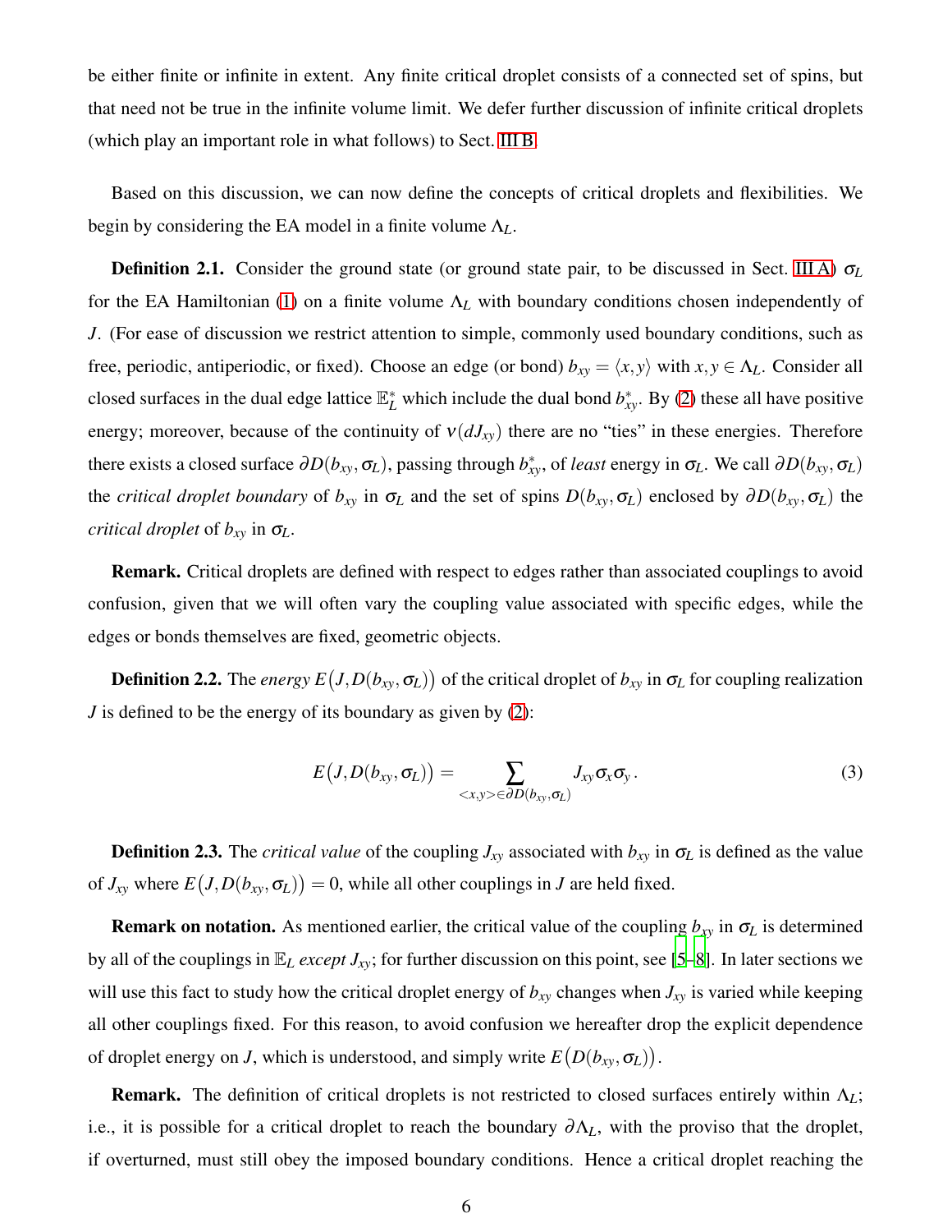be either finite or infinite in extent. Any finite critical droplet consists of a connected set of spins, but that need not be true in the infinite volume limit. We defer further discussion of infinite critical droplets (which play an important role in what follows) to Sect. III B.

Based on this discussion, we can now define the concepts of critical droplets and flexibilities. We begin by considering the EA model in a finite volume $\Lambda_L$.

**Definition 2.1.** Consider the ground state (or ground state pair, to be discussed in Sect. III A) $\sigma_L$ for the EA Hamiltonian (1) on a finite volume $\Lambda_L$ with boundary conditions chosen independently of $J$. (For ease of discussion we restrict attention to simple, commonly used boundary conditions, such as free, periodic, antiperiodic, or fixed). Choose an edge (or bond) $b_{xy} = \langle x,y \rangle$ with $x,y \in \Lambda_L$. Consider all closed surfaces in the dual edge lattice $\mathbb{E}_L^*$ which include the dual bond $b_{xy}^*$. By (2) these all have positive energy; moreover, because of the continuity of $\nu(dJ_{xy})$ there are no "ties" in these energies. Therefore there exists a closed surface $\partial D(b_{xy}, \sigma_L)$, passing through $b_{xy}^*$, of *least* energy in $\sigma_L$. We call $\partial D(b_{xy}, \sigma_L)$ the *critical droplet boundary* of $b_{xy}$ in $\sigma_L$ and the set of spins $D(b_{xy}, \sigma_L)$ enclosed by $\partial D(b_{xy}, \sigma_L)$ the *critical droplet* of $b_{xy}$ in $\sigma_L$.

**Remark.** Critical droplets are defined with respect to edges rather than associated couplings to avoid confusion, given that we will often vary the coupling value associated with specific edges, while the edges or bonds themselves are fixed, geometric objects.

**Definition 2.2.** The *energy* $E\big(J, D(b_{xy}, \sigma_L)\big)$ of the critical droplet of $b_{xy}$ in $\sigma_L$ for coupling realization $J$ is defined to be the energy of its boundary as given by (2):

$$E\big(J, D(b_{xy}, \sigma_L)\big) = \sum_{<x,y> \in \partial D(b_{xy}, \sigma_L)} J_{xy} \sigma_x \sigma_y \,. \tag{3}$$

**Definition 2.3.** The *critical value* of the coupling $J_{xy}$ associated with $b_{xy}$ in $\sigma_L$ is defined as the value of $J_{xy}$ where $E\big(J, D(b_{xy}, \sigma_L)\big) = 0$, while all other couplings in $J$ are held fixed.

**Remark on notation.** As mentioned earlier, the critical value of the coupling $b_{xy}$ in $\sigma_L$ is determined by all of the couplings in $\mathbb{E}_L$ *except* $J_{xy}$; for further discussion on this point, see [5–8]. In later sections we will use this fact to study how the critical droplet energy of $b_{xy}$ changes when $J_{xy}$ is varied while keeping all other couplings fixed. For this reason, to avoid confusion we hereafter drop the explicit dependence of droplet energy on $J$, which is understood, and simply write $E\big(D(b_{xy}, \sigma_L)\big)$.

**Remark.** The definition of critical droplets is not restricted to closed surfaces entirely within $\Lambda_L$; i.e., it is possible for a critical droplet to reach the boundary $\partial\Lambda_L$, with the proviso that the droplet, if overturned, must still obey the imposed boundary conditions. Hence a critical droplet reaching the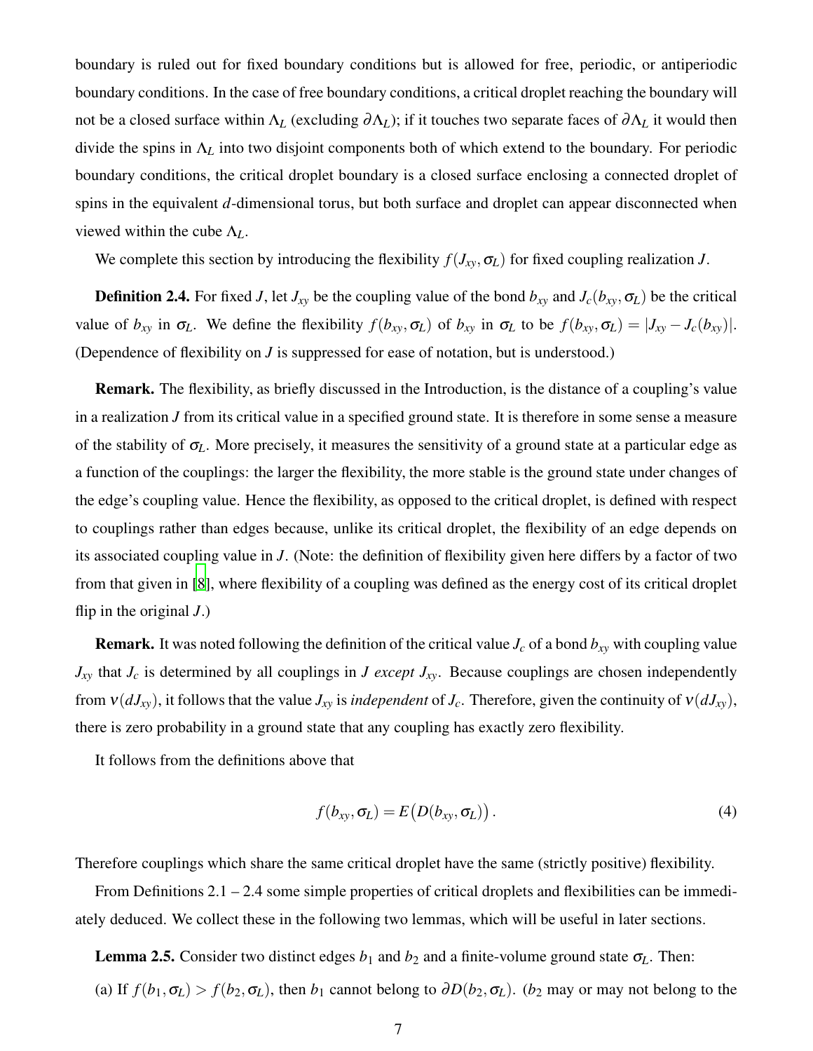boundary is ruled out for fixed boundary conditions but is allowed for free, periodic, or antiperiodic boundary conditions. In the case of free boundary conditions, a critical droplet reaching the boundary will not be a closed surface within $\Lambda_L$ (excluding $\partial\Lambda_L$); if it touches two separate faces of $\partial\Lambda_L$ it would then divide the spins in $\Lambda_L$ into two disjoint components both of which extend to the boundary. For periodic boundary conditions, the critical droplet boundary is a closed surface enclosing a connected droplet of spins in the equivalent $d$-dimensional torus, but both surface and droplet can appear disconnected when viewed within the cube $\Lambda_L$.

We complete this section by introducing the flexibility $f(J_{xy}, \sigma_L)$ for fixed coupling realization $J$.

**Definition 2.4.** For fixed $J$, let $J_{xy}$ be the coupling value of the bond $b_{xy}$ and $J_c(b_{xy}, \sigma_L)$ be the critical value of $b_{xy}$ in $\sigma_L$. We define the flexibility $f(b_{xy}, \sigma_L)$ of $b_{xy}$ in $\sigma_L$ to be $f(b_{xy}, \sigma_L) = |J_{xy} - J_c(b_{xy})|$. (Dependence of flexibility on $J$ is suppressed for ease of notation, but is understood.)

**Remark.** The flexibility, as briefly discussed in the Introduction, is the distance of a coupling's value in a realization $J$ from its critical value in a specified ground state. It is therefore in some sense a measure of the stability of $\sigma_L$. More precisely, it measures the sensitivity of a ground state at a particular edge as a function of the couplings: the larger the flexibility, the more stable is the ground state under changes of the edge's coupling value. Hence the flexibility, as opposed to the critical droplet, is defined with respect to couplings rather than edges because, unlike its critical droplet, the flexibility of an edge depends on its associated coupling value in $J$. (Note: the definition of flexibility given here differs by a factor of two from that given in [8], where flexibility of a coupling was defined as the energy cost of its critical droplet flip in the original $J$.)

**Remark.** It was noted following the definition of the critical value $J_c$ of a bond $b_{xy}$ with coupling value $J_{xy}$ that $J_c$ is determined by all couplings in $J$ *except* $J_{xy}$. Because couplings are chosen independently from $\nu(dJ_{xy})$, it follows that the value $J_{xy}$ is *independent* of $J_c$. Therefore, given the continuity of $\nu(dJ_{xy})$, there is zero probability in a ground state that any coupling has exactly zero flexibility.

It follows from the definitions above that

$$f(b_{xy}, \sigma_L) = E\big(D(b_{xy}, \sigma_L)\big) . \tag{4}$$

Therefore couplings which share the same critical droplet have the same (strictly positive) flexibility.

From Definitions 2.1 – 2.4 some simple properties of critical droplets and flexibilities can be immediately deduced. We collect these in the following two lemmas, which will be useful in later sections.

**Lemma 2.5.** Consider two distinct edges $b_1$ and $b_2$ and a finite-volume ground state $\sigma_L$. Then:

(a) If $f(b_1, \sigma_L) > f(b_2, \sigma_L)$, then $b_1$ cannot belong to $\partial D(b_2, \sigma_L)$. ($b_2$ may or may not belong to the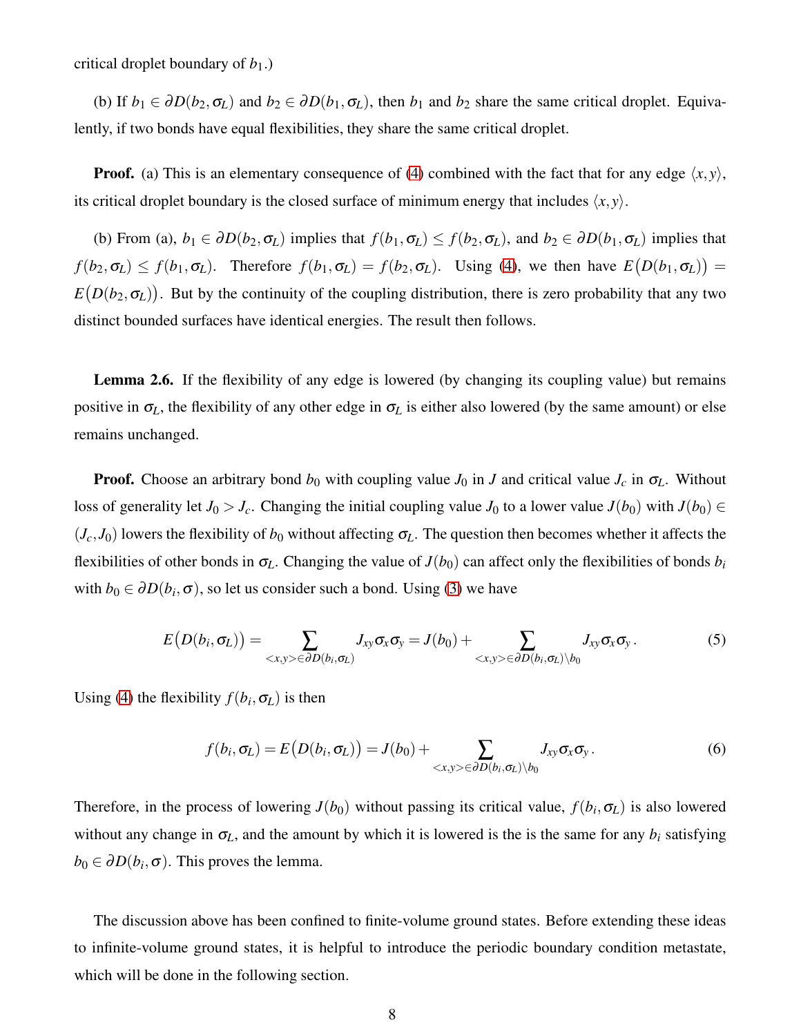critical droplet boundary of $b_1$.)

(b) If $b_1 \in \partial D(b_2, \sigma_L)$ and $b_2 \in \partial D(b_1, \sigma_L)$, then $b_1$ and $b_2$ share the same critical droplet. Equivalently, if two bonds have equal flexibilities, they share the same critical droplet.

**Proof.** (a) This is an elementary consequence of (4) combined with the fact that for any edge $\langle x, y \rangle$, its critical droplet boundary is the closed surface of minimum energy that includes $\langle x, y \rangle$.

(b) From (a), $b_1 \in \partial D(b_2, \sigma_L)$ implies that $f(b_1, \sigma_L) \leq f(b_2, \sigma_L)$, and $b_2 \in \partial D(b_1, \sigma_L)$ implies that $f(b_2, \sigma_L) \leq f(b_1, \sigma_L)$. Therefore $f(b_1, \sigma_L) = f(b_2, \sigma_L)$. Using (4), we then have $E\big(D(b_1, \sigma_L)\big) = E\big(D(b_2, \sigma_L)\big)$. But by the continuity of the coupling distribution, there is zero probability that any two distinct bounded surfaces have identical energies. The result then follows.

**Lemma 2.6.** If the flexibility of any edge is lowered (by changing its coupling value) but remains positive in $\sigma_L$, the flexibility of any other edge in $\sigma_L$ is either also lowered (by the same amount) or else remains unchanged.

**Proof.** Choose an arbitrary bond $b_0$ with coupling value $J_0$ in $J$ and critical value $J_c$ in $\sigma_L$. Without loss of generality let $J_0 > J_c$. Changing the initial coupling value $J_0$ to a lower value $J(b_0)$ with $J(b_0) \in (J_c, J_0)$ lowers the flexibility of $b_0$ without affecting $\sigma_L$. The question then becomes whether it affects the flexibilities of other bonds in $\sigma_L$. Changing the value of $J(b_0)$ can affect only the flexibilities of bonds $b_i$ with $b_0 \in \partial D(b_i, \sigma)$, so let us consider such a bond. Using (3) we have

$$E\big(D(b_i, \sigma_L)\big) = \sum_{<x,y> \in \partial D(b_i, \sigma_L)} J_{xy} \sigma_x \sigma_y = J(b_0) + \sum_{<x,y> \in \partial D(b_i, \sigma_L) \setminus b_0} J_{xy} \sigma_x \sigma_y \,. \tag{5}$$

Using (4) the flexibility $f(b_i, \sigma_L)$ is then

$$f(b_i, \sigma_L) = E\big(D(b_i, \sigma_L)\big) = J(b_0) + \sum_{<x,y> \in \partial D(b_i, \sigma_L) \setminus b_0} J_{xy} \sigma_x \sigma_y \,. \tag{6}$$

Therefore, in the process of lowering $J(b_0)$ without passing its critical value, $f(b_i, \sigma_L)$ is also lowered without any change in $\sigma_L$, and the amount by which it is lowered is the is the same for any $b_i$ satisfying $b_0 \in \partial D(b_i, \sigma)$. This proves the lemma.

The discussion above has been confined to finite-volume ground states. Before extending these ideas to infinite-volume ground states, it is helpful to introduce the periodic boundary condition metastate, which will be done in the following section.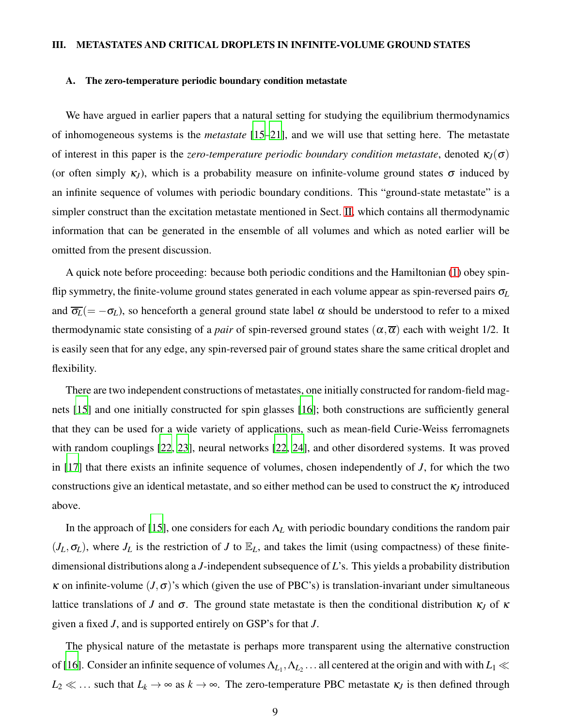## III. METASTATES AND CRITICAL DROPLETS IN INFINITE-VOLUME GROUND STATES

### A. The zero-temperature periodic boundary condition metastate

We have argued in earlier papers that a natural setting for studying the equilibrium thermodynamics of inhomogeneous systems is the *metastate* [15–21], and we will use that setting here. The metastate of interest in this paper is the *zero-temperature periodic boundary condition metastate*, denoted $\kappa_J(\sigma)$ (or often simply $\kappa_J$), which is a probability measure on infinite-volume ground states $\sigma$ induced by an infinite sequence of volumes with periodic boundary conditions. This "ground-state metastate" is a simpler construct than the excitation metastate mentioned in Sect. II, which contains all thermodynamic information that can be generated in the ensemble of all volumes and which as noted earlier will be omitted from the present discussion.

A quick note before proceeding: because both periodic conditions and the Hamiltonian (1) obey spin-flip symmetry, the finite-volume ground states generated in each volume appear as spin-reversed pairs $\sigma_L$ and $\overline{\sigma_L}(= -\sigma_L)$, so henceforth a general ground state label $\alpha$ should be understood to refer to a mixed thermodynamic state consisting of a *pair* of spin-reversed ground states $(\alpha, \overline{\alpha})$ each with weight 1/2. It is easily seen that for any edge, any spin-reversed pair of ground states share the same critical droplet and flexibility.

There are two independent constructions of metastates, one initially constructed for random-field magnets [15] and one initially constructed for spin glasses [16]; both constructions are sufficiently general that they can be used for a wide variety of applications, such as mean-field Curie-Weiss ferromagnets with random couplings [22, 23], neural networks [22, 24], and other disordered systems. It was proved in [17] that there exists an infinite sequence of volumes, chosen independently of $J$, for which the two constructions give an identical metastate, and so either method can be used to construct the $\kappa_J$ introduced above.

In the approach of [15], one considers for each $\Lambda_L$ with periodic boundary conditions the random pair $(J_L, \sigma_L)$, where $J_L$ is the restriction of $J$ to $\mathbb{E}_L$, and takes the limit (using compactness) of these finite-dimensional distributions along a $J$-independent subsequence of $L$'s. This yields a probability distribution $\kappa$ on infinite-volume $(J, \sigma)$'s which (given the use of PBC's) is translation-invariant under simultaneous lattice translations of $J$ and $\sigma$. The ground state metastate is then the conditional distribution $\kappa_J$ of $\kappa$ given a fixed $J$, and is supported entirely on GSP's for that $J$.

The physical nature of the metastate is perhaps more transparent using the alternative construction of [16]. Consider an infinite sequence of volumes $\Lambda_{L_1}, \Lambda_{L_2} \ldots$ all centered at the origin and with with $L_1 \ll L_2 \ll \ldots$ such that $L_k \to \infty$ as $k \to \infty$. The zero-temperature PBC metastate $\kappa_J$ is then defined through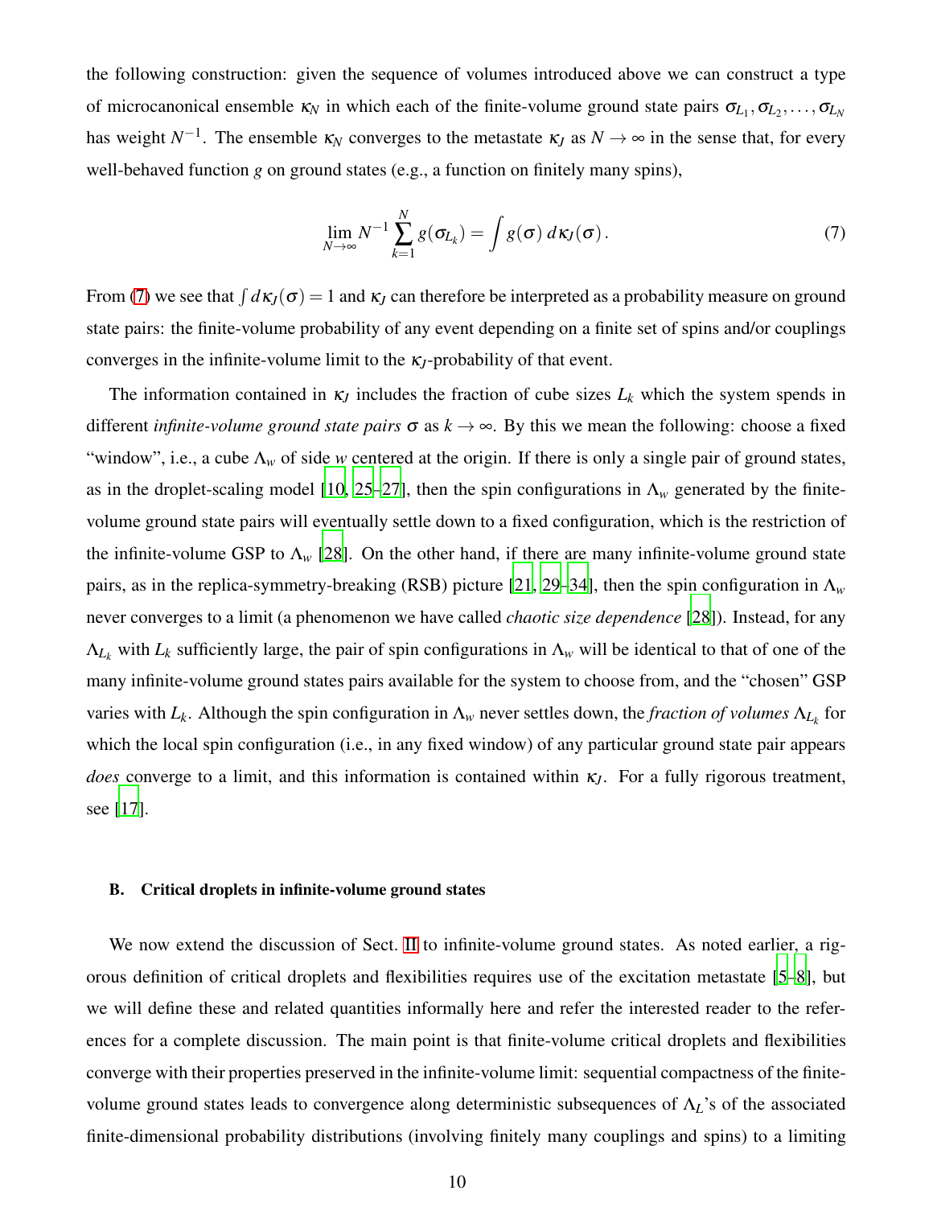the following construction: given the sequence of volumes introduced above we can construct a type of microcanonical ensemble $\kappa_N$ in which each of the finite-volume ground state pairs $\sigma_{L_1}, \sigma_{L_2}, \ldots, \sigma_{L_N}$ has weight $N^{-1}$. The ensemble $\kappa_N$ converges to the metastate $\kappa_J$ as $N \to \infty$ in the sense that, for every well-behaved function $g$ on ground states (e.g., a function on finitely many spins),

$$\lim_{N\to\infty} N^{-1} \sum_{k=1}^{N} g(\sigma_{L_k}) = \int g(\sigma)\, d\kappa_J(\sigma)\,. \tag{7}$$

From (7) we see that $\int d\kappa_J(\sigma) = 1$ and $\kappa_J$ can therefore be interpreted as a probability measure on ground state pairs: the finite-volume probability of any event depending on a finite set of spins and/or couplings converges in the infinite-volume limit to the $\kappa_J$-probability of that event.

The information contained in $\kappa_J$ includes the fraction of cube sizes $L_k$ which the system spends in different *infinite-volume ground state pairs* $\sigma$ as $k \to \infty$. By this we mean the following: choose a fixed "window", i.e., a cube $\Lambda_w$ of side $w$ centered at the origin. If there is only a single pair of ground states, as in the droplet-scaling model [10, 25–27], then the spin configurations in $\Lambda_w$ generated by the finite-volume ground state pairs will eventually settle down to a fixed configuration, which is the restriction of the infinite-volume GSP to $\Lambda_w$ [28]. On the other hand, if there are many infinite-volume ground state pairs, as in the replica-symmetry-breaking (RSB) picture [21, 29–34], then the spin configuration in $\Lambda_w$ never converges to a limit (a phenomenon we have called *chaotic size dependence* [28]). Instead, for any $\Lambda_{L_k}$ with $L_k$ sufficiently large, the pair of spin configurations in $\Lambda_w$ will be identical to that of one of the many infinite-volume ground states pairs available for the system to choose from, and the "chosen" GSP varies with $L_k$. Although the spin configuration in $\Lambda_w$ never settles down, the *fraction of volumes* $\Lambda_{L_k}$ for which the local spin configuration (i.e., in any fixed window) of any particular ground state pair appears *does* converge to a limit, and this information is contained within $\kappa_J$. For a fully rigorous treatment, see [17].

### B. Critical droplets in infinite-volume ground states

We now extend the discussion of Sect. II to infinite-volume ground states. As noted earlier, a rigorous definition of critical droplets and flexibilities requires use of the excitation metastate [5–8], but we will define these and related quantities informally here and refer the interested reader to the references for a complete discussion. The main point is that finite-volume critical droplets and flexibilities converge with their properties preserved in the infinite-volume limit: sequential compactness of the finite-volume ground states leads to convergence along deterministic subsequences of $\Lambda_L$'s of the associated finite-dimensional probability distributions (involving finitely many couplings and spins) to a limiting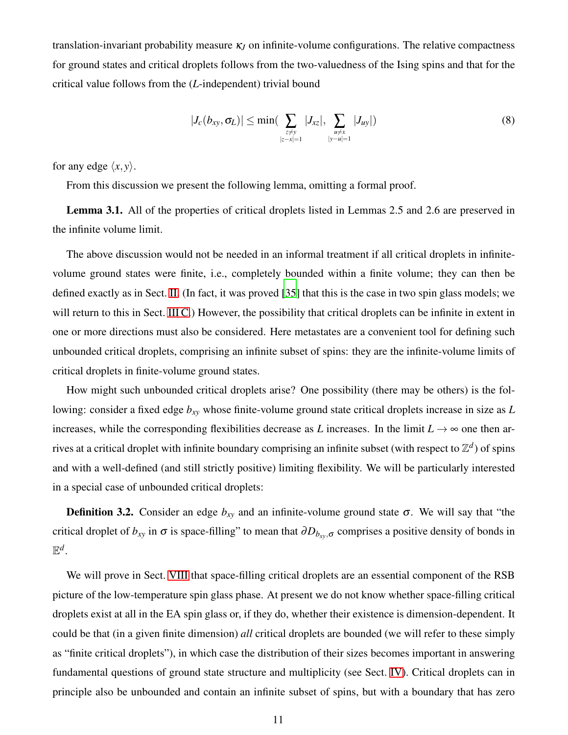translation-invariant probability measure $\kappa_J$ on infinite-volume configurations. The relative compactness for ground states and critical droplets follows from the two-valuedness of the Ising spins and that for the critical value follows from the ($L$-independent) trivial bound

$$|J_c(b_{xy}, \sigma_L)| \leq \min\Big( \sum_{\substack{z \neq y \\ |z-x|=1}} |J_{xz}|, \sum_{\substack{u \neq x \\ |y-u|=1}} |J_{uy}| \Big) \tag{8}$$

for any edge $\langle x, y \rangle$.

From this discussion we present the following lemma, omitting a formal proof.

**Lemma 3.1.** All of the properties of critical droplets listed in Lemmas 2.5 and 2.6 are preserved in the infinite volume limit.

The above discussion would not be needed in an informal treatment if all critical droplets in infinite-volume ground states were finite, i.e., completely bounded within a finite volume; they can then be defined exactly as in Sect. II. (In fact, it was proved [35] that this is the case in two spin glass models; we will return to this in Sect. III C.) However, the possibility that critical droplets can be infinite in extent in one or more directions must also be considered. Here metastates are a convenient tool for defining such unbounded critical droplets, comprising an infinite subset of spins: they are the infinite-volume limits of critical droplets in finite-volume ground states.

How might such unbounded critical droplets arise? One possibility (there may be others) is the following: consider a fixed edge $b_{xy}$ whose finite-volume ground state critical droplets increase in size as $L$ increases, while the corresponding flexibilities decrease as $L$ increases. In the limit $L \to \infty$ one then arrives at a critical droplet with infinite boundary comprising an infinite subset (with respect to $\mathbb{Z}^d$) of spins and with a well-defined (and still strictly positive) limiting flexibility. We will be particularly interested in a special case of unbounded critical droplets:

**Definition 3.2.** Consider an edge $b_{xy}$ and an infinite-volume ground state $\sigma$. We will say that "the critical droplet of $b_{xy}$ in $\sigma$ is space-filling" to mean that $\partial D_{b_{xy},\sigma}$ comprises a positive density of bonds in $\mathbb{E}^d$.

We will prove in Sect. VIII that space-filling critical droplets are an essential component of the RSB picture of the low-temperature spin glass phase. At present we do not know whether space-filling critical droplets exist at all in the EA spin glass or, if they do, whether their existence is dimension-dependent. It could be that (in a given finite dimension) *all* critical droplets are bounded (we will refer to these simply as "finite critical droplets"), in which case the distribution of their sizes becomes important in answering fundamental questions of ground state structure and multiplicity (see Sect. IV). Critical droplets can in principle also be unbounded and contain an infinite subset of spins, but with a boundary that has zero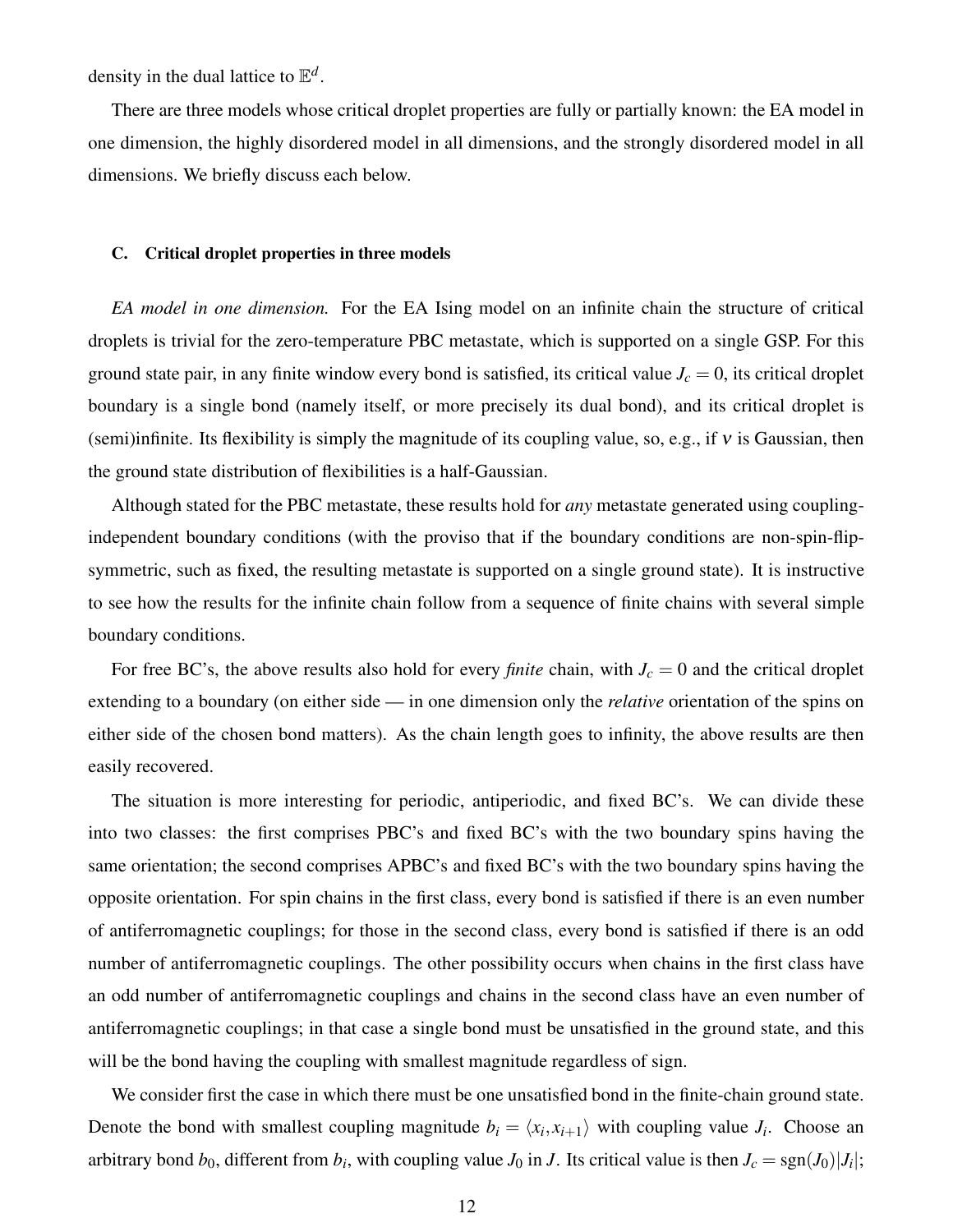density in the dual lattice to $\mathbb{E}^d$.

There are three models whose critical droplet properties are fully or partially known: the EA model in one dimension, the highly disordered model in all dimensions, and the strongly disordered model in all dimensions. We briefly discuss each below.

### C. Critical droplet properties in three models

*EA model in one dimension.* For the EA Ising model on an infinite chain the structure of critical droplets is trivial for the zero-temperature PBC metastate, which is supported on a single GSP. For this ground state pair, in any finite window every bond is satisfied, its critical value $J_c = 0$, its critical droplet boundary is a single bond (namely itself, or more precisely its dual bond), and its critical droplet is (semi)infinite. Its flexibility is simply the magnitude of its coupling value, so, e.g., if $\nu$ is Gaussian, then the ground state distribution of flexibilities is a half-Gaussian.

Although stated for the PBC metastate, these results hold for *any* metastate generated using coupling-independent boundary conditions (with the proviso that if the boundary conditions are non-spin-flip-symmetric, such as fixed, the resulting metastate is supported on a single ground state). It is instructive to see how the results for the infinite chain follow from a sequence of finite chains with several simple boundary conditions.

For free BC's, the above results also hold for every *finite* chain, with $J_c = 0$ and the critical droplet extending to a boundary (on either side — in one dimension only the *relative* orientation of the spins on either side of the chosen bond matters). As the chain length goes to infinity, the above results are then easily recovered.

The situation is more interesting for periodic, antiperiodic, and fixed BC's. We can divide these into two classes: the first comprises PBC's and fixed BC's with the two boundary spins having the same orientation; the second comprises APBC's and fixed BC's with the two boundary spins having the opposite orientation. For spin chains in the first class, every bond is satisfied if there is an even number of antiferromagnetic couplings; for those in the second class, every bond is satisfied if there is an odd number of antiferromagnetic couplings. The other possibility occurs when chains in the first class have an odd number of antiferromagnetic couplings and chains in the second class have an even number of antiferromagnetic couplings; in that case a single bond must be unsatisfied in the ground state, and this will be the bond having the coupling with smallest magnitude regardless of sign.

We consider first the case in which there must be one unsatisfied bond in the finite-chain ground state. Denote the bond with smallest coupling magnitude $b_i = \langle x_i, x_{i+1} \rangle$ with coupling value $J_i$. Choose an arbitrary bond $b_0$, different from $b_i$, with coupling value $J_0$ in $J$. Its critical value is then $J_c = \mathrm{sgn}(J_0)|J_i|$;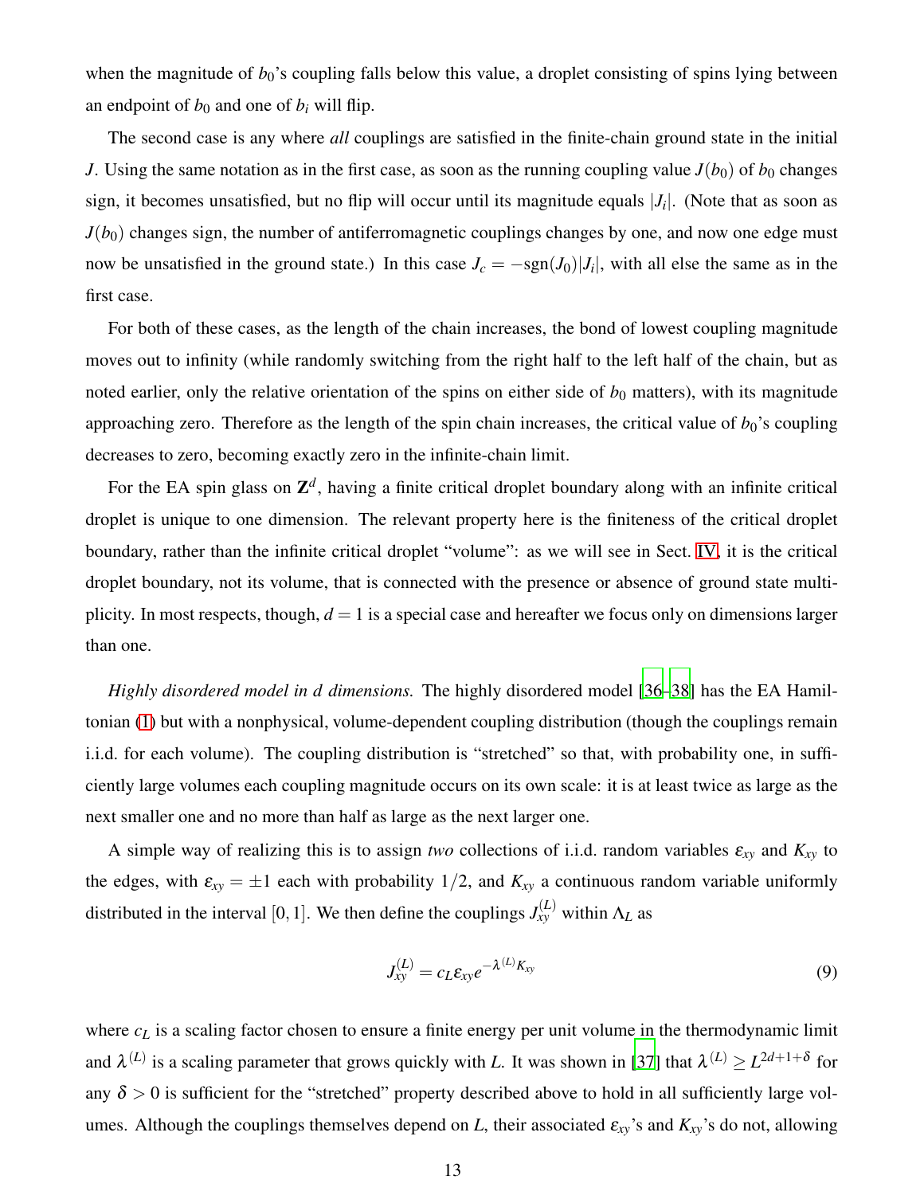when the magnitude of $b_0$'s coupling falls below this value, a droplet consisting of spins lying between an endpoint of $b_0$ and one of $b_i$ will flip.

The second case is any where *all* couplings are satisfied in the finite-chain ground state in the initial $J$. Using the same notation as in the first case, as soon as the running coupling value $J(b_0)$ of $b_0$ changes sign, it becomes unsatisfied, but no flip will occur until its magnitude equals $|J_i|$. (Note that as soon as $J(b_0)$ changes sign, the number of antiferromagnetic couplings changes by one, and now one edge must now be unsatisfied in the ground state.) In this case $J_c = -\mathrm{sgn}(J_0)|J_i|$, with all else the same as in the first case.

For both of these cases, as the length of the chain increases, the bond of lowest coupling magnitude moves out to infinity (while randomly switching from the right half to the left half of the chain, but as noted earlier, only the relative orientation of the spins on either side of $b_0$ matters), with its magnitude approaching zero. Therefore as the length of the spin chain increases, the critical value of $b_0$'s coupling decreases to zero, becoming exactly zero in the infinite-chain limit.

For the EA spin glass on $\mathbf{Z}^d$, having a finite critical droplet boundary along with an infinite critical droplet is unique to one dimension. The relevant property here is the finiteness of the critical droplet boundary, rather than the infinite critical droplet "volume": as we will see in Sect. IV, it is the critical droplet boundary, not its volume, that is connected with the presence or absence of ground state multiplicity. In most respects, though, $d = 1$ is a special case and hereafter we focus only on dimensions larger than one.

*Highly disordered model in d dimensions.* The highly disordered model [36–38] has the EA Hamiltonian (1) but with a nonphysical, volume-dependent coupling distribution (though the couplings remain i.i.d. for each volume). The coupling distribution is "stretched" so that, with probability one, in sufficiently large volumes each coupling magnitude occurs on its own scale: it is at least twice as large as the next smaller one and no more than half as large as the next larger one.

A simple way of realizing this is to assign *two* collections of i.i.d. random variables $\varepsilon_{xy}$ and $K_{xy}$ to the edges, with $\varepsilon_{xy} = \pm 1$ each with probability $1/2$, and $K_{xy}$ a continuous random variable uniformly distributed in the interval $[0,1]$. We then define the couplings $J_{xy}^{(L)}$ within $\Lambda_L$ as

$$J_{xy}^{(L)} = c_L \varepsilon_{xy} e^{-\lambda^{(L)} K_{xy}} \tag{9}$$

where $c_L$ is a scaling factor chosen to ensure a finite energy per unit volume in the thermodynamic limit and $\lambda^{(L)}$ is a scaling parameter that grows quickly with $L$. It was shown in [37] that $\lambda^{(L)} \geq L^{2d+1+\delta}$ for any $\delta > 0$ is sufficient for the "stretched" property described above to hold in all sufficiently large volumes. Although the couplings themselves depend on $L$, their associated $\varepsilon_{xy}$'s and $K_{xy}$'s do not, allowing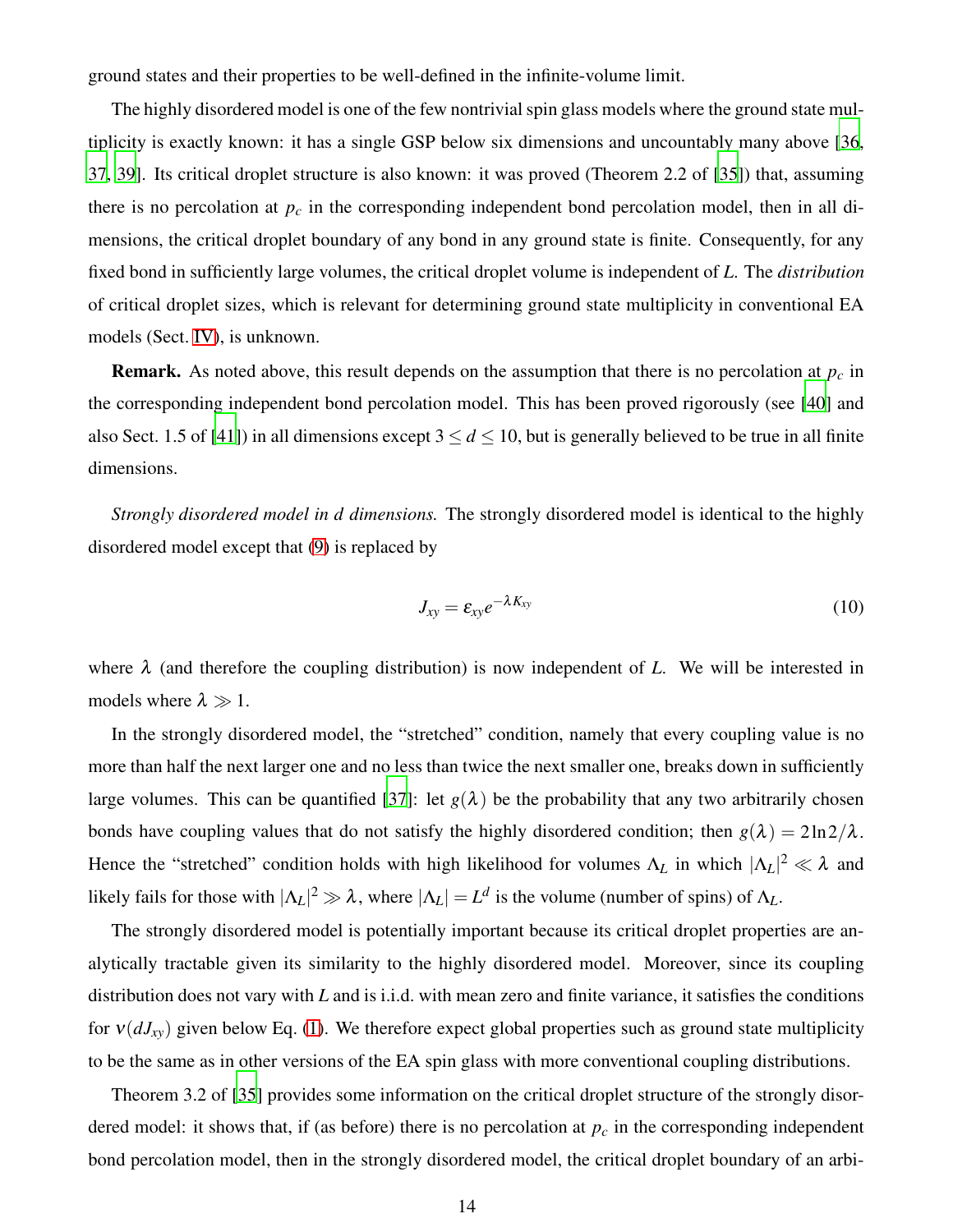ground states and their properties to be well-defined in the infinite-volume limit.

The highly disordered model is one of the few nontrivial spin glass models where the ground state multiplicity is exactly known: it has a single GSP below six dimensions and uncountably many above [36, 37, 39]. Its critical droplet structure is also known: it was proved (Theorem 2.2 of [35]) that, assuming there is no percolation at $p_c$ in the corresponding independent bond percolation model, then in all dimensions, the critical droplet boundary of any bond in any ground state is finite. Consequently, for any fixed bond in sufficiently large volumes, the critical droplet volume is independent of $L$. The *distribution* of critical droplet sizes, which is relevant for determining ground state multiplicity in conventional EA models (Sect. IV), is unknown.

**Remark.** As noted above, this result depends on the assumption that there is no percolation at $p_c$ in the corresponding independent bond percolation model. This has been proved rigorously (see [40] and also Sect. 1.5 of [41]) in all dimensions except $3 \leq d \leq 10$, but is generally believed to be true in all finite dimensions.

*Strongly disordered model in d dimensions.* The strongly disordered model is identical to the highly disordered model except that (9) is replaced by

$$J_{xy} = \varepsilon_{xy} e^{-\lambda K_{xy}} \tag{10}$$

where $\lambda$ (and therefore the coupling distribution) is now independent of $L$. We will be interested in models where $\lambda \gg 1$.

In the strongly disordered model, the "stretched" condition, namely that every coupling value is no more than half the next larger one and no less than twice the next smaller one, breaks down in sufficiently large volumes. This can be quantified [37]: let $g(\lambda)$ be the probability that any two arbitrarily chosen bonds have coupling values that do not satisfy the highly disordered condition; then $g(\lambda) = 2\ln 2/\lambda$. Hence the "stretched" condition holds with high likelihood for volumes $\Lambda_L$ in which $|\Lambda_L|^2 \ll \lambda$ and likely fails for those with $|\Lambda_L|^2 \gg \lambda$, where $|\Lambda_L| = L^d$ is the volume (number of spins) of $\Lambda_L$.

The strongly disordered model is potentially important because its critical droplet properties are analytically tractable given its similarity to the highly disordered model. Moreover, since its coupling distribution does not vary with $L$ and is i.i.d. with mean zero and finite variance, it satisfies the conditions for $\nu(dJ_{xy})$ given below Eq. (1). We therefore expect global properties such as ground state multiplicity to be the same as in other versions of the EA spin glass with more conventional coupling distributions.

Theorem 3.2 of [35] provides some information on the critical droplet structure of the strongly disordered model: it shows that, if (as before) there is no percolation at $p_c$ in the corresponding independent bond percolation model, then in the strongly disordered model, the critical droplet boundary of an arbi-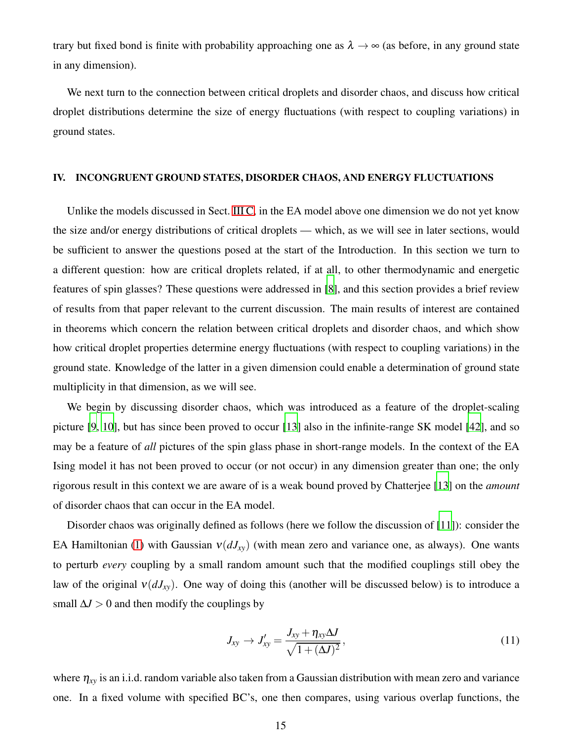trary but fixed bond is finite with probability approaching one as $\lambda \to \infty$ (as before, in any ground state in any dimension).

We next turn to the connection between critical droplets and disorder chaos, and discuss how critical droplet distributions determine the size of energy fluctuations (with respect to coupling variations) in ground states.

## IV. INCONGRUENT GROUND STATES, DISORDER CHAOS, AND ENERGY FLUCTUATIONS

Unlike the models discussed in Sect. III C, in the EA model above one dimension we do not yet know the size and/or energy distributions of critical droplets — which, as we will see in later sections, would be sufficient to answer the questions posed at the start of the Introduction. In this section we turn to a different question: how are critical droplets related, if at all, to other thermodynamic and energetic features of spin glasses? These questions were addressed in [8], and this section provides a brief review of results from that paper relevant to the current discussion. The main results of interest are contained in theorems which concern the relation between critical droplets and disorder chaos, and which show how critical droplet properties determine energy fluctuations (with respect to coupling variations) in the ground state. Knowledge of the latter in a given dimension could enable a determination of ground state multiplicity in that dimension, as we will see.

We begin by discussing disorder chaos, which was introduced as a feature of the droplet-scaling picture [9, 10], but has since been proved to occur [13] also in the infinite-range SK model [42], and so may be a feature of *all* pictures of the spin glass phase in short-range models. In the context of the EA Ising model it has not been proved to occur (or not occur) in any dimension greater than one; the only rigorous result in this context we are aware of is a weak bound proved by Chatterjee [13] on the *amount* of disorder chaos that can occur in the EA model.

Disorder chaos was originally defined as follows (here we follow the discussion of [11]): consider the EA Hamiltonian (1) with Gaussian $\nu(dJ_{xy})$ (with mean zero and variance one, as always). One wants to perturb *every* coupling by a small random amount such that the modified couplings still obey the law of the original $\nu(dJ_{xy})$. One way of doing this (another will be discussed below) is to introduce a small $\Delta J > 0$ and then modify the couplings by

$$J_{xy} \to J'_{xy} = \frac{J_{xy} + \eta_{xy}\Delta J}{\sqrt{1 + (\Delta J)^2}}, \tag{11}$$

where $\eta_{xy}$ is an i.i.d. random variable also taken from a Gaussian distribution with mean zero and variance one. In a fixed volume with specified BC's, one then compares, using various overlap functions, the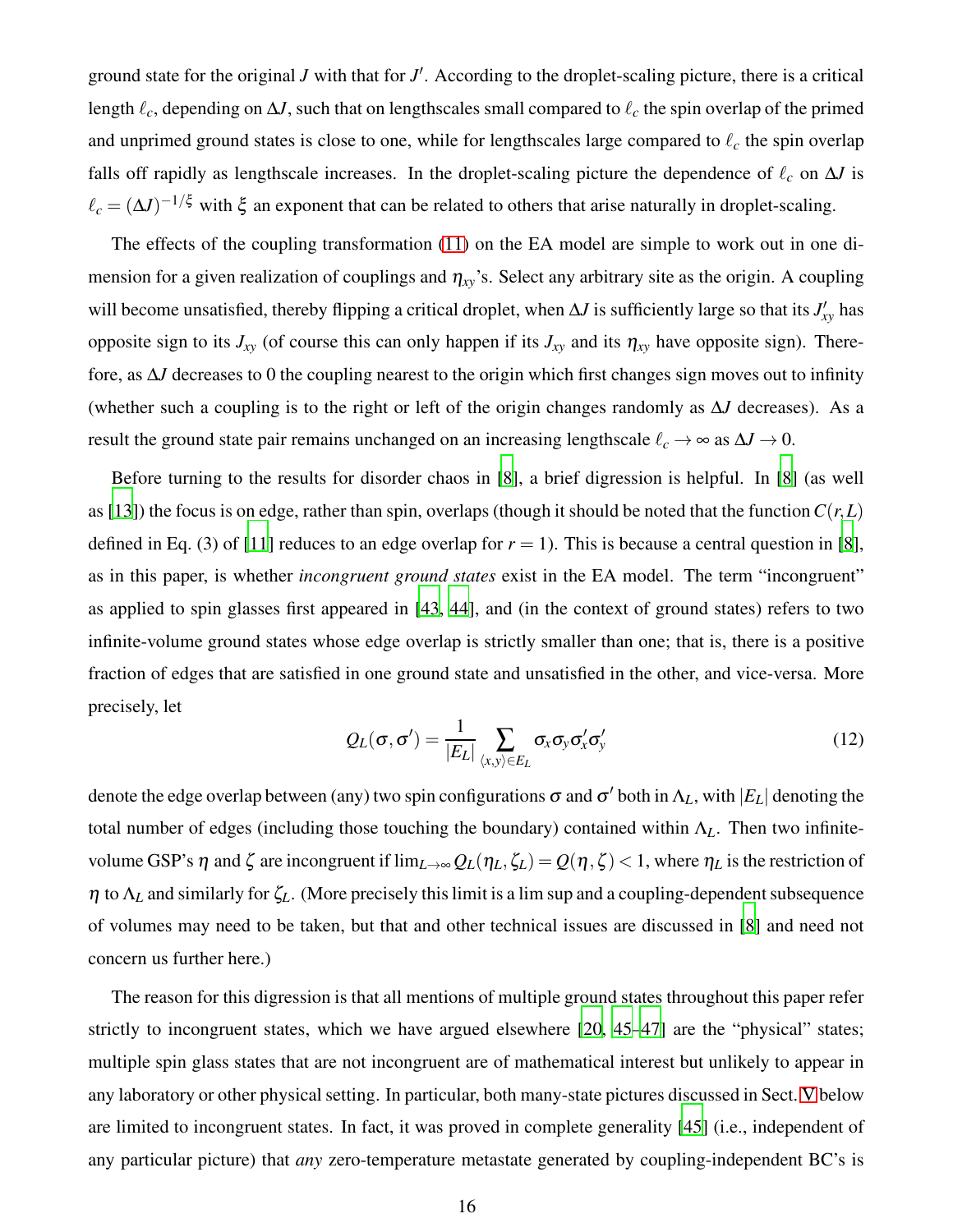ground state for the original $J$ with that for $J'$. According to the droplet-scaling picture, there is a critical length $\ell_c$, depending on $\Delta J$, such that on lengthscales small compared to $\ell_c$ the spin overlap of the primed and unprimed ground states is close to one, while for lengthscales large compared to $\ell_c$ the spin overlap falls off rapidly as lengthscale increases. In the droplet-scaling picture the dependence of $\ell_c$ on $\Delta J$ is $\ell_c = (\Delta J)^{-1/\xi}$ with $\xi$ an exponent that can be related to others that arise naturally in droplet-scaling.

The effects of the coupling transformation (11) on the EA model are simple to work out in one dimension for a given realization of couplings and $\eta_{xy}$'s. Select any arbitrary site as the origin. A coupling will become unsatisfied, thereby flipping a critical droplet, when $\Delta J$ is sufficiently large so that its $J'_{xy}$ has opposite sign to its $J_{xy}$ (of course this can only happen if its $J_{xy}$ and its $\eta_{xy}$ have opposite sign). Therefore, as $\Delta J$ decreases to 0 the coupling nearest to the origin which first changes sign moves out to infinity (whether such a coupling is to the right or left of the origin changes randomly as $\Delta J$ decreases). As a result the ground state pair remains unchanged on an increasing lengthscale $\ell_c \to \infty$ as $\Delta J \to 0$.

Before turning to the results for disorder chaos in [8], a brief digression is helpful. In [8] (as well as [13]) the focus is on edge, rather than spin, overlaps (though it should be noted that the function $C(r,L)$ defined in Eq. (3) of [11] reduces to an edge overlap for $r = 1$). This is because a central question in [8], as in this paper, is whether *incongruent ground states* exist in the EA model. The term "incongruent" as applied to spin glasses first appeared in [43, 44], and (in the context of ground states) refers to two infinite-volume ground states whose edge overlap is strictly smaller than one; that is, there is a positive fraction of edges that are satisfied in one ground state and unsatisfied in the other, and vice-versa. More precisely, let

$$Q_L(\sigma,\sigma') = \frac{1}{|E_L|} \sum_{\langle x,y\rangle \in E_L} \sigma_x \sigma_y \sigma'_x \sigma'_y \tag{12}$$

denote the edge overlap between (any) two spin configurations $\sigma$ and $\sigma'$ both in $\Lambda_L$, with $|E_L|$ denoting the total number of edges (including those touching the boundary) contained within $\Lambda_L$. Then two infinite-volume GSP's $\eta$ and $\zeta$ are incongruent if $\lim_{L\to\infty} Q_L(\eta_L, \zeta_L) = Q(\eta,\zeta) < 1$, where $\eta_L$ is the restriction of $\eta$ to $\Lambda_L$ and similarly for $\zeta_L$. (More precisely this limit is a lim sup and a coupling-dependent subsequence of volumes may need to be taken, but that and other technical issues are discussed in [8] and need not concern us further here.)

The reason for this digression is that all mentions of multiple ground states throughout this paper refer strictly to incongruent states, which we have argued elsewhere [20, 45–47] are the "physical" states; multiple spin glass states that are not incongruent are of mathematical interest but unlikely to appear in any laboratory or other physical setting. In particular, both many-state pictures discussed in Sect. V below are limited to incongruent states. In fact, it was proved in complete generality [45] (i.e., independent of any particular picture) that *any* zero-temperature metastate generated by coupling-independent BC's is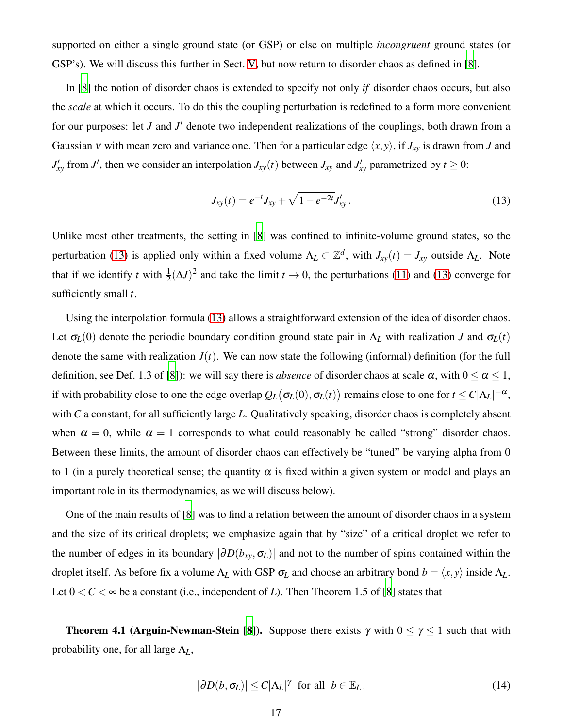supported on either a single ground state (or GSP) or else on multiple *incongruent* ground states (or GSP's). We will discuss this further in Sect. V, but now return to disorder chaos as defined in [8].

In [8] the notion of disorder chaos is extended to specify not only *if* disorder chaos occurs, but also the *scale* at which it occurs. To do this the coupling perturbation is redefined to a form more convenient for our purposes: let $J$ and $J'$ denote two independent realizations of the couplings, both drawn from a Gaussian $\nu$ with mean zero and variance one. Then for a particular edge $\langle x,y\rangle$, if $J_{xy}$ is drawn from $J$ and $J'_{xy}$ from $J'$, then we consider an interpolation $J_{xy}(t)$ between $J_{xy}$ and $J'_{xy}$ parametrized by $t \geq 0$:

$$J_{xy}(t) = e^{-t}J_{xy} + \sqrt{1-e^{-2t}}J'_{xy}. \tag{13}$$

Unlike most other treatments, the setting in [8] was confined to infinite-volume ground states, so the perturbation (13) is applied only within a fixed volume $\Lambda_L \subset \mathbb{Z}^d$, with $J_{xy}(t) = J_{xy}$ outside $\Lambda_L$. Note that if we identify $t$ with $\frac{1}{2}(\Delta J)^2$ and take the limit $t \to 0$, the perturbations (11) and (13) converge for sufficiently small $t$.

Using the interpolation formula (13) allows a straightforward extension of the idea of disorder chaos. Let $\sigma_L(0)$ denote the periodic boundary condition ground state pair in $\Lambda_L$ with realization $J$ and $\sigma_L(t)$ denote the same with realization $J(t)$. We can now state the following (informal) definition (for the full definition, see Def. 1.3 of [8]): we will say there is *absence* of disorder chaos at scale $\alpha$, with $0 \leq \alpha \leq 1$, if with probability close to one the edge overlap $Q_L\big(\sigma_L(0), \sigma_L(t)\big)$ remains close to one for $t \leq C|\Lambda_L|^{-\alpha}$, with $C$ a constant, for all sufficiently large $L$. Qualitatively speaking, disorder chaos is completely absent when $\alpha = 0$, while $\alpha = 1$ corresponds to what could reasonably be called "strong" disorder chaos. Between these limits, the amount of disorder chaos can effectively be "tuned" be varying alpha from 0 to 1 (in a purely theoretical sense; the quantity $\alpha$ is fixed within a given system or model and plays an important role in its thermodynamics, as we will discuss below).

One of the main results of [8] was to find a relation between the amount of disorder chaos in a system and the size of its critical droplets; we emphasize again that by "size" of a critical droplet we refer to the number of edges in its boundary $|\partial D(b_{xy}, \sigma_L)|$ and not to the number of spins contained within the droplet itself. As before fix a volume $\Lambda_L$ with GSP $\sigma_L$ and choose an arbitrary bond $b = \langle x,y\rangle$ inside $\Lambda_L$. Let $0 < C < \infty$ be a constant (i.e., independent of $L$). Then Theorem 1.5 of [8] states that

**Theorem 4.1 (Arguin-Newman-Stein [8]).** Suppose there exists $\gamma$ with $0 \leq \gamma \leq 1$ such that with probability one, for all large $\Lambda_L$,

$$|\partial D(b, \sigma_L)| \leq C|\Lambda_L|^{\gamma} \ \text{ for all } \ b \in \mathbb{E}_L. \tag{14}$$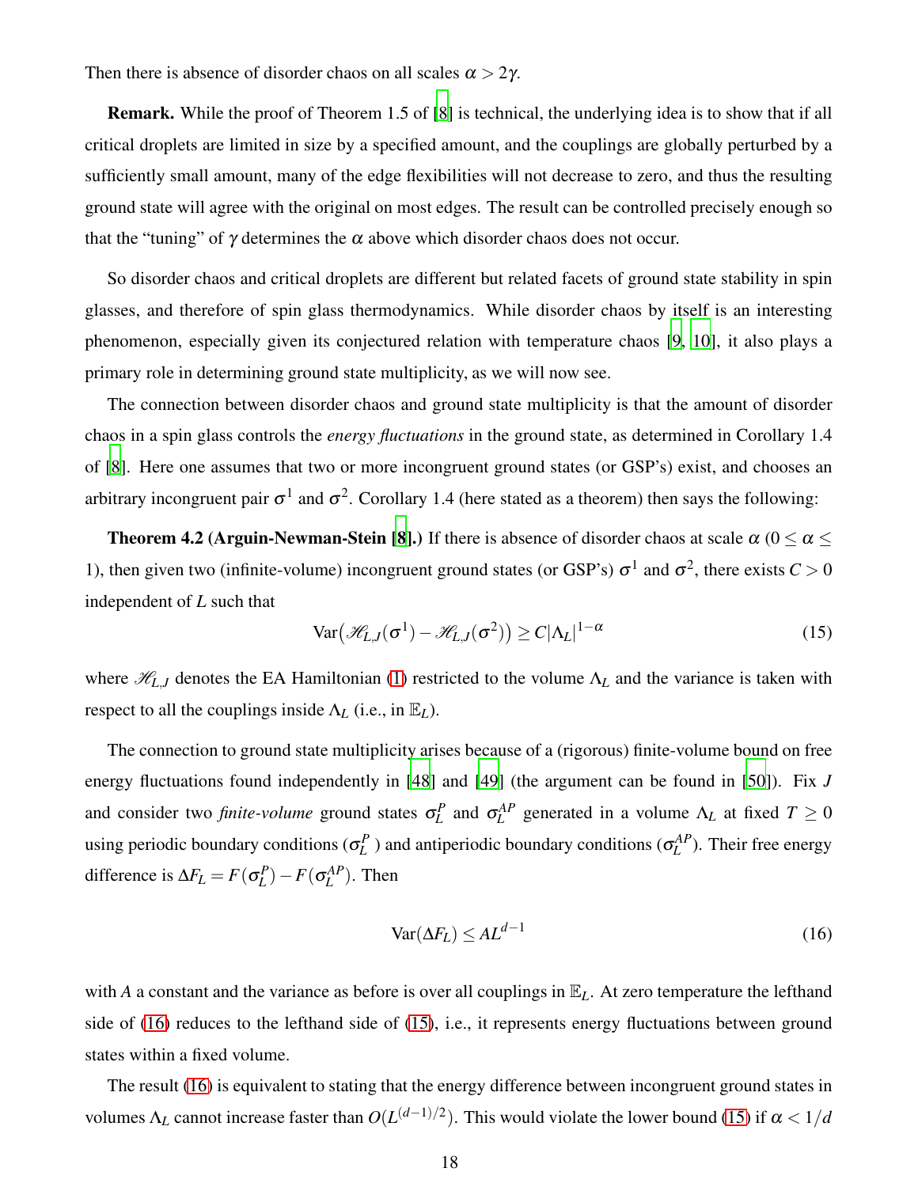Then there is absence of disorder chaos on all scales $\alpha > 2\gamma$.

**Remark.** While the proof of Theorem 1.5 of [8] is technical, the underlying idea is to show that if all critical droplets are limited in size by a specified amount, and the couplings are globally perturbed by a sufficiently small amount, many of the edge flexibilities will not decrease to zero, and thus the resulting ground state will agree with the original on most edges. The result can be controlled precisely enough so that the "tuning" of $\gamma$ determines the $\alpha$ above which disorder chaos does not occur.

So disorder chaos and critical droplets are different but related facets of ground state stability in spin glasses, and therefore of spin glass thermodynamics. While disorder chaos by itself is an interesting phenomenon, especially given its conjectured relation with temperature chaos [9, 10], it also plays a primary role in determining ground state multiplicity, as we will now see.

The connection between disorder chaos and ground state multiplicity is that the amount of disorder chaos in a spin glass controls the *energy fluctuations* in the ground state, as determined in Corollary 1.4 of [8]. Here one assumes that two or more incongruent ground states (or GSP's) exist, and chooses an arbitrary incongruent pair $\sigma^1$ and $\sigma^2$. Corollary 1.4 (here stated as a theorem) then says the following:

**Theorem 4.2 (Arguin-Newman-Stein [8].)** If there is absence of disorder chaos at scale $\alpha$ ($0 \leq \alpha \leq 1$), then given two (infinite-volume) incongruent ground states (or GSP's) $\sigma^1$ and $\sigma^2$, there exists $C > 0$ independent of $L$ such that

$$\mathrm{Var}\big(\mathscr{H}_{L,J}(\sigma^1) - \mathscr{H}_{L,J}(\sigma^2)\big) \geq C|\Lambda_L|^{1-\alpha} \tag{15}$$

where $\mathscr{H}_{L,J}$ denotes the EA Hamiltonian (1) restricted to the volume $\Lambda_L$ and the variance is taken with respect to all the couplings inside $\Lambda_L$ (i.e., in $\mathbb{E}_L$).

The connection to ground state multiplicity arises because of a (rigorous) finite-volume bound on free energy fluctuations found independently in [48] and [49] (the argument can be found in [50]). Fix $J$ and consider two *finite-volume* ground states $\sigma_L^P$ and $\sigma_L^{AP}$ generated in a volume $\Lambda_L$ at fixed $T \geq 0$ using periodic boundary conditions ($\sigma_L^P$ ) and antiperiodic boundary conditions ($\sigma_L^{AP}$). Their free energy difference is $\Delta F_L = F(\sigma_L^P) - F(\sigma_L^{AP})$. Then

$$\mathrm{Var}(\Delta F_L) \leq AL^{d-1} \tag{16}$$

with $A$ a constant and the variance as before is over all couplings in $\mathbb{E}_L$. At zero temperature the lefthand side of (16) reduces to the lefthand side of (15), i.e., it represents energy fluctuations between ground states within a fixed volume.

The result (16) is equivalent to stating that the energy difference between incongruent ground states in volumes $\Lambda_L$ cannot increase faster than $O(L^{(d-1)/2})$. This would violate the lower bound (15) if $\alpha < 1/d$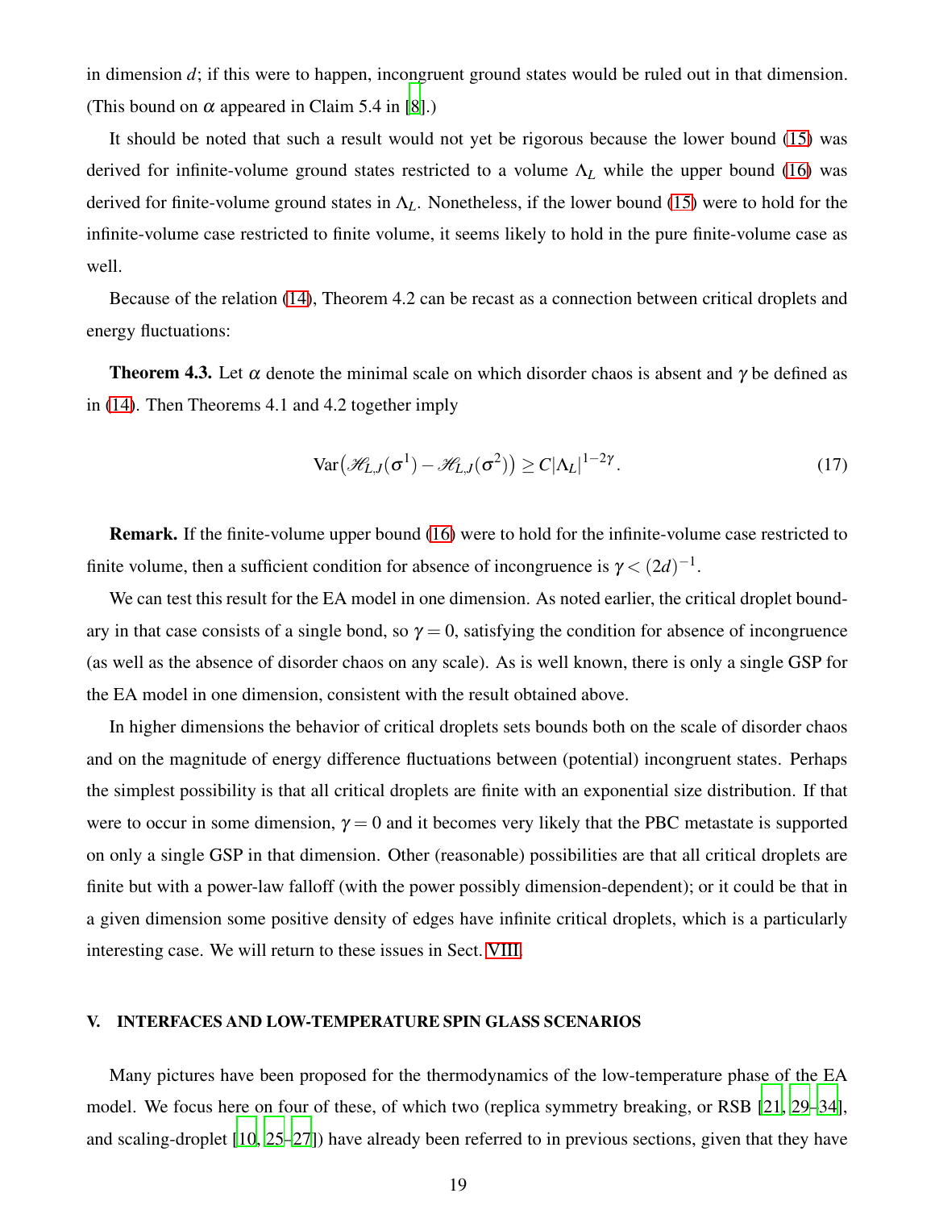in dimension $d$; if this were to happen, incongruent ground states would be ruled out in that dimension. (This bound on $\alpha$ appeared in Claim 5.4 in [8].)

It should be noted that such a result would not yet be rigorous because the lower bound (15) was derived for infinite-volume ground states restricted to a volume $\Lambda_L$ while the upper bound (16) was derived for finite-volume ground states in $\Lambda_L$. Nonetheless, if the lower bound (15) were to hold for the infinite-volume case restricted to finite volume, it seems likely to hold in the pure finite-volume case as well.

Because of the relation (14), Theorem 4.2 can be recast as a connection between critical droplets and energy fluctuations:

**Theorem 4.3.** Let $\alpha$ denote the minimal scale on which disorder chaos is absent and $\gamma$ be defined as in (14). Then Theorems 4.1 and 4.2 together imply

$$\mathrm{Var}\big(\mathscr{H}_{L,J}(\sigma^1) - \mathscr{H}_{L,J}(\sigma^2)\big) \geq C|\Lambda_L|^{1-2\gamma}. \tag{17}$$

**Remark.** If the finite-volume upper bound (16) were to hold for the infinite-volume case restricted to finite volume, then a sufficient condition for absence of incongruence is $\gamma < (2d)^{-1}$.

We can test this result for the EA model in one dimension. As noted earlier, the critical droplet boundary in that case consists of a single bond, so $\gamma = 0$, satisfying the condition for absence of incongruence (as well as the absence of disorder chaos on any scale). As is well known, there is only a single GSP for the EA model in one dimension, consistent with the result obtained above.

In higher dimensions the behavior of critical droplets sets bounds both on the scale of disorder chaos and on the magnitude of energy difference fluctuations between (potential) incongruent states. Perhaps the simplest possibility is that all critical droplets are finite with an exponential size distribution. If that were to occur in some dimension, $\gamma = 0$ and it becomes very likely that the PBC metastate is supported on only a single GSP in that dimension. Other (reasonable) possibilities are that all critical droplets are finite but with a power-law falloff (with the power possibly dimension-dependent); or it could be that in a given dimension some positive density of edges have infinite critical droplets, which is a particularly interesting case. We will return to these issues in Sect. VIII.

## V. INTERFACES AND LOW-TEMPERATURE SPIN GLASS SCENARIOS

Many pictures have been proposed for the thermodynamics of the low-temperature phase of the EA model. We focus here on four of these, of which two (replica symmetry breaking, or RSB [21, 29–34], and scaling-droplet [10, 25–27]) have already been referred to in previous sections, given that they have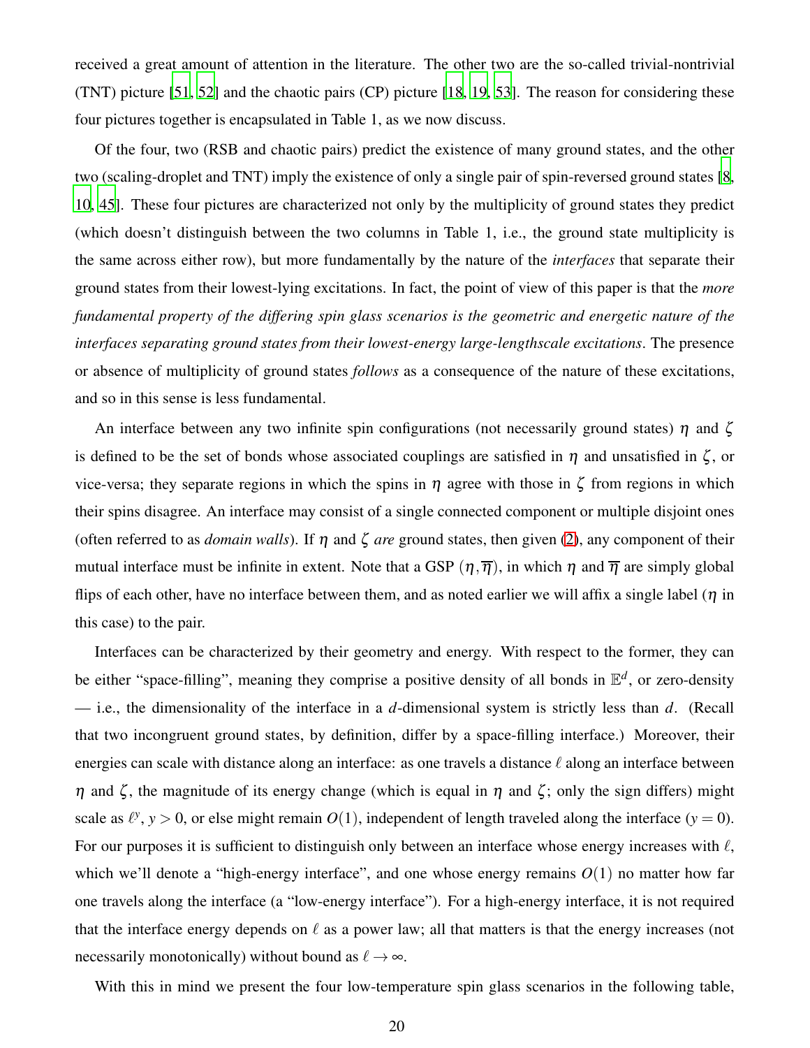received a great amount of attention in the literature. The other two are the so-called trivial-nontrivial (TNT) picture [51, 52] and the chaotic pairs (CP) picture [18, 19, 53]. The reason for considering these four pictures together is encapsulated in Table 1, as we now discuss.

Of the four, two (RSB and chaotic pairs) predict the existence of many ground states, and the other two (scaling-droplet and TNT) imply the existence of only a single pair of spin-reversed ground states [8, 10, 45]. These four pictures are characterized not only by the multiplicity of ground states they predict (which doesn't distinguish between the two columns in Table 1, i.e., the ground state multiplicity is the same across either row), but more fundamentally by the nature of the *interfaces* that separate their ground states from their lowest-lying excitations. In fact, the point of view of this paper is that the *more fundamental property of the differing spin glass scenarios is the geometric and energetic nature of the interfaces separating ground states from their lowest-energy large-lengthscale excitations*. The presence or absence of multiplicity of ground states *follows* as a consequence of the nature of these excitations, and so in this sense is less fundamental.

An interface between any two infinite spin configurations (not necessarily ground states) $\eta$ and $\zeta$ is defined to be the set of bonds whose associated couplings are satisfied in $\eta$ and unsatisfied in $\zeta$, or vice-versa; they separate regions in which the spins in $\eta$ agree with those in $\zeta$ from regions in which their spins disagree. An interface may consist of a single connected component or multiple disjoint ones (often referred to as *domain walls*). If $\eta$ and $\zeta$ *are* ground states, then given (2), any component of their mutual interface must be infinite in extent. Note that a GSP $(\eta, \overline{\eta})$, in which $\eta$ and $\overline{\eta}$ are simply global flips of each other, have no interface between them, and as noted earlier we will affix a single label ($\eta$ in this case) to the pair.

Interfaces can be characterized by their geometry and energy. With respect to the former, they can be either "space-filling", meaning they comprise a positive density of all bonds in $\mathbb{E}^d$, or zero-density — i.e., the dimensionality of the interface in a $d$-dimensional system is strictly less than $d$. (Recall that two incongruent ground states, by definition, differ by a space-filling interface.) Moreover, their energies can scale with distance along an interface: as one travels a distance $\ell$ along an interface between $\eta$ and $\zeta$, the magnitude of its energy change (which is equal in $\eta$ and $\zeta$; only the sign differs) might scale as $\ell^y$, $y > 0$, or else might remain $O(1)$, independent of length traveled along the interface ($y = 0$). For our purposes it is sufficient to distinguish only between an interface whose energy increases with $\ell$, which we'll denote a "high-energy interface", and one whose energy remains $O(1)$ no matter how far one travels along the interface (a "low-energy interface"). For a high-energy interface, it is not required that the interface energy depends on $\ell$ as a power law; all that matters is that the energy increases (not necessarily monotonically) without bound as $\ell \to \infty$.

With this in mind we present the four low-temperature spin glass scenarios in the following table,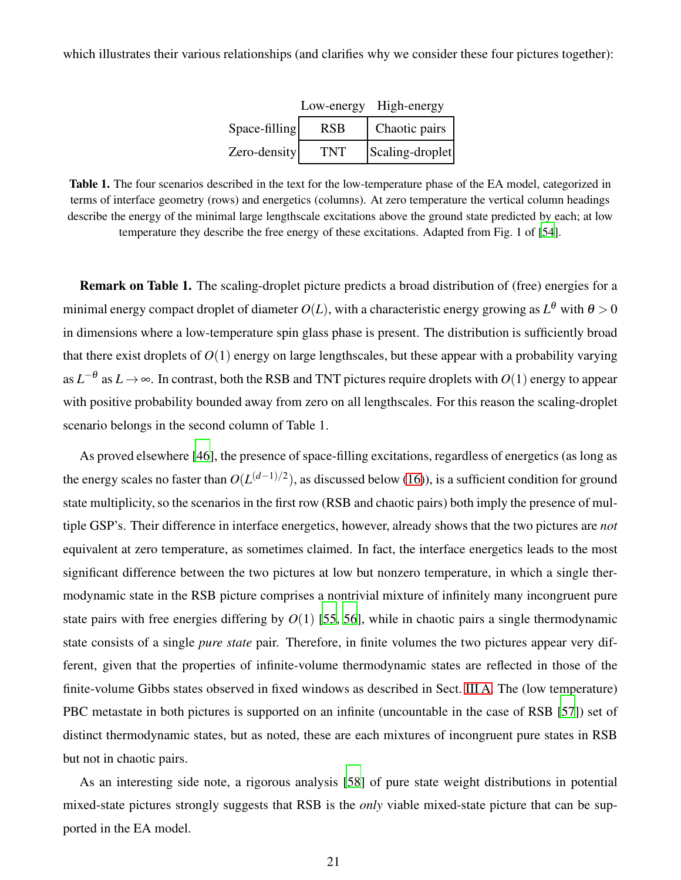which illustrates their various relationships (and clarifies why we consider these four pictures together):

| | Low-energy | High-energy |
|---|---|---|
| Space-filling | RSB | Chaotic pairs |
| Zero-density | TNT | Scaling-droplet |

**Table 1.** The four scenarios described in the text for the low-temperature phase of the EA model, categorized in terms of interface geometry (rows) and energetics (columns). At zero temperature the vertical column headings describe the energy of the minimal large lengthscale excitations above the ground state predicted by each; at low temperature they describe the free energy of these excitations. Adapted from Fig. 1 of [54].

**Remark on Table 1.** The scaling-droplet picture predicts a broad distribution of (free) energies for a minimal energy compact droplet of diameter $O(L)$, with a characteristic energy growing as $L^{\theta}$ with $\theta > 0$ in dimensions where a low-temperature spin glass phase is present. The distribution is sufficiently broad that there exist droplets of $O(1)$ energy on large lengthscales, but these appear with a probability varying as $L^{-\theta}$ as $L \to \infty$. In contrast, both the RSB and TNT pictures require droplets with $O(1)$ energy to appear with positive probability bounded away from zero on all lengthscales. For this reason the scaling-droplet scenario belongs in the second column of Table 1.

As proved elsewhere [46], the presence of space-filling excitations, regardless of energetics (as long as the energy scales no faster than $O(L^{(d-1)/2})$, as discussed below (16)), is a sufficient condition for ground state multiplicity, so the scenarios in the first row (RSB and chaotic pairs) both imply the presence of multiple GSP's. Their difference in interface energetics, however, already shows that the two pictures are *not* equivalent at zero temperature, as sometimes claimed. In fact, the interface energetics leads to the most significant difference between the two pictures at low but nonzero temperature, in which a single thermodynamic state in the RSB picture comprises a nontrivial mixture of infinitely many incongruent pure state pairs with free energies differing by $O(1)$ [55, 56], while in chaotic pairs a single thermodynamic state consists of a single *pure state* pair. Therefore, in finite volumes the two pictures appear very different, given that the properties of infinite-volume thermodynamic states are reflected in those of the finite-volume Gibbs states observed in fixed windows as described in Sect. III A. The (low temperature) PBC metastate in both pictures is supported on an infinite (uncountable in the case of RSB [57]) set of distinct thermodynamic states, but as noted, these are each mixtures of incongruent pure states in RSB but not in chaotic pairs.

As an interesting side note, a rigorous analysis [58] of pure state weight distributions in potential mixed-state pictures strongly suggests that RSB is the *only* viable mixed-state picture that can be supported in the EA model.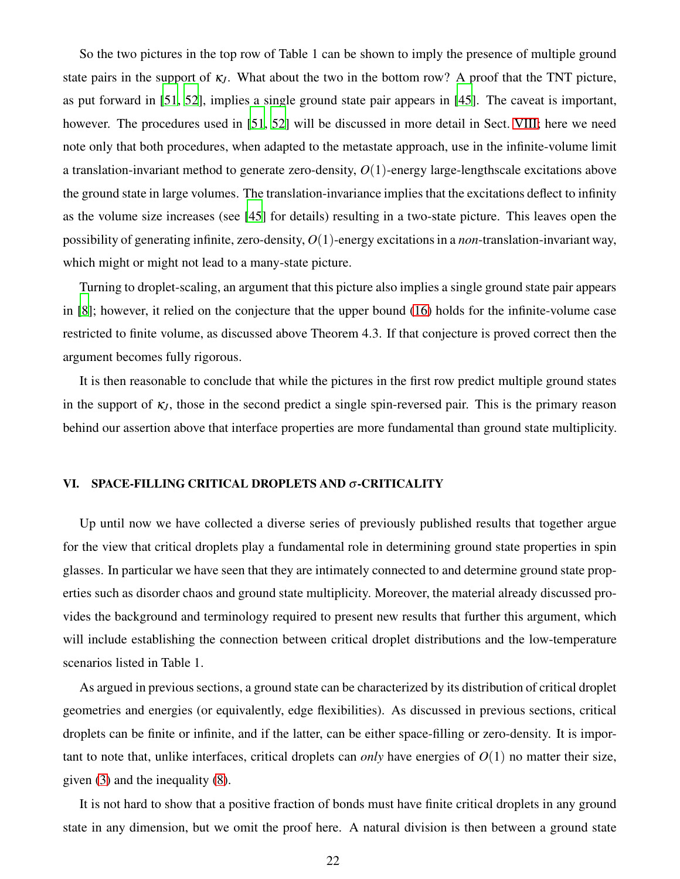So the two pictures in the top row of Table 1 can be shown to imply the presence of multiple ground state pairs in the support of $\kappa_J$. What about the two in the bottom row? A proof that the TNT picture, as put forward in [51, 52], implies a single ground state pair appears in [45]. The caveat is important, however. The procedures used in [51, 52] will be discussed in more detail in Sect. VIII; here we need note only that both procedures, when adapted to the metastate approach, use in the infinite-volume limit a translation-invariant method to generate zero-density, $O(1)$-energy large-lengthscale excitations above the ground state in large volumes. The translation-invariance implies that the excitations deflect to infinity as the volume size increases (see [45] for details) resulting in a two-state picture. This leaves open the possibility of generating infinite, zero-density, $O(1)$-energy excitations in a *non*-translation-invariant way, which might or might not lead to a many-state picture.

Turning to droplet-scaling, an argument that this picture also implies a single ground state pair appears in [8]; however, it relied on the conjecture that the upper bound (16) holds for the infinite-volume case restricted to finite volume, as discussed above Theorem 4.3. If that conjecture is proved correct then the argument becomes fully rigorous.

It is then reasonable to conclude that while the pictures in the first row predict multiple ground states in the support of $\kappa_J$, those in the second predict a single spin-reversed pair. This is the primary reason behind our assertion above that interface properties are more fundamental than ground state multiplicity.

## VI. SPACE-FILLING CRITICAL DROPLETS AND $\sigma$-CRITICALITY

Up until now we have collected a diverse series of previously published results that together argue for the view that critical droplets play a fundamental role in determining ground state properties in spin glasses. In particular we have seen that they are intimately connected to and determine ground state properties such as disorder chaos and ground state multiplicity. Moreover, the material already discussed provides the background and terminology required to present new results that further this argument, which will include establishing the connection between critical droplet distributions and the low-temperature scenarios listed in Table 1.

As argued in previous sections, a ground state can be characterized by its distribution of critical droplet geometries and energies (or equivalently, edge flexibilities). As discussed in previous sections, critical droplets can be finite or infinite, and if the latter, can be either space-filling or zero-density. It is important to note that, unlike interfaces, critical droplets can *only* have energies of $O(1)$ no matter their size, given (3) and the inequality (8).

It is not hard to show that a positive fraction of bonds must have finite critical droplets in any ground state in any dimension, but we omit the proof here. A natural division is then between a ground state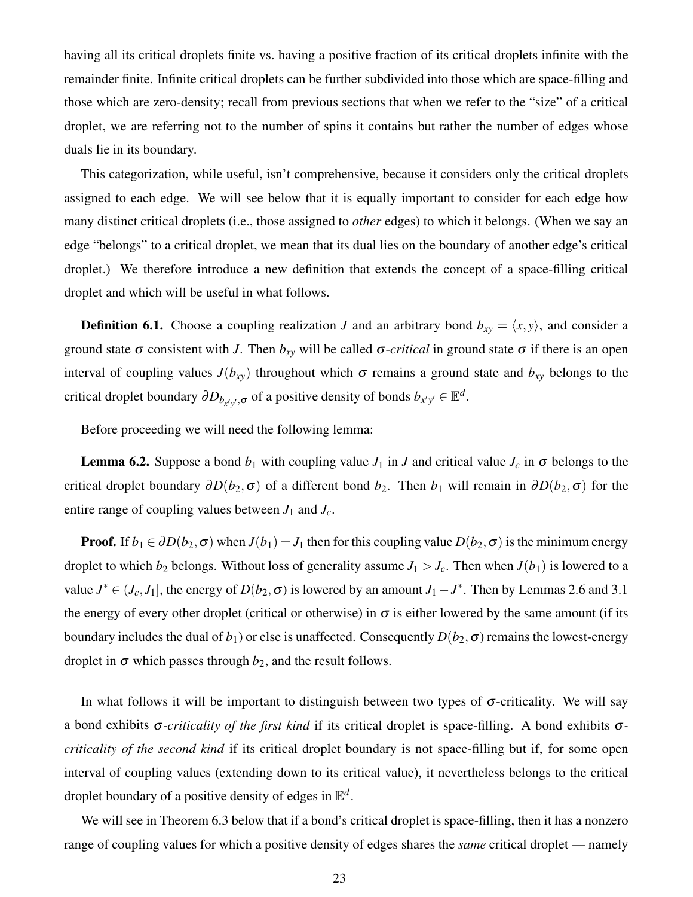having all its critical droplets finite vs. having a positive fraction of its critical droplets infinite with the remainder finite. Infinite critical droplets can be further subdivided into those which are space-filling and those which are zero-density; recall from previous sections that when we refer to the "size" of a critical droplet, we are referring not to the number of spins it contains but rather the number of edges whose duals lie in its boundary.

This categorization, while useful, isn't comprehensive, because it considers only the critical droplets assigned to each edge. We will see below that it is equally important to consider for each edge how many distinct critical droplets (i.e., those assigned to *other* edges) to which it belongs. (When we say an edge "belongs" to a critical droplet, we mean that its dual lies on the boundary of another edge's critical droplet.) We therefore introduce a new definition that extends the concept of a space-filling critical droplet and which will be useful in what follows.

**Definition 6.1.** Choose a coupling realization $J$ and an arbitrary bond $b_{xy} = \langle x,y \rangle$, and consider a ground state $\sigma$ consistent with $J$. Then $b_{xy}$ will be called *$\sigma$-critical* in ground state $\sigma$ if there is an open interval of coupling values $J(b_{xy})$ throughout which $\sigma$ remains a ground state and $b_{xy}$ belongs to the critical droplet boundary $\partial D_{b_{x'y'},\sigma}$ of a positive density of bonds $b_{x'y'} \in \mathbb{E}^d$.

Before proceeding we will need the following lemma:

**Lemma 6.2.** Suppose a bond $b_1$ with coupling value $J_1$ in $J$ and critical value $J_c$ in $\sigma$ belongs to the critical droplet boundary $\partial D(b_2,\sigma)$ of a different bond $b_2$. Then $b_1$ will remain in $\partial D(b_2,\sigma)$ for the entire range of coupling values between $J_1$ and $J_c$.

**Proof.** If $b_1 \in \partial D(b_2,\sigma)$ when $J(b_1) = J_1$ then for this coupling value $D(b_2,\sigma)$ is the minimum energy droplet to which $b_2$ belongs. Without loss of generality assume $J_1 > J_c$. Then when $J(b_1)$ is lowered to a value $J^* \in (J_c, J_1]$, the energy of $D(b_2,\sigma)$ is lowered by an amount $J_1 - J^*$. Then by Lemmas 2.6 and 3.1 the energy of every other droplet (critical or otherwise) in $\sigma$ is either lowered by the same amount (if its boundary includes the dual of $b_1$) or else is unaffected. Consequently $D(b_2,\sigma)$ remains the lowest-energy droplet in $\sigma$ which passes through $b_2$, and the result follows.

In what follows it will be important to distinguish between two types of $\sigma$-criticality. We will say a bond exhibits *$\sigma$-criticality of the first kind* if its critical droplet is space-filling. A bond exhibits *$\sigma$-criticality of the second kind* if its critical droplet boundary is not space-filling but if, for some open interval of coupling values (extending down to its critical value), it nevertheless belongs to the critical droplet boundary of a positive density of edges in $\mathbb{E}^d$.

We will see in Theorem 6.3 below that if a bond's critical droplet is space-filling, then it has a nonzero range of coupling values for which a positive density of edges shares the *same* critical droplet — namely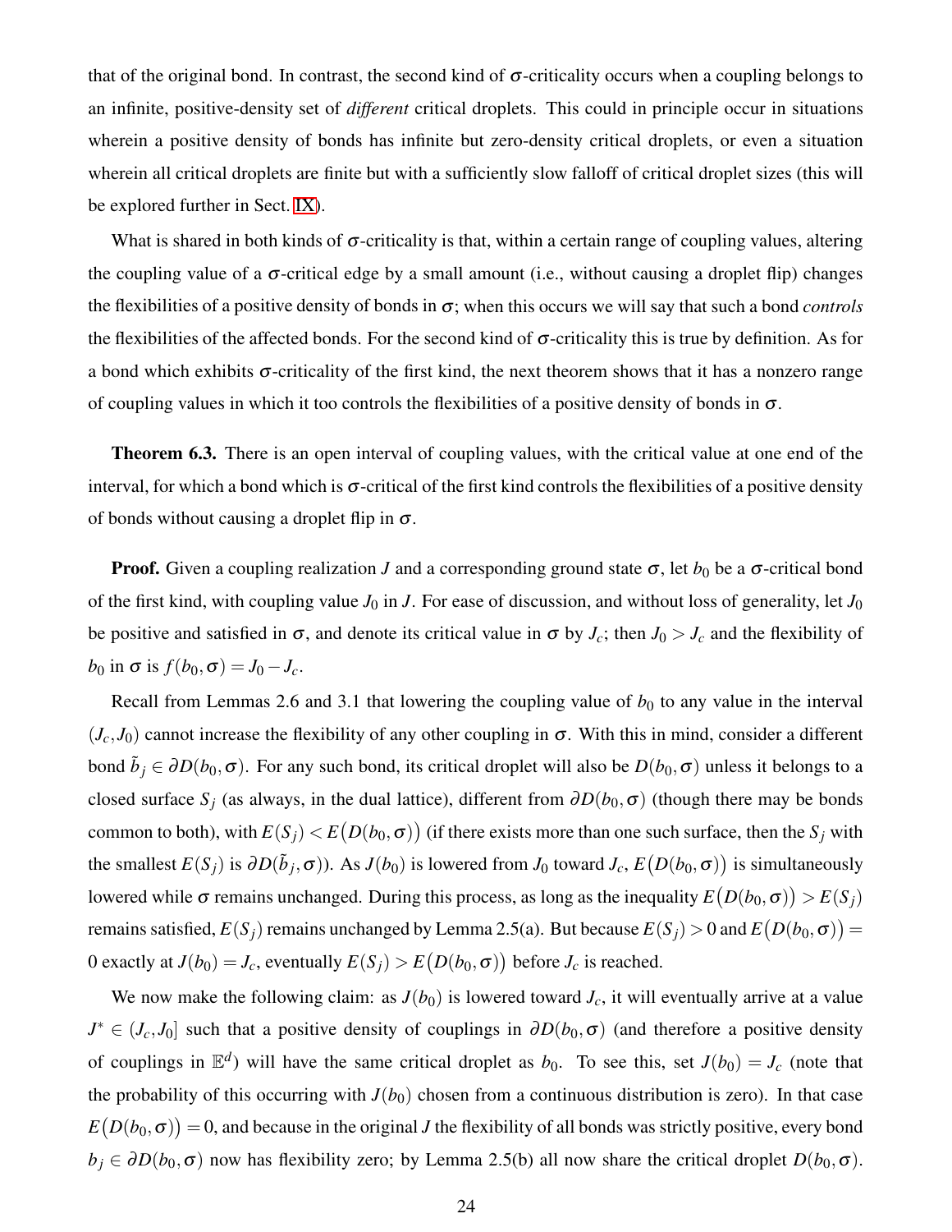that of the original bond. In contrast, the second kind of $\sigma$-criticality occurs when a coupling belongs to an infinite, positive-density set of *different* critical droplets. This could in principle occur in situations wherein a positive density of bonds has infinite but zero-density critical droplets, or even a situation wherein all critical droplets are finite but with a sufficiently slow falloff of critical droplet sizes (this will be explored further in Sect. IX).

What is shared in both kinds of $\sigma$-criticality is that, within a certain range of coupling values, altering the coupling value of a $\sigma$-critical edge by a small amount (i.e., without causing a droplet flip) changes the flexibilities of a positive density of bonds in $\sigma$; when this occurs we will say that such a bond *controls* the flexibilities of the affected bonds. For the second kind of $\sigma$-criticality this is true by definition. As for a bond which exhibits $\sigma$-criticality of the first kind, the next theorem shows that it has a nonzero range of coupling values in which it too controls the flexibilities of a positive density of bonds in $\sigma$.

**Theorem 6.3.** There is an open interval of coupling values, with the critical value at one end of the interval, for which a bond which is $\sigma$-critical of the first kind controls the flexibilities of a positive density of bonds without causing a droplet flip in $\sigma$.

**Proof.** Given a coupling realization $J$ and a corresponding ground state $\sigma$, let $b_0$ be a $\sigma$-critical bond of the first kind, with coupling value $J_0$ in $J$. For ease of discussion, and without loss of generality, let $J_0$ be positive and satisfied in $\sigma$, and denote its critical value in $\sigma$ by $J_c$; then $J_0 > J_c$ and the flexibility of $b_0$ in $\sigma$ is $f(b_0,\sigma) = J_0 - J_c$.

Recall from Lemmas 2.6 and 3.1 that lowering the coupling value of $b_0$ to any value in the interval $(J_c, J_0)$ cannot increase the flexibility of any other coupling in $\sigma$. With this in mind, consider a different bond $\tilde{b}_j \in \partial D(b_0,\sigma)$. For any such bond, its critical droplet will also be $D(b_0,\sigma)$ unless it belongs to a closed surface $S_j$ (as always, in the dual lattice), different from $\partial D(b_0,\sigma)$ (though there may be bonds common to both), with $E(S_j) < E\big(D(b_0,\sigma)\big)$ (if there exists more than one such surface, then the $S_j$ with the smallest $E(S_j)$ is $\partial D(\tilde{b}_j,\sigma)$). As $J(b_0)$ is lowered from $J_0$ toward $J_c$, $E\big(D(b_0,\sigma)\big)$ is simultaneously lowered while $\sigma$ remains unchanged. During this process, as long as the inequality $E\big(D(b_0,\sigma)\big) > E(S_j)$ remains satisfied, $E(S_j)$ remains unchanged by Lemma 2.5(a). But because $E(S_j) > 0$ and $E\big(D(b_0,\sigma)\big) = 0$ exactly at $J(b_0) = J_c$, eventually $E(S_j) > E\big(D(b_0,\sigma)\big)$ before $J_c$ is reached.

We now make the following claim: as $J(b_0)$ is lowered toward $J_c$, it will eventually arrive at a value $J^* \in (J_c, J_0]$ such that a positive density of couplings in $\partial D(b_0,\sigma)$ (and therefore a positive density of couplings in $\mathbb{E}^d$) will have the same critical droplet as $b_0$. To see this, set $J(b_0) = J_c$ (note that the probability of this occurring with $J(b_0)$ chosen from a continuous distribution is zero). In that case $E\big(D(b_0,\sigma)\big) = 0$, and because in the original $J$ the flexibility of all bonds was strictly positive, every bond $b_j \in \partial D(b_0,\sigma)$ now has flexibility zero; by Lemma 2.5(b) all now share the critical droplet $D(b_0,\sigma)$.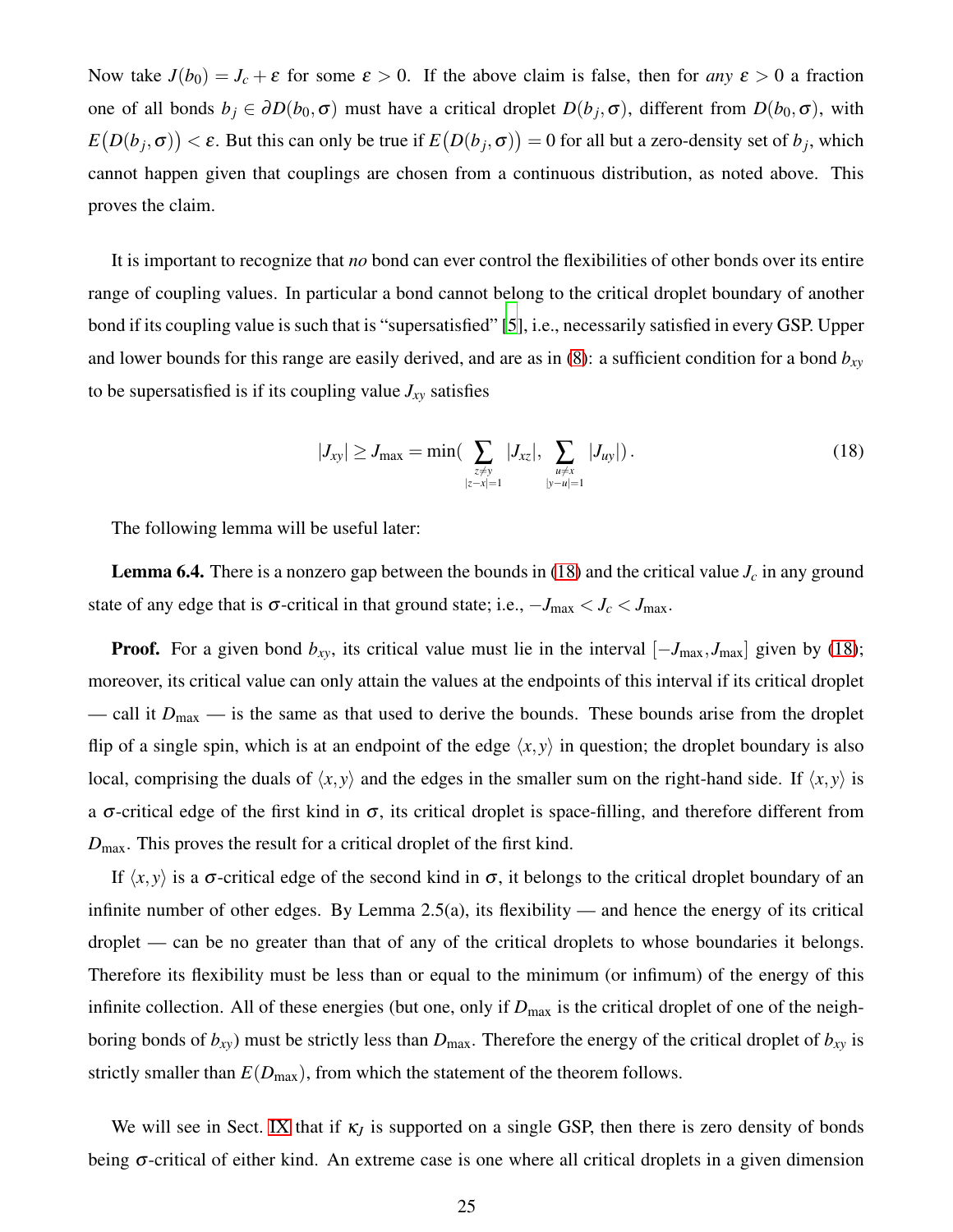Now take $J(b_0) = J_c + \varepsilon$ for some $\varepsilon > 0$. If the above claim is false, then for *any* $\varepsilon > 0$ a fraction one of all bonds $b_j \in \partial D(b_0, \sigma)$ must have a critical droplet $D(b_j, \sigma)$, different from $D(b_0, \sigma)$, with $E\big(D(b_j, \sigma)\big) < \varepsilon$. But this can only be true if $E\big(D(b_j, \sigma)\big) = 0$ for all but a zero-density set of $b_j$, which cannot happen given that couplings are chosen from a continuous distribution, as noted above. This proves the claim.

It is important to recognize that *no* bond can ever control the flexibilities of other bonds over its entire range of coupling values. In particular a bond cannot belong to the critical droplet boundary of another bond if its coupling value is such that is "supersatisfied" [5], i.e., necessarily satisfied in every GSP. Upper and lower bounds for this range are easily derived, and are as in (8): a sufficient condition for a bond $b_{xy}$ to be supersatisfied is if its coupling value $J_{xy}$ satisfies

$$|J_{xy}| \geq J_{\max} = \min\big( \sum_{\substack{z \neq y \\ |z-x|=1}} |J_{xz}|, \sum_{\substack{u \neq x \\ |y-u|=1}} |J_{uy}| \big) . \tag{18}$$

The following lemma will be useful later:

**Lemma 6.4.** There is a nonzero gap between the bounds in (18) and the critical value $J_c$ in any ground state of any edge that is $\sigma$-critical in that ground state; i.e., $-J_{\max} < J_c < J_{\max}$.

**Proof.** For a given bond $b_{xy}$, its critical value must lie in the interval $[-J_{\max}, J_{\max}]$ given by (18); moreover, its critical value can only attain the values at the endpoints of this interval if its critical droplet — call it $D_{\max}$ — is the same as that used to derive the bounds. These bounds arise from the droplet flip of a single spin, which is at an endpoint of the edge $\langle x, y \rangle$ in question; the droplet boundary is also local, comprising the duals of $\langle x, y \rangle$ and the edges in the smaller sum on the right-hand side. If $\langle x, y \rangle$ is a $\sigma$-critical edge of the first kind in $\sigma$, its critical droplet is space-filling, and therefore different from $D_{\max}$. This proves the result for a critical droplet of the first kind.

If $\langle x, y \rangle$ is a $\sigma$-critical edge of the second kind in $\sigma$, it belongs to the critical droplet boundary of an infinite number of other edges. By Lemma 2.5(a), its flexibility — and hence the energy of its critical droplet — can be no greater than that of any of the critical droplets to whose boundaries it belongs. Therefore its flexibility must be less than or equal to the minimum (or infimum) of the energy of this infinite collection. All of these energies (but one, only if $D_{\max}$ is the critical droplet of one of the neighboring bonds of $b_{xy}$) must be strictly less than $D_{\max}$. Therefore the energy of the critical droplet of $b_{xy}$ is strictly smaller than $E(D_{\max})$, from which the statement of the theorem follows.

We will see in Sect. IX that if $\kappa_J$ is supported on a single GSP, then there is zero density of bonds being $\sigma$-critical of either kind. An extreme case is one where all critical droplets in a given dimension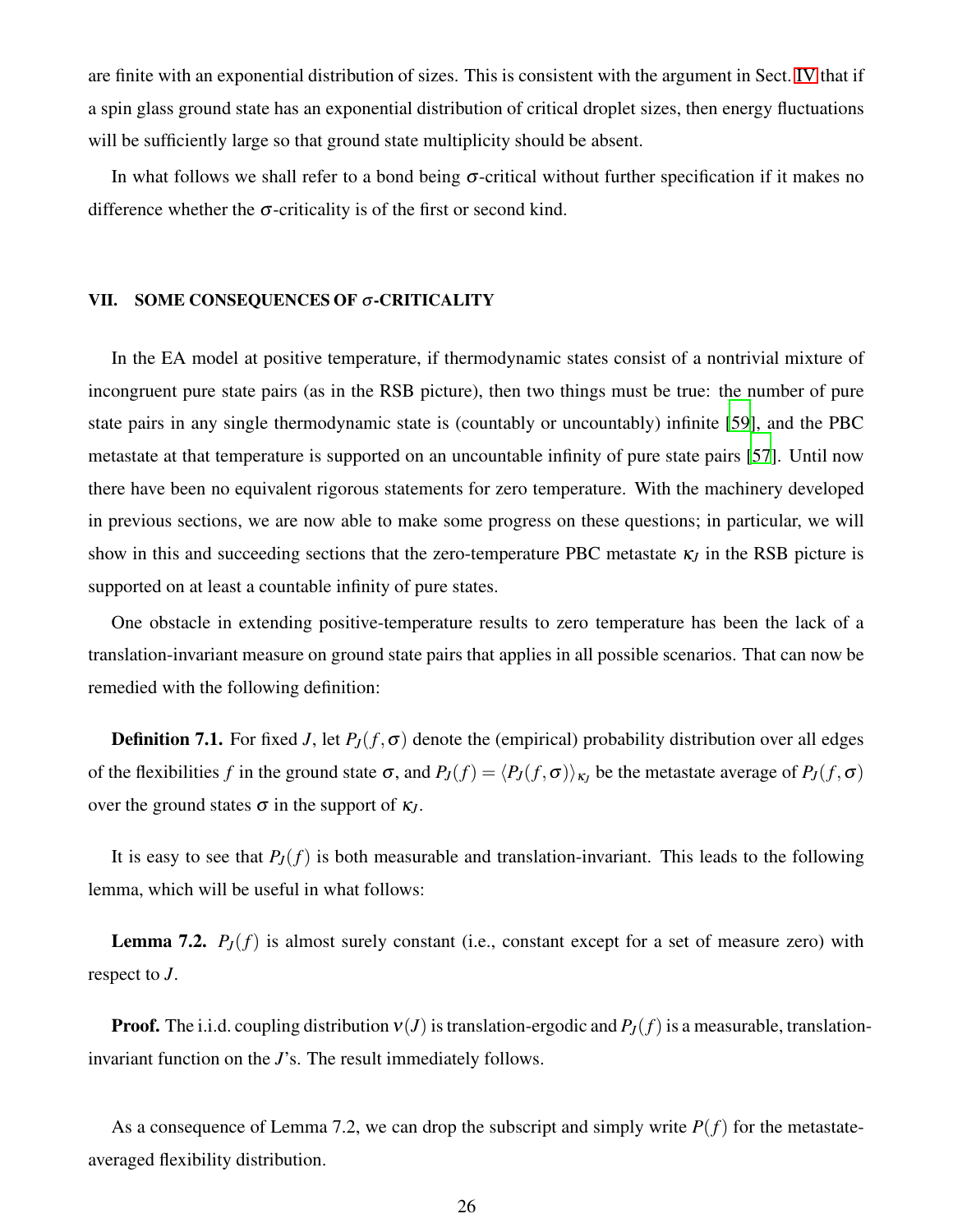are finite with an exponential distribution of sizes. This is consistent with the argument in Sect. IV that if a spin glass ground state has an exponential distribution of critical droplet sizes, then energy fluctuations will be sufficiently large so that ground state multiplicity should be absent.

In what follows we shall refer to a bond being $\sigma$-critical without further specification if it makes no difference whether the $\sigma$-criticality is of the first or second kind.

## VII. SOME CONSEQUENCES OF $\sigma$-CRITICALITY

In the EA model at positive temperature, if thermodynamic states consist of a nontrivial mixture of incongruent pure state pairs (as in the RSB picture), then two things must be true: the number of pure state pairs in any single thermodynamic state is (countably or uncountably) infinite [59], and the PBC metastate at that temperature is supported on an uncountable infinity of pure state pairs [57]. Until now there have been no equivalent rigorous statements for zero temperature. With the machinery developed in previous sections, we are now able to make some progress on these questions; in particular, we will show in this and succeeding sections that the zero-temperature PBC metastate $\kappa_J$ in the RSB picture is supported on at least a countable infinity of pure states.

One obstacle in extending positive-temperature results to zero temperature has been the lack of a translation-invariant measure on ground state pairs that applies in all possible scenarios. That can now be remedied with the following definition:

**Definition 7.1.** For fixed $J$, let $P_J(f,\sigma)$ denote the (empirical) probability distribution over all edges of the flexibilities $f$ in the ground state $\sigma$, and $P_J(f) = \langle P_J(f,\sigma)\rangle_{\kappa_J}$ be the metastate average of $P_J(f,\sigma)$ over the ground states $\sigma$ in the support of $\kappa_J$.

It is easy to see that $P_J(f)$ is both measurable and translation-invariant. This leads to the following lemma, which will be useful in what follows:

**Lemma 7.2.** $P_J(f)$ is almost surely constant (i.e., constant except for a set of measure zero) with respect to $J$.

**Proof.** The i.i.d. coupling distribution $\nu(J)$ is translation-ergodic and $P_J(f)$ is a measurable, translation-invariant function on the $J$'s. The result immediately follows.

As a consequence of Lemma 7.2, we can drop the subscript and simply write $P(f)$ for the metastate-averaged flexibility distribution.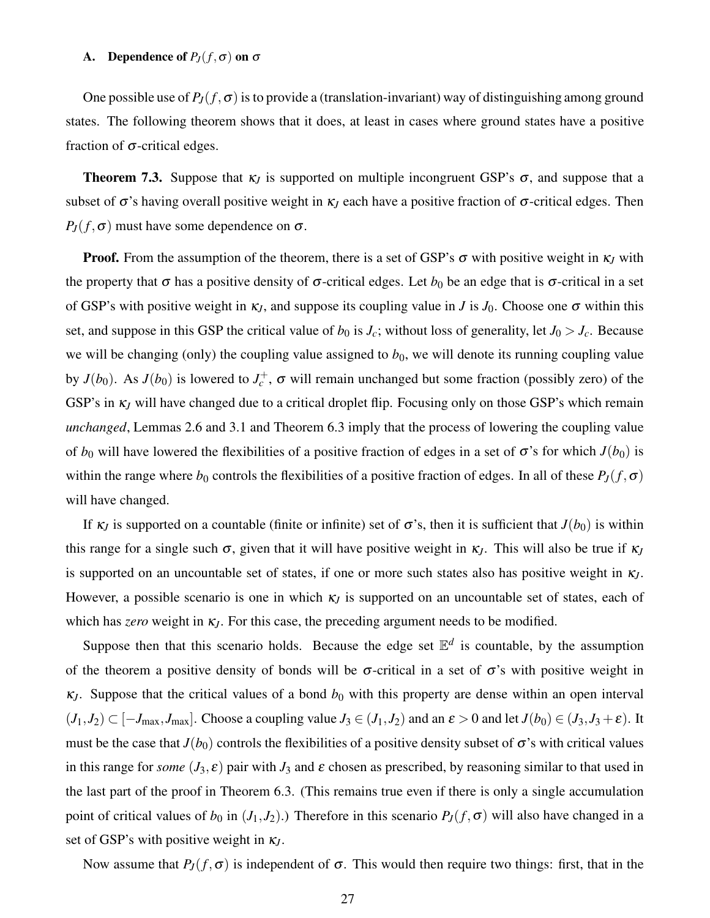### A. Dependence of $P_J(f,\sigma)$ on $\sigma$

One possible use of $P_J(f,\sigma)$ is to provide a (translation-invariant) way of distinguishing among ground states. The following theorem shows that it does, at least in cases where ground states have a positive fraction of $\sigma$-critical edges.

**Theorem 7.3.** Suppose that $\kappa_J$ is supported on multiple incongruent GSP's $\sigma$, and suppose that a subset of $\sigma$'s having overall positive weight in $\kappa_J$ each have a positive fraction of $\sigma$-critical edges. Then $P_J(f,\sigma)$ must have some dependence on $\sigma$.

**Proof.** From the assumption of the theorem, there is a set of GSP's $\sigma$ with positive weight in $\kappa_J$ with the property that $\sigma$ has a positive density of $\sigma$-critical edges. Let $b_0$ be an edge that is $\sigma$-critical in a set of GSP's with positive weight in $\kappa_J$, and suppose its coupling value in $J$ is $J_0$. Choose one $\sigma$ within this set, and suppose in this GSP the critical value of $b_0$ is $J_c$; without loss of generality, let $J_0 > J_c$. Because we will be changing (only) the coupling value assigned to $b_0$, we will denote its running coupling value by $J(b_0)$. As $J(b_0)$ is lowered to $J_c^+$, $\sigma$ will remain unchanged but some fraction (possibly zero) of the GSP's in $\kappa_J$ will have changed due to a critical droplet flip. Focusing only on those GSP's which remain *unchanged*, Lemmas 2.6 and 3.1 and Theorem 6.3 imply that the process of lowering the coupling value of $b_0$ will have lowered the flexibilities of a positive fraction of edges in a set of $\sigma$'s for which $J(b_0)$ is within the range where $b_0$ controls the flexibilities of a positive fraction of edges. In all of these $P_J(f,\sigma)$ will have changed.

If $\kappa_J$ is supported on a countable (finite or infinite) set of $\sigma$'s, then it is sufficient that $J(b_0)$ is within this range for a single such $\sigma$, given that it will have positive weight in $\kappa_J$. This will also be true if $\kappa_J$ is supported on an uncountable set of states, if one or more such states also has positive weight in $\kappa_J$. However, a possible scenario is one in which $\kappa_J$ is supported on an uncountable set of states, each of which has *zero* weight in $\kappa_J$. For this case, the preceding argument needs to be modified.

Suppose then that this scenario holds. Because the edge set $\mathbb{E}^d$ is countable, by the assumption of the theorem a positive density of bonds will be $\sigma$-critical in a set of $\sigma$'s with positive weight in $\kappa_J$. Suppose that the critical values of a bond $b_0$ with this property are dense within an open interval $(J_1,J_2) \subset [-J_{\max},J_{\max}]$. Choose a coupling value $J_3 \in (J_1,J_2)$ and an $\varepsilon > 0$ and let $J(b_0) \in (J_3,J_3+\varepsilon)$. It must be the case that $J(b_0)$ controls the flexibilities of a positive density subset of $\sigma$'s with critical values in this range for *some* $(J_3,\varepsilon)$ pair with $J_3$ and $\varepsilon$ chosen as prescribed, by reasoning similar to that used in the last part of the proof in Theorem 6.3. (This remains true even if there is only a single accumulation point of critical values of $b_0$ in $(J_1,J_2)$.) Therefore in this scenario $P_J(f,\sigma)$ will also have changed in a set of GSP's with positive weight in $\kappa_J$.

Now assume that $P_J(f,\sigma)$ is independent of $\sigma$. This would then require two things: first, that in the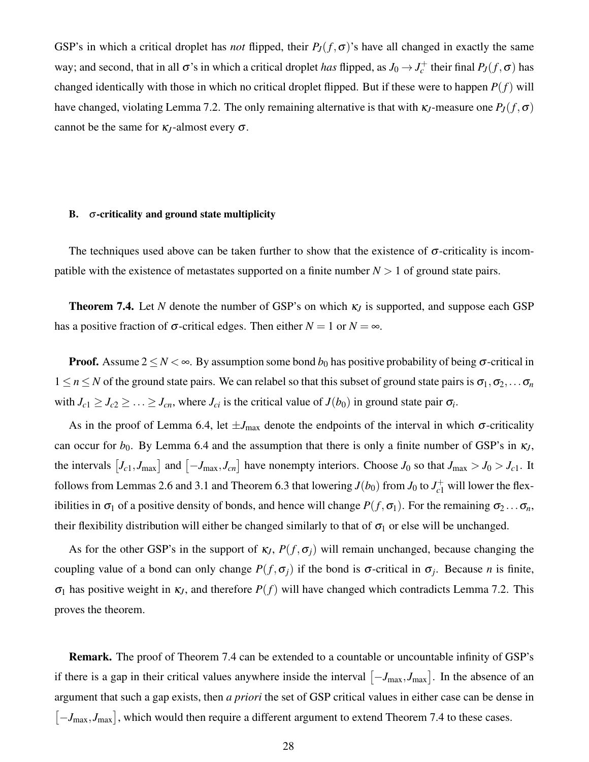GSP's in which a critical droplet has *not* flipped, their $P_J(f,\sigma)$'s have all changed in exactly the same way; and second, that in all $\sigma$'s in which a critical droplet *has* flipped, as $J_0 \to J_c^+$ their final $P_J(f,\sigma)$ has changed identically with those in which no critical droplet flipped. But if these were to happen $P(f)$ will have changed, violating Lemma 7.2. The only remaining alternative is that with $\kappa_J$-measure one $P_J(f,\sigma)$ cannot be the same for $\kappa_J$-almost every $\sigma$.

### B. $\sigma$-criticality and ground state multiplicity

The techniques used above can be taken further to show that the existence of $\sigma$-criticality is incompatible with the existence of metastates supported on a finite number $N > 1$ of ground state pairs.

**Theorem 7.4.** Let $N$ denote the number of GSP's on which $\kappa_J$ is supported, and suppose each GSP has a positive fraction of $\sigma$-critical edges. Then either $N = 1$ or $N = \infty$.

**Proof.** Assume $2 \leq N < \infty$. By assumption some bond $b_0$ has positive probability of being $\sigma$-critical in $1 \leq n \leq N$ of the ground state pairs. We can relabel so that this subset of ground state pairs is $\sigma_1, \sigma_2, \ldots \sigma_n$ with $J_{c1} \geq J_{c2} \geq \ldots \geq J_{cn}$, where $J_{ci}$ is the critical value of $J(b_0)$ in ground state pair $\sigma_i$.

As in the proof of Lemma 6.4, let $\pm J_{\max}$ denote the endpoints of the interval in which $\sigma$-criticality can occur for $b_0$. By Lemma 6.4 and the assumption that there is only a finite number of GSP's in $\kappa_J$, the intervals $\left[J_{c1}, J_{\max}\right]$ and $\left[-J_{\max}, J_{cn}\right]$ have nonempty interiors. Choose $J_0$ so that $J_{\max} > J_0 > J_{c1}$. It follows from Lemmas 2.6 and 3.1 and Theorem 6.3 that lowering $J(b_0)$ from $J_0$ to $J_{c1}^+$ will lower the flexibilities in $\sigma_1$ of a positive density of bonds, and hence will change $P(f,\sigma_1)$. For the remaining $\sigma_2 \ldots \sigma_n$, their flexibility distribution will either be changed similarly to that of $\sigma_1$ or else will be unchanged.

As for the other GSP's in the support of $\kappa_J$, $P(f,\sigma_j)$ will remain unchanged, because changing the coupling value of a bond can only change $P(f,\sigma_j)$ if the bond is $\sigma$-critical in $\sigma_j$. Because $n$ is finite, $\sigma_1$ has positive weight in $\kappa_J$, and therefore $P(f)$ will have changed which contradicts Lemma 7.2. This proves the theorem.

**Remark.** The proof of Theorem 7.4 can be extended to a countable or uncountable infinity of GSP's if there is a gap in their critical values anywhere inside the interval $\left[-J_{\max}, J_{\max}\right]$. In the absence of an argument that such a gap exists, then *a priori* the set of GSP critical values in either case can be dense in $\left[-J_{\max}, J_{\max}\right]$, which would then require a different argument to extend Theorem 7.4 to these cases.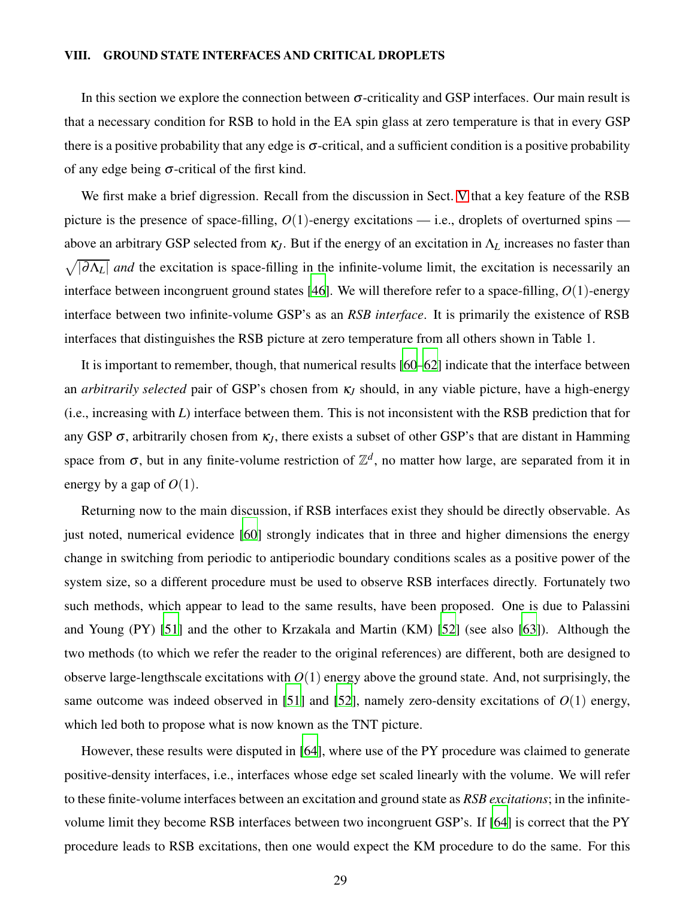## VIII. GROUND STATE INTERFACES AND CRITICAL DROPLETS

In this section we explore the connection between $\sigma$-criticality and GSP interfaces. Our main result is that a necessary condition for RSB to hold in the EA spin glass at zero temperature is that in every GSP there is a positive probability that any edge is $\sigma$-critical, and a sufficient condition is a positive probability of any edge being $\sigma$-critical of the first kind.

We first make a brief digression. Recall from the discussion in Sect. V that a key feature of the RSB picture is the presence of space-filling, $O(1)$-energy excitations — i.e., droplets of overturned spins — above an arbitrary GSP selected from $\kappa_J$. But if the energy of an excitation in $\Lambda_L$ increases no faster than $\sqrt{|\partial\Lambda_L|}$ *and* the excitation is space-filling in the infinite-volume limit, the excitation is necessarily an interface between incongruent ground states [46]. We will therefore refer to a space-filling, $O(1)$-energy interface between two infinite-volume GSP's as an *RSB interface*. It is primarily the existence of RSB interfaces that distinguishes the RSB picture at zero temperature from all others shown in Table 1.

It is important to remember, though, that numerical results [60–62] indicate that the interface between an *arbitrarily selected* pair of GSP's chosen from $\kappa_J$ should, in any viable picture, have a high-energy (i.e., increasing with $L$) interface between them. This is not inconsistent with the RSB prediction that for any GSP $\sigma$, arbitrarily chosen from $\kappa_J$, there exists a subset of other GSP's that are distant in Hamming space from $\sigma$, but in any finite-volume restriction of $\mathbb{Z}^d$, no matter how large, are separated from it in energy by a gap of $O(1)$.

Returning now to the main discussion, if RSB interfaces exist they should be directly observable. As just noted, numerical evidence [60] strongly indicates that in three and higher dimensions the energy change in switching from periodic to antiperiodic boundary conditions scales as a positive power of the system size, so a different procedure must be used to observe RSB interfaces directly. Fortunately two such methods, which appear to lead to the same results, have been proposed. One is due to Palassini and Young (PY) [51] and the other to Krzakala and Martin (KM) [52] (see also [63]). Although the two methods (to which we refer the reader to the original references) are different, both are designed to observe large-lengthscale excitations with $O(1)$ energy above the ground state. And, not surprisingly, the same outcome was indeed observed in [51] and [52], namely zero-density excitations of $O(1)$ energy, which led both to propose what is now known as the TNT picture.

However, these results were disputed in [64], where use of the PY procedure was claimed to generate positive-density interfaces, i.e., interfaces whose edge set scaled linearly with the volume. We will refer to these finite-volume interfaces between an excitation and ground state as *RSB excitations*; in the infinite-volume limit they become RSB interfaces between two incongruent GSP's. If [64] is correct that the PY procedure leads to RSB excitations, then one would expect the KM procedure to do the same. For this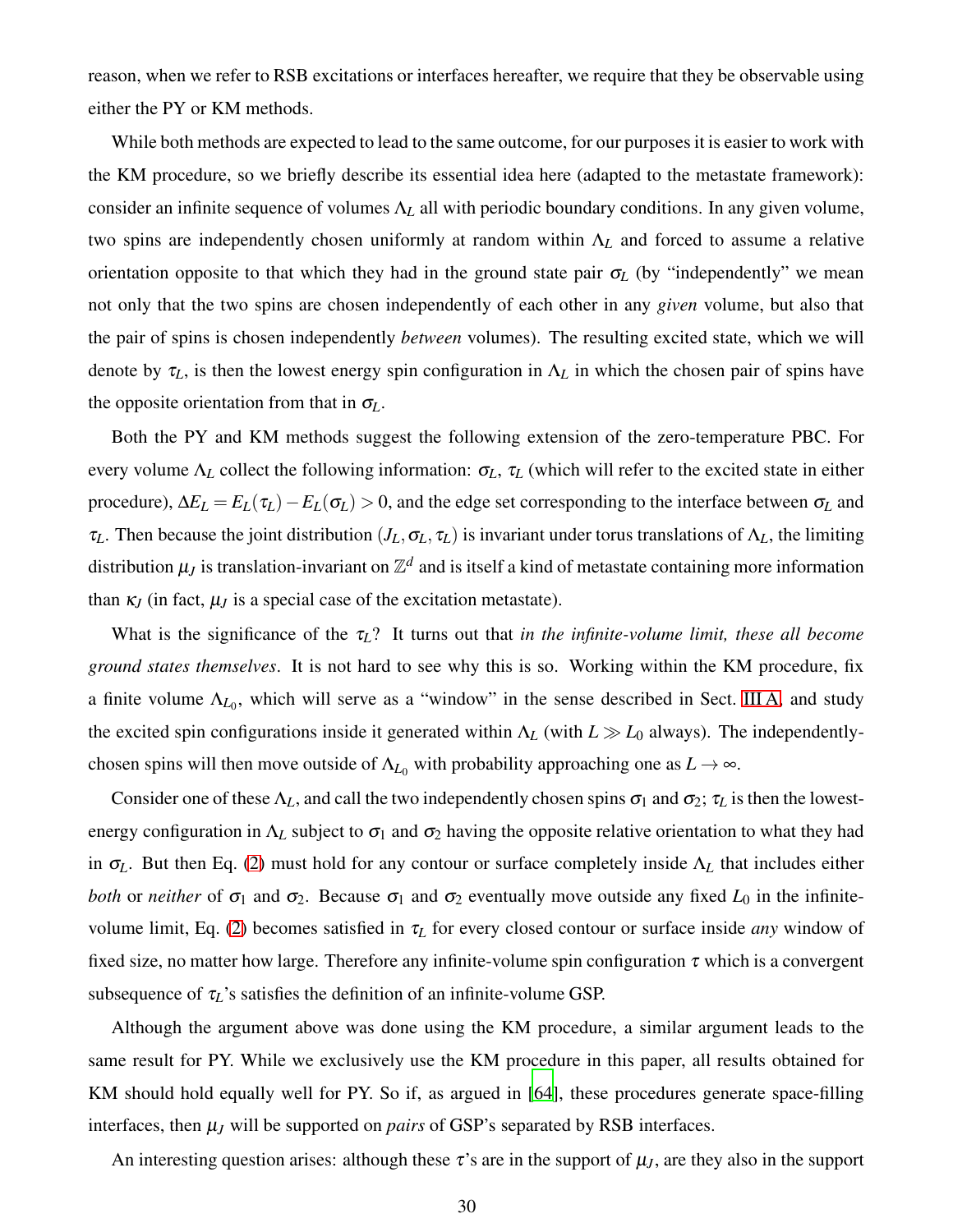reason, when we refer to RSB excitations or interfaces hereafter, we require that they be observable using either the PY or KM methods.

While both methods are expected to lead to the same outcome, for our purposes it is easier to work with the KM procedure, so we briefly describe its essential idea here (adapted to the metastate framework): consider an infinite sequence of volumes $\Lambda_L$ all with periodic boundary conditions. In any given volume, two spins are independently chosen uniformly at random within $\Lambda_L$ and forced to assume a relative orientation opposite to that which they had in the ground state pair $\sigma_L$ (by "independently" we mean not only that the two spins are chosen independently of each other in any *given* volume, but also that the pair of spins is chosen independently *between* volumes). The resulting excited state, which we will denote by $\tau_L$, is then the lowest energy spin configuration in $\Lambda_L$ in which the chosen pair of spins have the opposite orientation from that in $\sigma_L$.

Both the PY and KM methods suggest the following extension of the zero-temperature PBC. For every volume $\Lambda_L$ collect the following information: $\sigma_L$, $\tau_L$ (which will refer to the excited state in either procedure), $\Delta E_L = E_L(\tau_L) - E_L(\sigma_L) > 0$, and the edge set corresponding to the interface between $\sigma_L$ and $\tau_L$. Then because the joint distribution $(J_L, \sigma_L, \tau_L)$ is invariant under torus translations of $\Lambda_L$, the limiting distribution $\mu_J$ is translation-invariant on $\mathbb{Z}^d$ and is itself a kind of metastate containing more information than $\kappa_J$ (in fact, $\mu_J$ is a special case of the excitation metastate).

What is the significance of the $\tau_L$? It turns out that *in the infinite-volume limit, these all become ground states themselves*. It is not hard to see why this is so. Working within the KM procedure, fix a finite volume $\Lambda_{L_0}$, which will serve as a "window" in the sense described in Sect. III A, and study the excited spin configurations inside it generated within $\Lambda_L$ (with $L \gg L_0$ always). The independently-chosen spins will then move outside of $\Lambda_{L_0}$ with probability approaching one as $L \to \infty$.

Consider one of these $\Lambda_L$, and call the two independently chosen spins $\sigma_1$ and $\sigma_2$; $\tau_L$ is then the lowest-energy configuration in $\Lambda_L$ subject to $\sigma_1$ and $\sigma_2$ having the opposite relative orientation to what they had in $\sigma_L$. But then Eq. (2) must hold for any contour or surface completely inside $\Lambda_L$ that includes either *both* or *neither* of $\sigma_1$ and $\sigma_2$. Because $\sigma_1$ and $\sigma_2$ eventually move outside any fixed $L_0$ in the infinite-volume limit, Eq. (2) becomes satisfied in $\tau_L$ for every closed contour or surface inside *any* window of fixed size, no matter how large. Therefore any infinite-volume spin configuration $\tau$ which is a convergent subsequence of $\tau_L$'s satisfies the definition of an infinite-volume GSP.

Although the argument above was done using the KM procedure, a similar argument leads to the same result for PY. While we exclusively use the KM procedure in this paper, all results obtained for KM should hold equally well for PY. So if, as argued in [64], these procedures generate space-filling interfaces, then $\mu_J$ will be supported on *pairs* of GSP's separated by RSB interfaces.

An interesting question arises: although these $\tau$'s are in the support of $\mu_J$, are they also in the support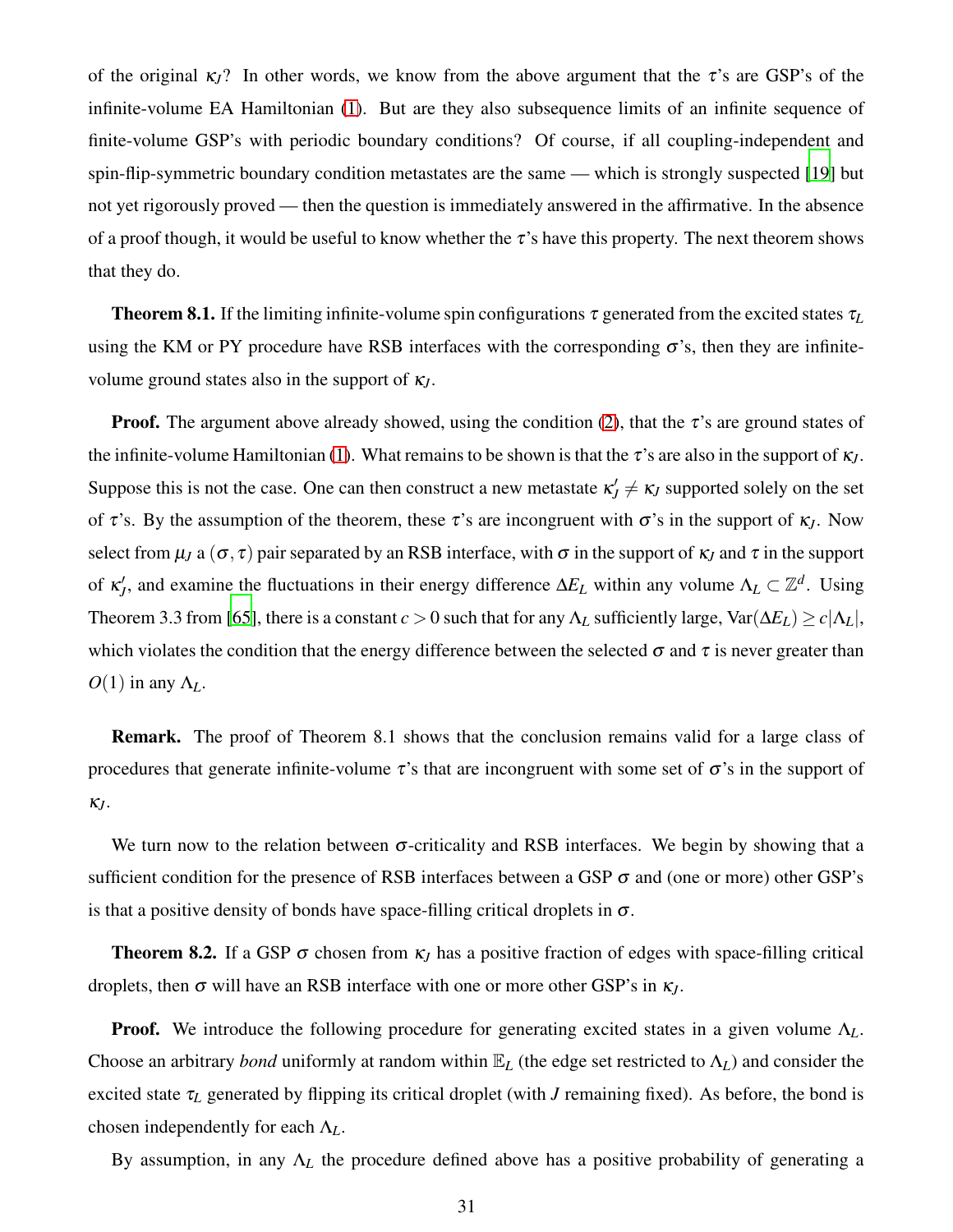of the original $\kappa_J$? In other words, we know from the above argument that the $\tau$'s are GSP's of the infinite-volume EA Hamiltonian (1). But are they also subsequence limits of an infinite sequence of finite-volume GSP's with periodic boundary conditions? Of course, if all coupling-independent and spin-flip-symmetric boundary condition metastates are the same — which is strongly suspected [19] but not yet rigorously proved — then the question is immediately answered in the affirmative. In the absence of a proof though, it would be useful to know whether the $\tau$'s have this property. The next theorem shows that they do.

**Theorem 8.1.** If the limiting infinite-volume spin configurations $\tau$ generated from the excited states $\tau_L$ using the KM or PY procedure have RSB interfaces with the corresponding $\sigma$'s, then they are infinite-volume ground states also in the support of $\kappa_J$.

**Proof.** The argument above already showed, using the condition (2), that the $\tau$'s are ground states of the infinite-volume Hamiltonian (1). What remains to be shown is that the $\tau$'s are also in the support of $\kappa_J$. Suppose this is not the case. One can then construct a new metastate $\kappa'_J \neq \kappa_J$ supported solely on the set of $\tau$'s. By the assumption of the theorem, these $\tau$'s are incongruent with $\sigma$'s in the support of $\kappa_J$. Now select from $\mu_J$ a $(\sigma, \tau)$ pair separated by an RSB interface, with $\sigma$ in the support of $\kappa_J$ and $\tau$ in the support of $\kappa'_J$, and examine the fluctuations in their energy difference $\Delta E_L$ within any volume $\Lambda_L \subset \mathbb{Z}^d$. Using Theorem 3.3 from [65], there is a constant $c > 0$ such that for any $\Lambda_L$ sufficiently large, $\mathrm{Var}(\Delta E_L) \geq c|\Lambda_L|$, which violates the condition that the energy difference between the selected $\sigma$ and $\tau$ is never greater than $O(1)$ in any $\Lambda_L$.

**Remark.** The proof of Theorem 8.1 shows that the conclusion remains valid for a large class of procedures that generate infinite-volume $\tau$'s that are incongruent with some set of $\sigma$'s in the support of $\kappa_J$.

We turn now to the relation between $\sigma$-criticality and RSB interfaces. We begin by showing that a sufficient condition for the presence of RSB interfaces between a GSP $\sigma$ and (one or more) other GSP's is that a positive density of bonds have space-filling critical droplets in $\sigma$.

**Theorem 8.2.** If a GSP $\sigma$ chosen from $\kappa_J$ has a positive fraction of edges with space-filling critical droplets, then $\sigma$ will have an RSB interface with one or more other GSP's in $\kappa_J$.

**Proof.** We introduce the following procedure for generating excited states in a given volume $\Lambda_L$. Choose an arbitrary *bond* uniformly at random within $\mathbb{E}_L$ (the edge set restricted to $\Lambda_L$) and consider the excited state $\tau_L$ generated by flipping its critical droplet (with $J$ remaining fixed). As before, the bond is chosen independently for each $\Lambda_L$.

By assumption, in any $\Lambda_L$ the procedure defined above has a positive probability of generating a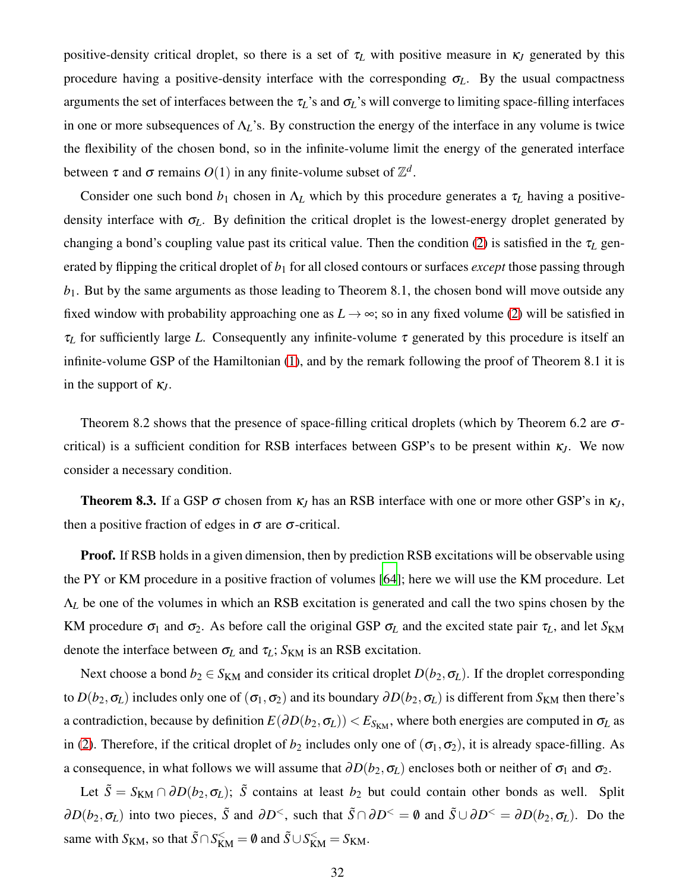positive-density critical droplet, so there is a set of $\tau_L$ with positive measure in $\kappa_J$ generated by this procedure having a positive-density interface with the corresponding $\sigma_L$. By the usual compactness arguments the set of interfaces between the $\tau_L$'s and $\sigma_L$'s will converge to limiting space-filling interfaces in one or more subsequences of $\Lambda_L$'s. By construction the energy of the interface in any volume is twice the flexibility of the chosen bond, so in the infinite-volume limit the energy of the generated interface between $\tau$ and $\sigma$ remains $O(1)$ in any finite-volume subset of $\mathbb{Z}^d$.

Consider one such bond $b_1$ chosen in $\Lambda_L$ which by this procedure generates a $\tau_L$ having a positive-density interface with $\sigma_L$. By definition the critical droplet is the lowest-energy droplet generated by changing a bond's coupling value past its critical value. Then the condition (2) is satisfied in the $\tau_L$ generated by flipping the critical droplet of $b_1$ for all closed contours or surfaces *except* those passing through $b_1$. But by the same arguments as those leading to Theorem 8.1, the chosen bond will move outside any fixed window with probability approaching one as $L \to \infty$; so in any fixed volume (2) will be satisfied in $\tau_L$ for sufficiently large $L$. Consequently any infinite-volume $\tau$ generated by this procedure is itself an infinite-volume GSP of the Hamiltonian (1), and by the remark following the proof of Theorem 8.1 it is in the support of $\kappa_J$.

Theorem 8.2 shows that the presence of space-filling critical droplets (which by Theorem 6.2 are $\sigma$-critical) is a sufficient condition for RSB interfaces between GSP's to be present within $\kappa_J$. We now consider a necessary condition.

**Theorem 8.3.** If a GSP $\sigma$ chosen from $\kappa_J$ has an RSB interface with one or more other GSP's in $\kappa_J$, then a positive fraction of edges in $\sigma$ are $\sigma$-critical.

**Proof.** If RSB holds in a given dimension, then by prediction RSB excitations will be observable using the PY or KM procedure in a positive fraction of volumes [64]; here we will use the KM procedure. Let $\Lambda_L$ be one of the volumes in which an RSB excitation is generated and call the two spins chosen by the KM procedure $\sigma_1$ and $\sigma_2$. As before call the original GSP $\sigma_L$ and the excited state pair $\tau_L$, and let $S_{\rm KM}$ denote the interface between $\sigma_L$ and $\tau_L$; $S_{\rm KM}$ is an RSB excitation.

Next choose a bond $b_2 \in S_{\rm KM}$ and consider its critical droplet $D(b_2, \sigma_L)$. If the droplet corresponding to $D(b_2, \sigma_L)$ includes only one of $(\sigma_1, \sigma_2)$ and its boundary $\partial D(b_2, \sigma_L)$ is different from $S_{\rm KM}$ then there's a contradiction, because by definition $E(\partial D(b_2, \sigma_L)) < E_{S_{\rm KM}}$, where both energies are computed in $\sigma_L$ as in (2). Therefore, if the critical droplet of $b_2$ includes only one of $(\sigma_1, \sigma_2)$, it is already space-filling. As a consequence, in what follows we will assume that $\partial D(b_2, \sigma_L)$ encloses both or neither of $\sigma_1$ and $\sigma_2$.

Let $\tilde{S} = S_{\rm KM} \cap \partial D(b_2, \sigma_L)$; $\tilde{S}$ contains at least $b_2$ but could contain other bonds as well. Split $\partial D(b_2, \sigma_L)$ into two pieces, $\tilde{S}$ and $\partial D^<$, such that $\tilde{S} \cap \partial D^< = \emptyset$ and $\tilde{S} \cup \partial D^< = \partial D(b_2, \sigma_L)$. Do the same with $S_{\rm KM}$, so that $\tilde{S} \cap S^<_{\rm KM} = \emptyset$ and $\tilde{S} \cup S^<_{\rm KM} = S_{\rm KM}$.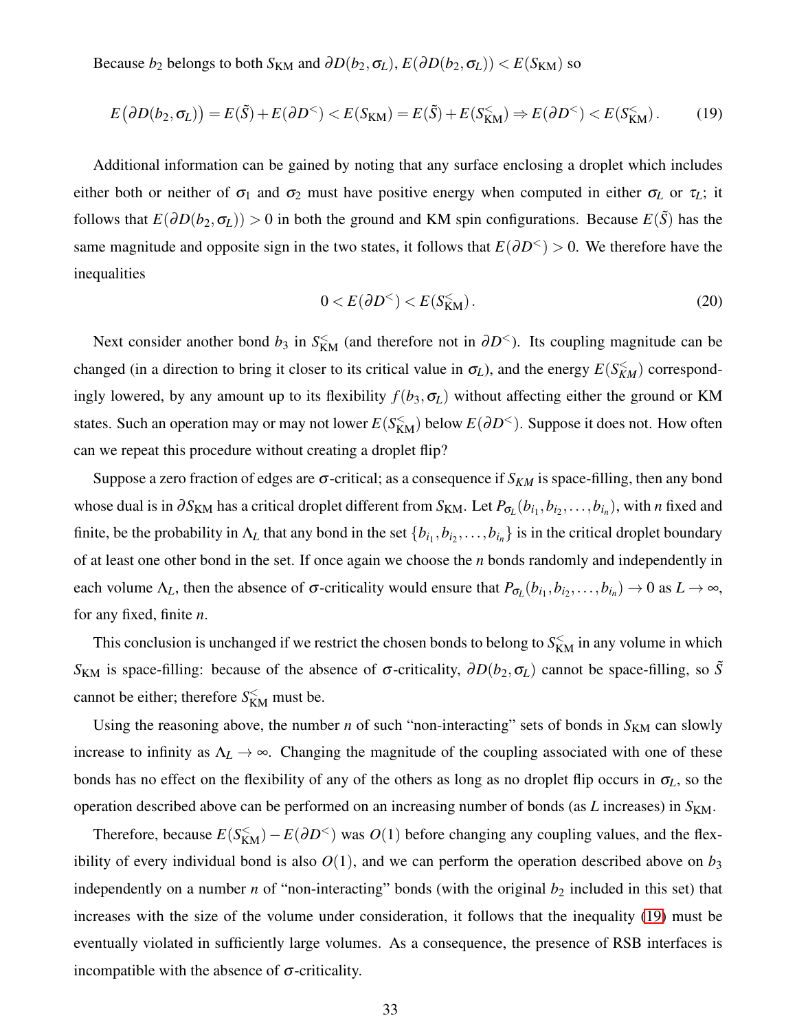Because $b_2$ belongs to both $S_{\rm KM}$ and $\partial D(b_2,\sigma_L)$, $E(\partial D(b_2,\sigma_L)) < E(S_{\rm KM})$ so

$$E\big(\partial D(b_2,\sigma_L)\big) = E(\tilde{S}) + E(\partial D^<) < E(S_{\rm KM}) = E(\tilde{S}) + E(S_{\rm KM}^<) \Rightarrow E(\partial D^<) < E(S_{\rm KM}^<)\,. \tag{19}$$

Additional information can be gained by noting that any surface enclosing a droplet which includes either both or neither of $\sigma_1$ and $\sigma_2$ must have positive energy when computed in either $\sigma_L$ or $\tau_L$; it follows that $E(\partial D(b_2,\sigma_L)) > 0$ in both the ground and KM spin configurations. Because $E(\tilde{S})$ has the same magnitude and opposite sign in the two states, it follows that $E(\partial D^<) > 0$. We therefore have the inequalities

$$0 < E(\partial D^<) < E(S_{\rm KM}^<)\,. \tag{20}$$

Next consider another bond $b_3$ in $S_{\rm KM}^<$ (and therefore not in $\partial D^<$). Its coupling magnitude can be changed (in a direction to bring it closer to its critical value in $\sigma_L$), and the energy $E(S_{KM}^<)$ correspondingly lowered, by any amount up to its flexibility $f(b_3,\sigma_L)$ without affecting either the ground or KM states. Such an operation may or may not lower $E(S_{\rm KM}^<)$ below $E(\partial D^<)$. Suppose it does not. How often can we repeat this procedure without creating a droplet flip?

Suppose a zero fraction of edges are $\sigma$-critical; as a consequence if $S_{KM}$ is space-filling, then any bond whose dual is in $\partial S_{\rm KM}$ has a critical droplet different from $S_{\rm KM}$. Let $P_{\sigma_L}(b_{i_1}, b_{i_2}, \ldots, b_{i_n})$, with $n$ fixed and finite, be the probability in $\Lambda_L$ that any bond in the set $\{b_{i_1}, b_{i_2}, \ldots, b_{i_n}\}$ is in the critical droplet boundary of at least one other bond in the set. If once again we choose the $n$ bonds randomly and independently in each volume $\Lambda_L$, then the absence of $\sigma$-criticality would ensure that $P_{\sigma_L}(b_{i_1}, b_{i_2}, \ldots, b_{i_n}) \to 0$ as $L \to \infty$, for any fixed, finite $n$.

This conclusion is unchanged if we restrict the chosen bonds to belong to $S_{\rm KM}^<$ in any volume in which $S_{\rm KM}$ is space-filling: because of the absence of $\sigma$-criticality, $\partial D(b_2,\sigma_L)$ cannot be space-filling, so $\tilde{S}$ cannot be either; therefore $S_{\rm KM}^<$ must be.

Using the reasoning above, the number $n$ of such "non-interacting" sets of bonds in $S_{\rm KM}$ can slowly increase to infinity as $\Lambda_L \to \infty$. Changing the magnitude of the coupling associated with one of these bonds has no effect on the flexibility of any of the others as long as no droplet flip occurs in $\sigma_L$, so the operation described above can be performed on an increasing number of bonds (as $L$ increases) in $S_{\rm KM}$.

Therefore, because $E(S_{\rm KM}^<) - E(\partial D^<)$ was $O(1)$ before changing any coupling values, and the flexibility of every individual bond is also $O(1)$, and we can perform the operation described above on $b_3$ independently on a number $n$ of "non-interacting" bonds (with the original $b_2$ included in this set) that increases with the size of the volume under consideration, it follows that the inequality (19) must be eventually violated in sufficiently large volumes. As a consequence, the presence of RSB interfaces is incompatible with the absence of $\sigma$-criticality.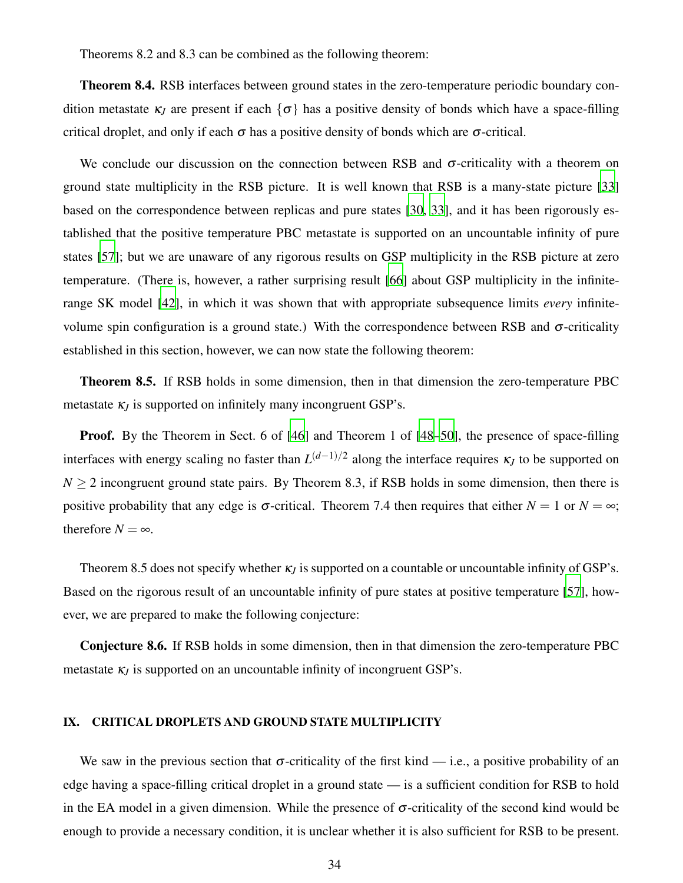Theorems 8.2 and 8.3 can be combined as the following theorem:

**Theorem 8.4.** RSB interfaces between ground states in the zero-temperature periodic boundary condition metastate $\kappa_J$ are present if each $\{\sigma\}$ has a positive density of bonds which have a space-filling critical droplet, and only if each $\sigma$ has a positive density of bonds which are $\sigma$-critical.

We conclude our discussion on the connection between RSB and $\sigma$-criticality with a theorem on ground state multiplicity in the RSB picture. It is well known that RSB is a many-state picture [33] based on the correspondence between replicas and pure states [30, 33], and it has been rigorously established that the positive temperature PBC metastate is supported on an uncountable infinity of pure states [57]; but we are unaware of any rigorous results on GSP multiplicity in the RSB picture at zero temperature. (There is, however, a rather surprising result [66] about GSP multiplicity in the infinite-range SK model [42], in which it was shown that with appropriate subsequence limits *every* infinite-volume spin configuration is a ground state.) With the correspondence between RSB and $\sigma$-criticality established in this section, however, we can now state the following theorem:

**Theorem 8.5.** If RSB holds in some dimension, then in that dimension the zero-temperature PBC metastate $\kappa_J$ is supported on infinitely many incongruent GSP's.

**Proof.** By the Theorem in Sect. 6 of [46] and Theorem 1 of [48–50], the presence of space-filling interfaces with energy scaling no faster than $L^{(d-1)/2}$ along the interface requires $\kappa_J$ to be supported on $N \geq 2$ incongruent ground state pairs. By Theorem 8.3, if RSB holds in some dimension, then there is positive probability that any edge is $\sigma$-critical. Theorem 7.4 then requires that either $N = 1$ or $N = \infty$; therefore $N = \infty$.

Theorem 8.5 does not specify whether $\kappa_J$ is supported on a countable or uncountable infinity of GSP's. Based on the rigorous result of an uncountable infinity of pure states at positive temperature [57], however, we are prepared to make the following conjecture:

**Conjecture 8.6.** If RSB holds in some dimension, then in that dimension the zero-temperature PBC metastate $\kappa_J$ is supported on an uncountable infinity of incongruent GSP's.

## IX. CRITICAL DROPLETS AND GROUND STATE MULTIPLICITY

We saw in the previous section that $\sigma$-criticality of the first kind — i.e., a positive probability of an edge having a space-filling critical droplet in a ground state — is a sufficient condition for RSB to hold in the EA model in a given dimension. While the presence of $\sigma$-criticality of the second kind would be enough to provide a necessary condition, it is unclear whether it is also sufficient for RSB to be present.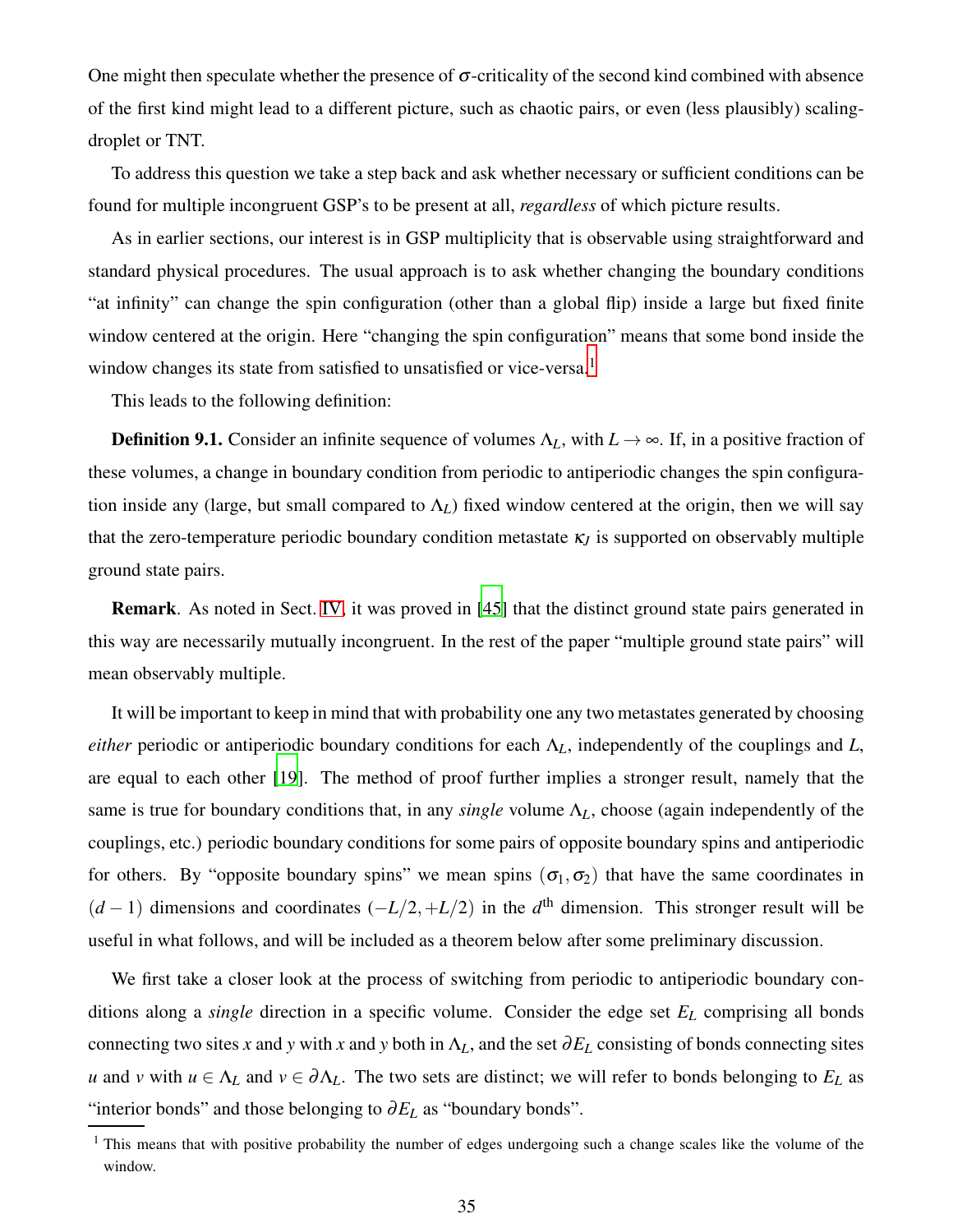One might then speculate whether the presence of $\sigma$-criticality of the second kind combined with absence of the first kind might lead to a different picture, such as chaotic pairs, or even (less plausibly) scaling-droplet or TNT.

To address this question we take a step back and ask whether necessary or sufficient conditions can be found for multiple incongruent GSP's to be present at all, *regardless* of which picture results.

As in earlier sections, our interest is in GSP multiplicity that is observable using straightforward and standard physical procedures. The usual approach is to ask whether changing the boundary conditions "at infinity" can change the spin configuration (other than a global flip) inside a large but fixed finite window centered at the origin. Here "changing the spin configuration" means that some bond inside the window changes its state from satisfied to unsatisfied or vice-versa.[1]

This leads to the following definition:

**Definition 9.1.** Consider an infinite sequence of volumes $\Lambda_L$, with $L \to \infty$. If, in a positive fraction of these volumes, a change in boundary condition from periodic to antiperiodic changes the spin configuration inside any (large, but small compared to $\Lambda_L$) fixed window centered at the origin, then we will say that the zero-temperature periodic boundary condition metastate $\kappa_J$ is supported on observably multiple ground state pairs.

**Remark**. As noted in Sect. IV, it was proved in [45] that the distinct ground state pairs generated in this way are necessarily mutually incongruent. In the rest of the paper "multiple ground state pairs" will mean observably multiple.

It will be important to keep in mind that with probability one any two metastates generated by choosing *either* periodic or antiperiodic boundary conditions for each $\Lambda_L$, independently of the couplings and $L$, are equal to each other [19]. The method of proof further implies a stronger result, namely that the same is true for boundary conditions that, in any *single* volume $\Lambda_L$, choose (again independently of the couplings, etc.) periodic boundary conditions for some pairs of opposite boundary spins and antiperiodic for others. By "opposite boundary spins" we mean spins $(\sigma_1, \sigma_2)$ that have the same coordinates in $(d-1)$ dimensions and coordinates $(-L/2, +L/2)$ in the $d^{\text{th}}$ dimension. This stronger result will be useful in what follows, and will be included as a theorem below after some preliminary discussion.

We first take a closer look at the process of switching from periodic to antiperiodic boundary conditions along a *single* direction in a specific volume. Consider the edge set $E_L$ comprising all bonds connecting two sites $x$ and $y$ with $x$ and $y$ both in $\Lambda_L$, and the set $\partial E_L$ consisting of bonds connecting sites $u$ and $v$ with $u \in \Lambda_L$ and $v \in \partial\Lambda_L$. The two sets are distinct; we will refer to bonds belonging to $E_L$ as "interior bonds" and those belonging to $\partial E_L$ as "boundary bonds".

[1] This means that with positive probability the number of edges undergoing such a change scales like the volume of the window.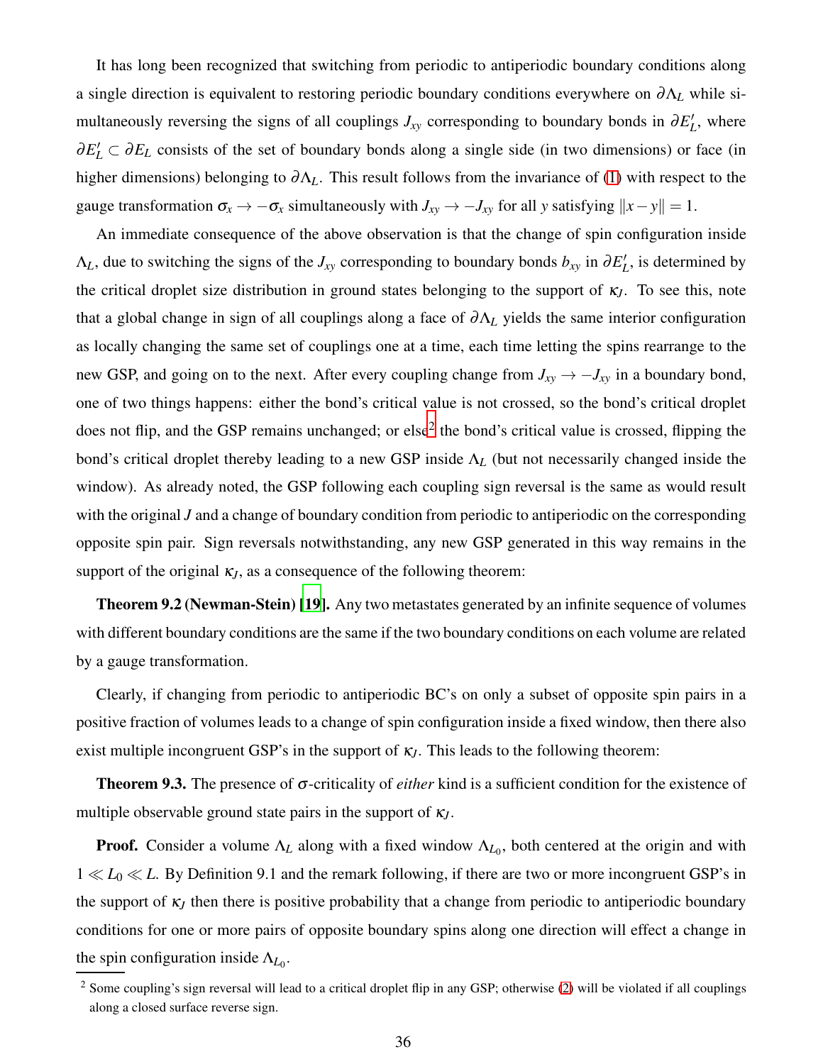It has long been recognized that switching from periodic to antiperiodic boundary conditions along a single direction is equivalent to restoring periodic boundary conditions everywhere on $\partial\Lambda_L$ while simultaneously reversing the signs of all couplings $J_{xy}$ corresponding to boundary bonds in $\partial E'_L$, where $\partial E'_L \subset \partial E_L$ consists of the set of boundary bonds along a single side (in two dimensions) or face (in higher dimensions) belonging to $\partial\Lambda_L$. This result follows from the invariance of (1) with respect to the gauge transformation $\sigma_x \to -\sigma_x$ simultaneously with $J_{xy} \to -J_{xy}$ for all $y$ satisfying $\|x-y\| = 1$.

An immediate consequence of the above observation is that the change of spin configuration inside $\Lambda_L$, due to switching the signs of the $J_{xy}$ corresponding to boundary bonds $b_{xy}$ in $\partial E'_L$, is determined by the critical droplet size distribution in ground states belonging to the support of $\kappa_J$. To see this, note that a global change in sign of all couplings along a face of $\partial\Lambda_L$ yields the same interior configuration as locally changing the same set of couplings one at a time, each time letting the spins rearrange to the new GSP, and going on to the next. After every coupling change from $J_{xy} \to -J_{xy}$ in a boundary bond, one of two things happens: either the bond's critical value is not crossed, so the bond's critical droplet does not flip, and the GSP remains unchanged; or else[2] the bond's critical value is crossed, flipping the bond's critical droplet thereby leading to a new GSP inside $\Lambda_L$ (but not necessarily changed inside the window). As already noted, the GSP following each coupling sign reversal is the same as would result with the original $J$ and a change of boundary condition from periodic to antiperiodic on the corresponding opposite spin pair. Sign reversals notwithstanding, any new GSP generated in this way remains in the support of the original $\kappa_J$, as a consequence of the following theorem:

**Theorem 9.2 (Newman-Stein) [19].** Any two metastates generated by an infinite sequence of volumes with different boundary conditions are the same if the two boundary conditions on each volume are related by a gauge transformation.

Clearly, if changing from periodic to antiperiodic BC's on only a subset of opposite spin pairs in a positive fraction of volumes leads to a change of spin configuration inside a fixed window, then there also exist multiple incongruent GSP's in the support of $\kappa_J$. This leads to the following theorem:

**Theorem 9.3.** The presence of $\sigma$-criticality of *either* kind is a sufficient condition for the existence of multiple observable ground state pairs in the support of $\kappa_J$.

**Proof.** Consider a volume $\Lambda_L$ along with a fixed window $\Lambda_{L_0}$, both centered at the origin and with $1 \ll L_0 \ll L$. By Definition 9.1 and the remark following, if there are two or more incongruent GSP's in the support of $\kappa_J$ then there is positive probability that a change from periodic to antiperiodic boundary conditions for one or more pairs of opposite boundary spins along one direction will effect a change in the spin configuration inside $\Lambda_{L_0}$.

[2] Some coupling's sign reversal will lead to a critical droplet flip in any GSP; otherwise (2) will be violated if all couplings along a closed surface reverse sign.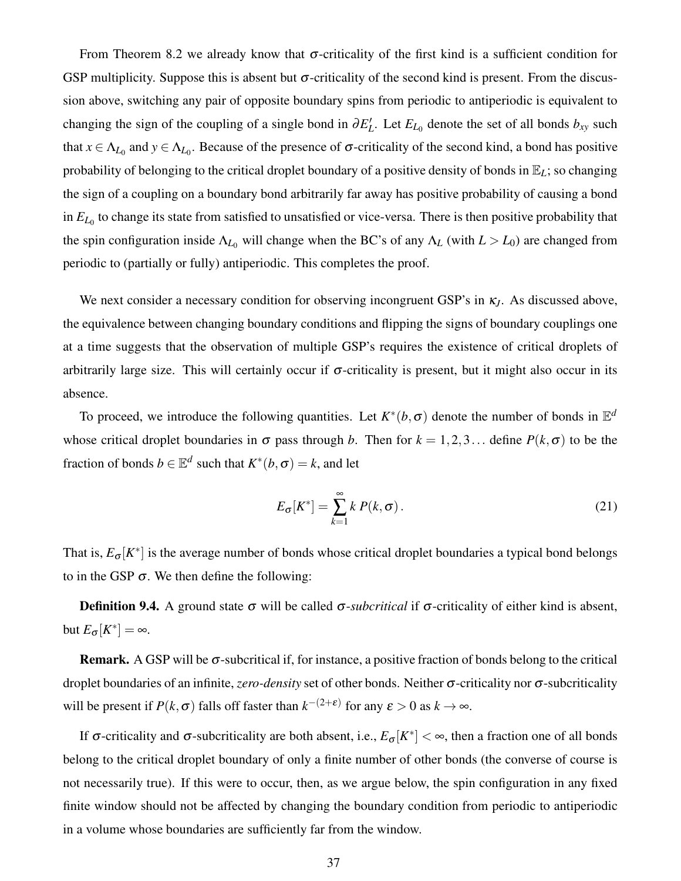From Theorem 8.2 we already know that $\sigma$-criticality of the first kind is a sufficient condition for GSP multiplicity. Suppose this is absent but $\sigma$-criticality of the second kind is present. From the discussion above, switching any pair of opposite boundary spins from periodic to antiperiodic is equivalent to changing the sign of the coupling of a single bond in $\partial E'_L$. Let $E_{L_0}$ denote the set of all bonds $b_{xy}$ such that $x \in \Lambda_{L_0}$ and $y \in \Lambda_{L_0}$. Because of the presence of $\sigma$-criticality of the second kind, a bond has positive probability of belonging to the critical droplet boundary of a positive density of bonds in $\mathbb{E}_L$; so changing the sign of a coupling on a boundary bond arbitrarily far away has positive probability of causing a bond in $E_{L_0}$ to change its state from satisfied to unsatisfied or vice-versa. There is then positive probability that the spin configuration inside $\Lambda_{L_0}$ will change when the BC's of any $\Lambda_L$ (with $L > L_0$) are changed from periodic to (partially or fully) antiperiodic. This completes the proof.

We next consider a necessary condition for observing incongruent GSP's in $\kappa_J$. As discussed above, the equivalence between changing boundary conditions and flipping the signs of boundary couplings one at a time suggests that the observation of multiple GSP's requires the existence of critical droplets of arbitrarily large size. This will certainly occur if $\sigma$-criticality is present, but it might also occur in its absence.

To proceed, we introduce the following quantities. Let $K^*(b,\sigma)$ denote the number of bonds in $\mathbb{E}^d$ whose critical droplet boundaries in $\sigma$ pass through $b$. Then for $k = 1,2,3\ldots$ define $P(k,\sigma)$ to be the fraction of bonds $b \in \mathbb{E}^d$ such that $K^*(b,\sigma) = k$, and let

$$E_\sigma[K^*] = \sum_{k=1}^{\infty} k\, P(k,\sigma)\,. \tag{21}$$

That is, $E_\sigma[K^*]$ is the average number of bonds whose critical droplet boundaries a typical bond belongs to in the GSP $\sigma$. We then define the following:

**Definition 9.4.** A ground state $\sigma$ will be called *$\sigma$-subcritical* if $\sigma$-criticality of either kind is absent, but $E_\sigma[K^*] = \infty$.

**Remark.** A GSP will be $\sigma$-subcritical if, for instance, a positive fraction of bonds belong to the critical droplet boundaries of an infinite, *zero-density* set of other bonds. Neither $\sigma$-criticality nor $\sigma$-subcriticality will be present if $P(k,\sigma)$ falls off faster than $k^{-(2+\varepsilon)}$ for any $\varepsilon > 0$ as $k \to \infty$.

If $\sigma$-criticality and $\sigma$-subcriticality are both absent, i.e., $E_\sigma[K^*] < \infty$, then a fraction one of all bonds belong to the critical droplet boundary of only a finite number of other bonds (the converse of course is not necessarily true). If this were to occur, then, as we argue below, the spin configuration in any fixed finite window should not be affected by changing the boundary condition from periodic to antiperiodic in a volume whose boundaries are sufficiently far from the window.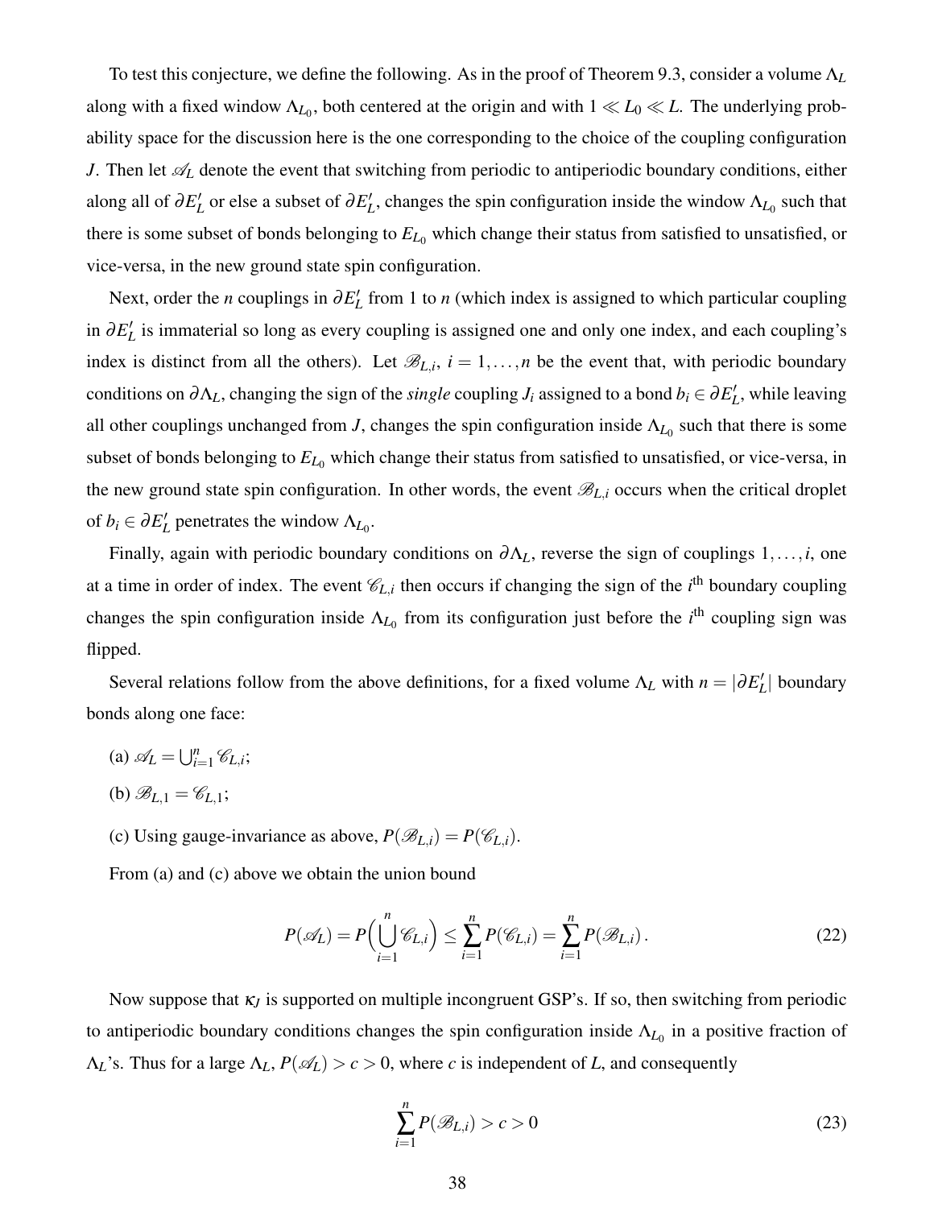To test this conjecture, we define the following. As in the proof of Theorem 9.3, consider a volume $\Lambda_L$ along with a fixed window $\Lambda_{L_0}$, both centered at the origin and with $1 \ll L_0 \ll L$. The underlying probability space for the discussion here is the one corresponding to the choice of the coupling configuration $J$. Then let $\mathscr{A}_L$ denote the event that switching from periodic to antiperiodic boundary conditions, either along all of $\partial E'_L$ or else a subset of $\partial E'_L$, changes the spin configuration inside the window $\Lambda_{L_0}$ such that there is some subset of bonds belonging to $E_{L_0}$ which change their status from satisfied to unsatisfied, or vice-versa, in the new ground state spin configuration.

Next, order the $n$ couplings in $\partial E'_L$ from 1 to $n$ (which index is assigned to which particular coupling in $\partial E'_L$ is immaterial so long as every coupling is assigned one and only one index, and each coupling's index is distinct from all the others). Let $\mathscr{B}_{L,i}$, $i = 1, \ldots, n$ be the event that, with periodic boundary conditions on $\partial \Lambda_L$, changing the sign of the *single* coupling $J_i$ assigned to a bond $b_i \in \partial E'_L$, while leaving all other couplings unchanged from $J$, changes the spin configuration inside $\Lambda_{L_0}$ such that there is some subset of bonds belonging to $E_{L_0}$ which change their status from satisfied to unsatisfied, or vice-versa, in the new ground state spin configuration. In other words, the event $\mathscr{B}_{L,i}$ occurs when the critical droplet of $b_i \in \partial E'_L$ penetrates the window $\Lambda_{L_0}$.

Finally, again with periodic boundary conditions on $\partial \Lambda_L$, reverse the sign of couplings $1, \ldots, i$, one at a time in order of index. The event $\mathscr{C}_{L,i}$ then occurs if changing the sign of the $i^{\text{th}}$ boundary coupling changes the spin configuration inside $\Lambda_{L_0}$ from its configuration just before the $i^{\text{th}}$ coupling sign was flipped.

Several relations follow from the above definitions, for a fixed volume $\Lambda_L$ with $n = |\partial E'_L|$ boundary bonds along one face:

(a) $\mathscr{A}_L = \bigcup_{i=1}^{n} \mathscr{C}_{L,i}$;

(b) $\mathscr{B}_{L,1} = \mathscr{C}_{L,1}$;

(c) Using gauge-invariance as above, $P(\mathscr{B}_{L,i}) = P(\mathscr{C}_{L,i})$.

From (a) and (c) above we obtain the union bound

$$P(\mathscr{A}_L) = P\Big(\bigcup_{i=1}^{n} \mathscr{C}_{L,i}\Big) \leq \sum_{i=1}^{n} P(\mathscr{C}_{L,i}) = \sum_{i=1}^{n} P(\mathscr{B}_{L,i}) \,. \tag{22}$$

Now suppose that $\kappa_J$ is supported on multiple incongruent GSP's. If so, then switching from periodic to antiperiodic boundary conditions changes the spin configuration inside $\Lambda_{L_0}$ in a positive fraction of $\Lambda_L$'s. Thus for a large $\Lambda_L$, $P(\mathscr{A}_L) > c > 0$, where $c$ is independent of $L$, and consequently

$$\sum_{i=1}^{n} P(\mathscr{B}_{L,i}) > c > 0 \tag{23}$$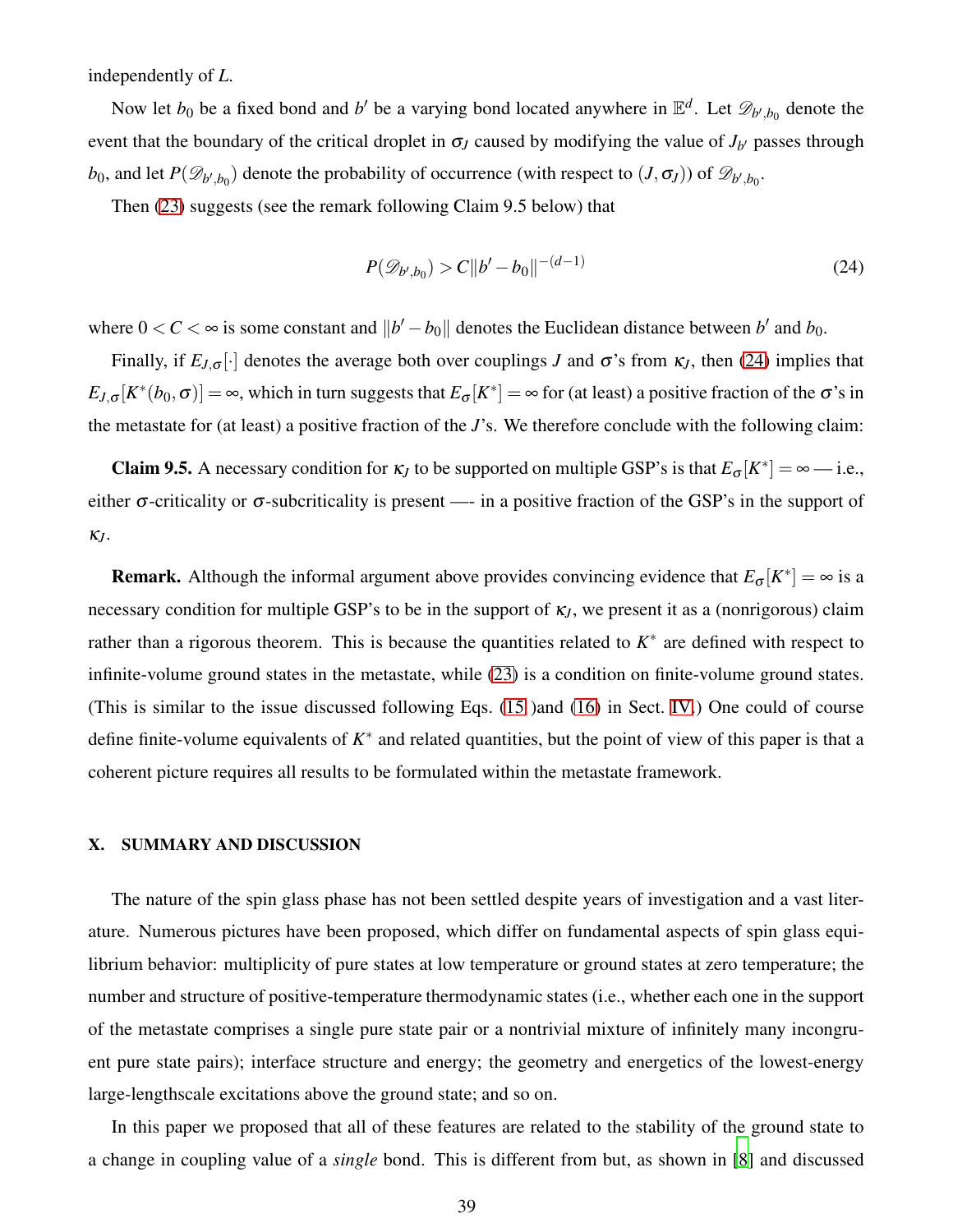independently of $L$.

Now let $b_0$ be a fixed bond and $b'$ be a varying bond located anywhere in $\mathbb{E}^d$. Let $\mathscr{D}_{b',b_0}$ denote the event that the boundary of the critical droplet in $\sigma_J$ caused by modifying the value of $J_{b'}$ passes through $b_0$, and let $P(\mathscr{D}_{b',b_0})$ denote the probability of occurrence (with respect to $(J,\sigma_J)$) of $\mathscr{D}_{b',b_0}$.

Then (23) suggests (see the remark following Claim 9.5 below) that

$$P(\mathscr{D}_{b',b_0}) > C\|b' - b_0\|^{-(d-1)} \tag{24}$$

where $0 < C < \infty$ is some constant and $\|b' - b_0\|$ denotes the Euclidean distance between $b'$ and $b_0$.

Finally, if $E_{J,\sigma}[\cdot]$ denotes the average both over couplings $J$ and $\sigma$'s from $\kappa_J$, then (24) implies that $E_{J,\sigma}[K^*(b_0,\sigma)] = \infty$, which in turn suggests that $E_\sigma[K^*] = \infty$ for (at least) a positive fraction of the $\sigma$'s in the metastate for (at least) a positive fraction of the $J$'s. We therefore conclude with the following claim:

**Claim 9.5.** A necessary condition for $\kappa_J$ to be supported on multiple GSP's is that $E_\sigma[K^*] = \infty$ — i.e., either $\sigma$-criticality or $\sigma$-subcriticality is present —- in a positive fraction of the GSP's in the support of $\kappa_J$.

**Remark.** Although the informal argument above provides convincing evidence that $E_\sigma[K^*] = \infty$ is a necessary condition for multiple GSP's to be in the support of $\kappa_J$, we present it as a (nonrigorous) claim rather than a rigorous theorem. This is because the quantities related to $K^*$ are defined with respect to infinite-volume ground states in the metastate, while (23) is a condition on finite-volume ground states. (This is similar to the issue discussed following Eqs. (15 )and (16) in Sect. IV.) One could of course define finite-volume equivalents of $K^*$ and related quantities, but the point of view of this paper is that a coherent picture requires all results to be formulated within the metastate framework.

## X. SUMMARY AND DISCUSSION

The nature of the spin glass phase has not been settled despite years of investigation and a vast literature. Numerous pictures have been proposed, which differ on fundamental aspects of spin glass equilibrium behavior: multiplicity of pure states at low temperature or ground states at zero temperature; the number and structure of positive-temperature thermodynamic states (i.e., whether each one in the support of the metastate comprises a single pure state pair or a nontrivial mixture of infinitely many incongruent pure state pairs); interface structure and energy; the geometry and energetics of the lowest-energy large-lengthscale excitations above the ground state; and so on.

In this paper we proposed that all of these features are related to the stability of the ground state to a change in coupling value of a *single* bond. This is different from but, as shown in [8] and discussed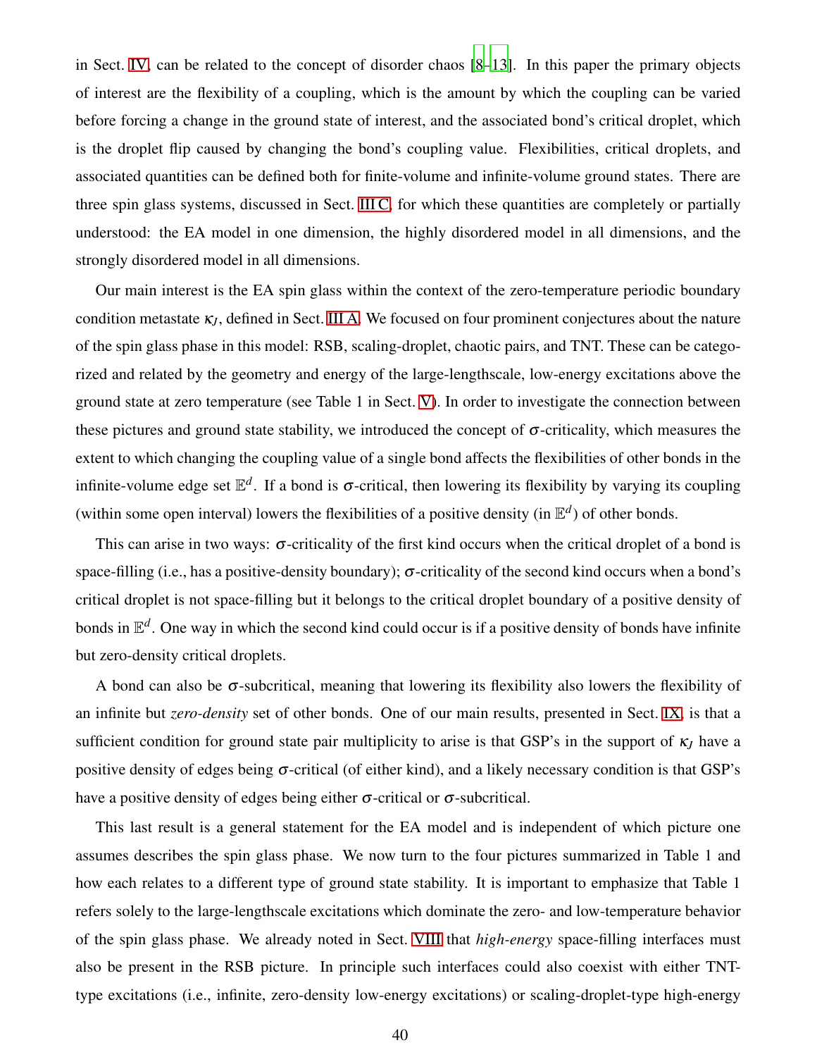in Sect. IV, can be related to the concept of disorder chaos [8–13]. In this paper the primary objects of interest are the flexibility of a coupling, which is the amount by which the coupling can be varied before forcing a change in the ground state of interest, and the associated bond's critical droplet, which is the droplet flip caused by changing the bond's coupling value. Flexibilities, critical droplets, and associated quantities can be defined both for finite-volume and infinite-volume ground states. There are three spin glass systems, discussed in Sect. III C, for which these quantities are completely or partially understood: the EA model in one dimension, the highly disordered model in all dimensions, and the strongly disordered model in all dimensions.

Our main interest is the EA spin glass within the context of the zero-temperature periodic boundary condition metastate $\kappa_J$, defined in Sect. III A. We focused on four prominent conjectures about the nature of the spin glass phase in this model: RSB, scaling-droplet, chaotic pairs, and TNT. These can be categorized and related by the geometry and energy of the large-lengthscale, low-energy excitations above the ground state at zero temperature (see Table 1 in Sect. V). In order to investigate the connection between these pictures and ground state stability, we introduced the concept of $\sigma$-criticality, which measures the extent to which changing the coupling value of a single bond affects the flexibilities of other bonds in the infinite-volume edge set $\mathbb{E}^d$. If a bond is $\sigma$-critical, then lowering its flexibility by varying its coupling (within some open interval) lowers the flexibilities of a positive density (in $\mathbb{E}^d$) of other bonds.

This can arise in two ways: $\sigma$-criticality of the first kind occurs when the critical droplet of a bond is space-filling (i.e., has a positive-density boundary); $\sigma$-criticality of the second kind occurs when a bond's critical droplet is not space-filling but it belongs to the critical droplet boundary of a positive density of bonds in $\mathbb{E}^d$. One way in which the second kind could occur is if a positive density of bonds have infinite but zero-density critical droplets.

A bond can also be $\sigma$-subcritical, meaning that lowering its flexibility also lowers the flexibility of an infinite but *zero-density* set of other bonds. One of our main results, presented in Sect. IX, is that a sufficient condition for ground state pair multiplicity to arise is that GSP's in the support of $\kappa_J$ have a positive density of edges being $\sigma$-critical (of either kind), and a likely necessary condition is that GSP's have a positive density of edges being either $\sigma$-critical or $\sigma$-subcritical.

This last result is a general statement for the EA model and is independent of which picture one assumes describes the spin glass phase. We now turn to the four pictures summarized in Table 1 and how each relates to a different type of ground state stability. It is important to emphasize that Table 1 refers solely to the large-lengthscale excitations which dominate the zero- and low-temperature behavior of the spin glass phase. We already noted in Sect. VIII that *high-energy* space-filling interfaces must also be present in the RSB picture. In principle such interfaces could also coexist with either TNT-type excitations (i.e., infinite, zero-density low-energy excitations) or scaling-droplet-type high-energy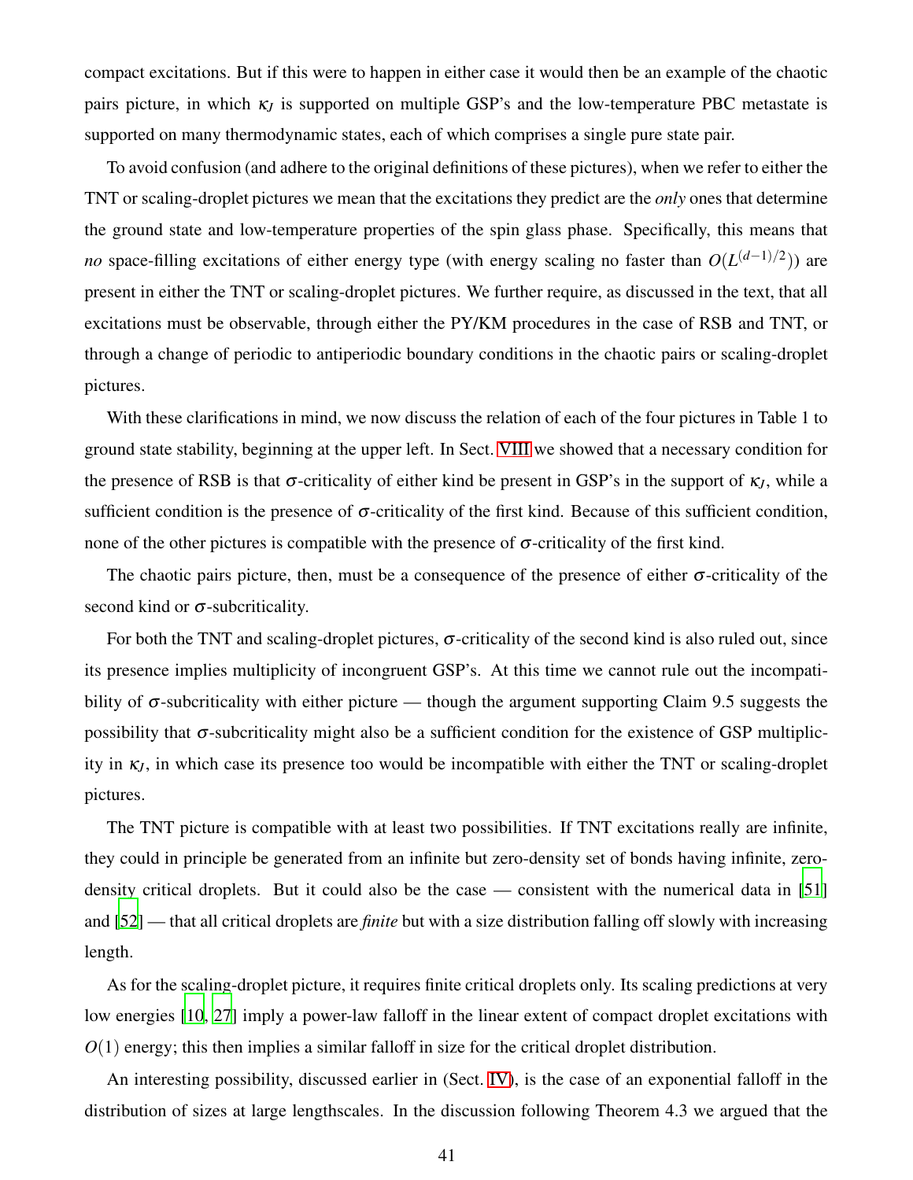compact excitations. But if this were to happen in either case it would then be an example of the chaotic pairs picture, in which $\kappa_J$ is supported on multiple GSP's and the low-temperature PBC metastate is supported on many thermodynamic states, each of which comprises a single pure state pair.

To avoid confusion (and adhere to the original definitions of these pictures), when we refer to either the TNT or scaling-droplet pictures we mean that the excitations they predict are the *only* ones that determine the ground state and low-temperature properties of the spin glass phase. Specifically, this means that *no* space-filling excitations of either energy type (with energy scaling no faster than $O(L^{(d-1)/2})$) are present in either the TNT or scaling-droplet pictures. We further require, as discussed in the text, that all excitations must be observable, through either the PY/KM procedures in the case of RSB and TNT, or through a change of periodic to antiperiodic boundary conditions in the chaotic pairs or scaling-droplet pictures.

With these clarifications in mind, we now discuss the relation of each of the four pictures in Table 1 to ground state stability, beginning at the upper left. In Sect. VIII we showed that a necessary condition for the presence of RSB is that $\sigma$-criticality of either kind be present in GSP's in the support of $\kappa_J$, while a sufficient condition is the presence of $\sigma$-criticality of the first kind. Because of this sufficient condition, none of the other pictures is compatible with the presence of $\sigma$-criticality of the first kind.

The chaotic pairs picture, then, must be a consequence of the presence of either $\sigma$-criticality of the second kind or $\sigma$-subcriticality.

For both the TNT and scaling-droplet pictures, $\sigma$-criticality of the second kind is also ruled out, since its presence implies multiplicity of incongruent GSP's. At this time we cannot rule out the incompatibility of $\sigma$-subcriticality with either picture — though the argument supporting Claim 9.5 suggests the possibility that $\sigma$-subcriticality might also be a sufficient condition for the existence of GSP multiplicity in $\kappa_J$, in which case its presence too would be incompatible with either the TNT or scaling-droplet pictures.

The TNT picture is compatible with at least two possibilities. If TNT excitations really are infinite, they could in principle be generated from an infinite but zero-density set of bonds having infinite, zero-density critical droplets. But it could also be the case — consistent with the numerical data in [51] and [52] — that all critical droplets are *finite* but with a size distribution falling off slowly with increasing length.

As for the scaling-droplet picture, it requires finite critical droplets only. Its scaling predictions at very low energies [10, 27] imply a power-law falloff in the linear extent of compact droplet excitations with $O(1)$ energy; this then implies a similar falloff in size for the critical droplet distribution.

An interesting possibility, discussed earlier in (Sect. IV), is the case of an exponential falloff in the distribution of sizes at large lengthscales. In the discussion following Theorem 4.3 we argued that the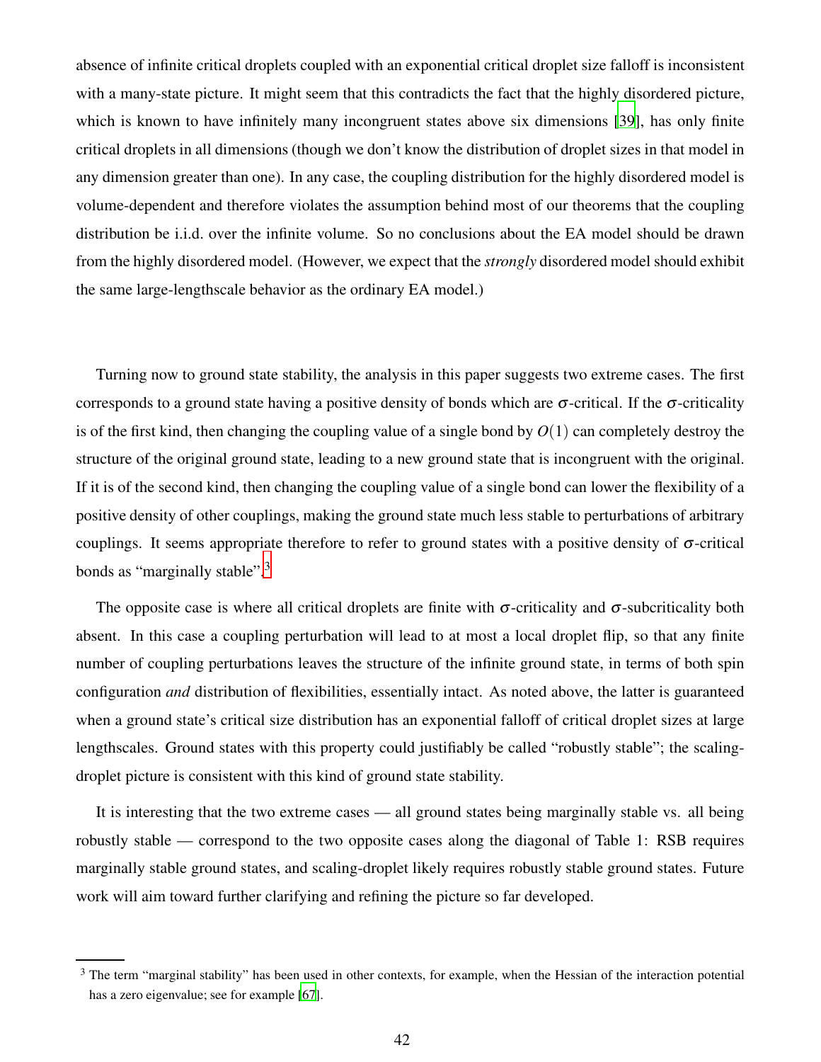absence of infinite critical droplets coupled with an exponential critical droplet size falloff is inconsistent with a many-state picture. It might seem that this contradicts the fact that the highly disordered picture, which is known to have infinitely many incongruent states above six dimensions [39], has only finite critical droplets in all dimensions (though we don't know the distribution of droplet sizes in that model in any dimension greater than one). In any case, the coupling distribution for the highly disordered model is volume-dependent and therefore violates the assumption behind most of our theorems that the coupling distribution be i.i.d. over the infinite volume. So no conclusions about the EA model should be drawn from the highly disordered model. (However, we expect that the *strongly* disordered model should exhibit the same large-lengthscale behavior as the ordinary EA model.)

Turning now to ground state stability, the analysis in this paper suggests two extreme cases. The first corresponds to a ground state having a positive density of bonds which are $\sigma$-critical. If the $\sigma$-criticality is of the first kind, then changing the coupling value of a single bond by $O(1)$ can completely destroy the structure of the original ground state, leading to a new ground state that is incongruent with the original. If it is of the second kind, then changing the coupling value of a single bond can lower the flexibility of a positive density of other couplings, making the ground state much less stable to perturbations of arbitrary couplings. It seems appropriate therefore to refer to ground states with a positive density of $\sigma$-critical bonds as "marginally stable".[3]

The opposite case is where all critical droplets are finite with $\sigma$-criticality and $\sigma$-subcriticality both absent. In this case a coupling perturbation will lead to at most a local droplet flip, so that any finite number of coupling perturbations leaves the structure of the infinite ground state, in terms of both spin configuration *and* distribution of flexibilities, essentially intact. As noted above, the latter is guaranteed when a ground state's critical size distribution has an exponential falloff of critical droplet sizes at large lengthscales. Ground states with this property could justifiably be called "robustly stable"; the scaling-droplet picture is consistent with this kind of ground state stability.

It is interesting that the two extreme cases — all ground states being marginally stable vs. all being robustly stable — correspond to the two opposite cases along the diagonal of Table 1: RSB requires marginally stable ground states, and scaling-droplet likely requires robustly stable ground states. Future work will aim toward further clarifying and refining the picture so far developed.

---

[3] The term "marginal stability" has been used in other contexts, for example, when the Hessian of the interaction potential has a zero eigenvalue; see for example [67].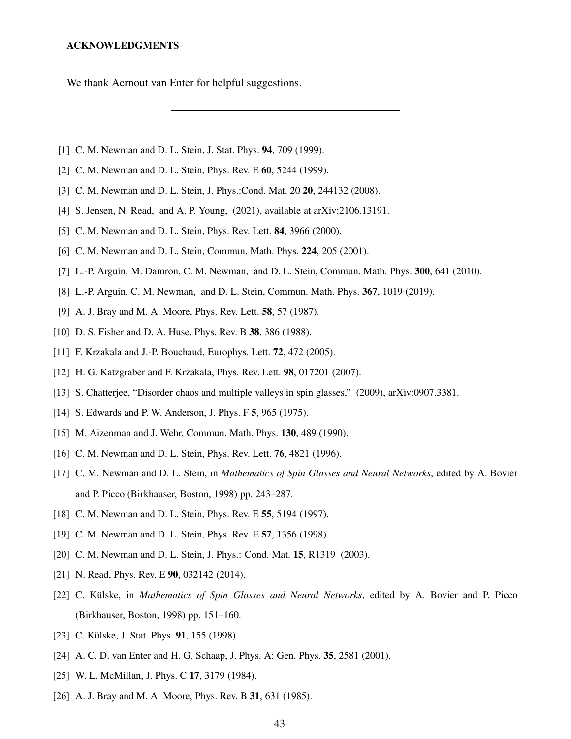## ACKNOWLEDGMENTS

We thank Aernout van Enter for helpful suggestions.

---

[1] C. M. Newman and D. L. Stein, J. Stat. Phys. **94**, 709 (1999).

[2] C. M. Newman and D. L. Stein, Phys. Rev. E **60**, 5244 (1999).

[3] C. M. Newman and D. L. Stein, J. Phys.:Cond. Mat. 20 **20**, 244132 (2008).

[4] S. Jensen, N. Read, and A. P. Young, (2021), available at arXiv:2106.13191.

[5] C. M. Newman and D. L. Stein, Phys. Rev. Lett. **84**, 3966 (2000).

[6] C. M. Newman and D. L. Stein, Commun. Math. Phys. **224**, 205 (2001).

[7] L.-P. Arguin, M. Damron, C. M. Newman, and D. L. Stein, Commun. Math. Phys. **300**, 641 (2010).

[8] L.-P. Arguin, C. M. Newman, and D. L. Stein, Commun. Math. Phys. **367**, 1019 (2019).

[9] A. J. Bray and M. A. Moore, Phys. Rev. Lett. **58**, 57 (1987).

[10] D. S. Fisher and D. A. Huse, Phys. Rev. B **38**, 386 (1988).

[11] F. Krzakala and J.-P. Bouchaud, Europhys. Lett. **72**, 472 (2005).

[12] H. G. Katzgraber and F. Krzakala, Phys. Rev. Lett. **98**, 017201 (2007).

[13] S. Chatterjee, "Disorder chaos and multiple valleys in spin glasses," (2009), arXiv:0907.3381.

[14] S. Edwards and P. W. Anderson, J. Phys. F **5**, 965 (1975).

[15] M. Aizenman and J. Wehr, Commun. Math. Phys. **130**, 489 (1990).

[16] C. M. Newman and D. L. Stein, Phys. Rev. Lett. **76**, 4821 (1996).

[17] C. M. Newman and D. L. Stein, in *Mathematics of Spin Glasses and Neural Networks*, edited by A. Bovier and P. Picco (Birkhauser, Boston, 1998) pp. 243–287.

[18] C. M. Newman and D. L. Stein, Phys. Rev. E **55**, 5194 (1997).

[19] C. M. Newman and D. L. Stein, Phys. Rev. E **57**, 1356 (1998).

[20] C. M. Newman and D. L. Stein, J. Phys.: Cond. Mat. **15**, R1319 (2003).

[21] N. Read, Phys. Rev. E **90**, 032142 (2014).

[22] C. Külske, in *Mathematics of Spin Glasses and Neural Networks*, edited by A. Bovier and P. Picco (Birkhauser, Boston, 1998) pp. 151–160.

[23] C. Külske, J. Stat. Phys. **91**, 155 (1998).

[24] A. C. D. van Enter and H. G. Schaap, J. Phys. A: Gen. Phys. **35**, 2581 (2001).

[25] W. L. McMillan, J. Phys. C **17**, 3179 (1984).

[26] A. J. Bray and M. A. Moore, Phys. Rev. B **31**, 631 (1985).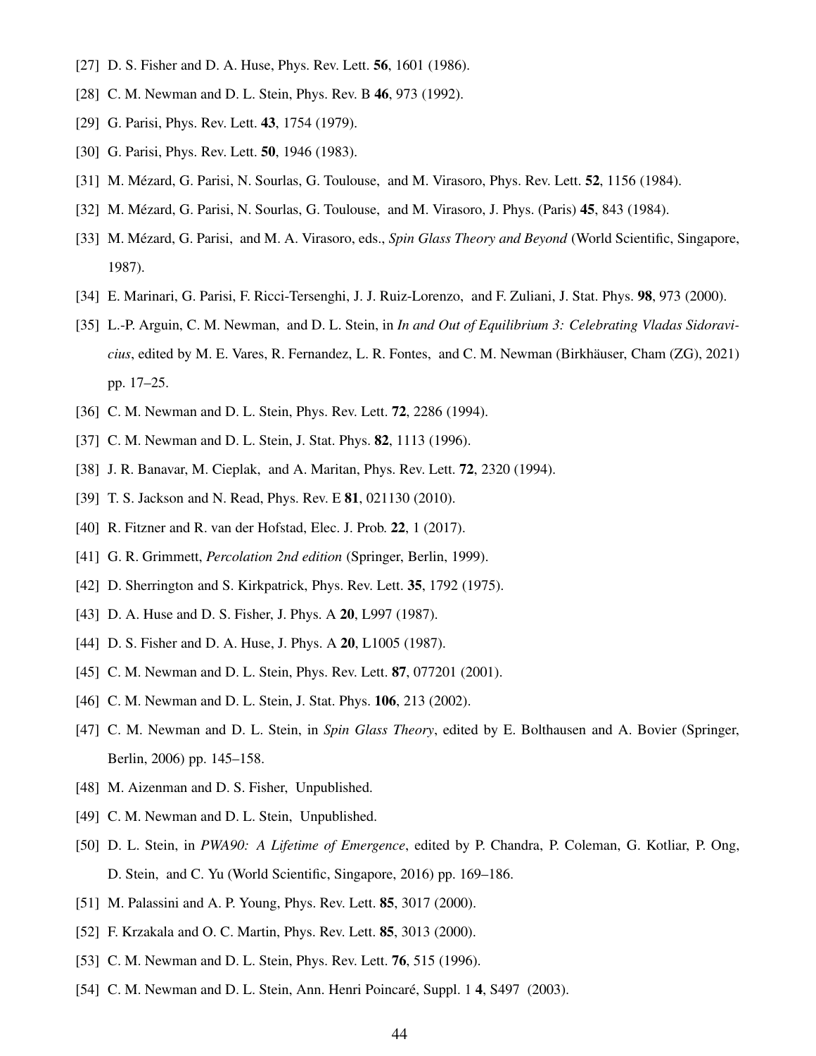[27] D. S. Fisher and D. A. Huse, Phys. Rev. Lett. **56**, 1601 (1986).

[28] C. M. Newman and D. L. Stein, Phys. Rev. B **46**, 973 (1992).

[29] G. Parisi, Phys. Rev. Lett. **43**, 1754 (1979).

[30] G. Parisi, Phys. Rev. Lett. **50**, 1946 (1983).

[31] M. Mézard, G. Parisi, N. Sourlas, G. Toulouse, and M. Virasoro, Phys. Rev. Lett. **52**, 1156 (1984).

[32] M. Mézard, G. Parisi, N. Sourlas, G. Toulouse, and M. Virasoro, J. Phys. (Paris) **45**, 843 (1984).

[33] M. Mézard, G. Parisi, and M. A. Virasoro, eds., *Spin Glass Theory and Beyond* (World Scientific, Singapore, 1987).

[34] E. Marinari, G. Parisi, F. Ricci-Tersenghi, J. J. Ruiz-Lorenzo, and F. Zuliani, J. Stat. Phys. **98**, 973 (2000).

[35] L.-P. Arguin, C. M. Newman, and D. L. Stein, in *In and Out of Equilibrium 3: Celebrating Vladas Sidoravicius*, edited by M. E. Vares, R. Fernandez, L. R. Fontes, and C. M. Newman (Birkhäuser, Cham (ZG), 2021) pp. 17–25.

[36] C. M. Newman and D. L. Stein, Phys. Rev. Lett. **72**, 2286 (1994).

[37] C. M. Newman and D. L. Stein, J. Stat. Phys. **82**, 1113 (1996).

[38] J. R. Banavar, M. Cieplak, and A. Maritan, Phys. Rev. Lett. **72**, 2320 (1994).

[39] T. S. Jackson and N. Read, Phys. Rev. E **81**, 021130 (2010).

[40] R. Fitzner and R. van der Hofstad, Elec. J. Prob. **22**, 1 (2017).

[41] G. R. Grimmett, *Percolation 2nd edition* (Springer, Berlin, 1999).

[42] D. Sherrington and S. Kirkpatrick, Phys. Rev. Lett. **35**, 1792 (1975).

[43] D. A. Huse and D. S. Fisher, J. Phys. A **20**, L997 (1987).

[44] D. S. Fisher and D. A. Huse, J. Phys. A **20**, L1005 (1987).

[45] C. M. Newman and D. L. Stein, Phys. Rev. Lett. **87**, 077201 (2001).

[46] C. M. Newman and D. L. Stein, J. Stat. Phys. **106**, 213 (2002).

[47] C. M. Newman and D. L. Stein, in *Spin Glass Theory*, edited by E. Bolthausen and A. Bovier (Springer, Berlin, 2006) pp. 145–158.

[48] M. Aizenman and D. S. Fisher, Unpublished.

[49] C. M. Newman and D. L. Stein, Unpublished.

[50] D. L. Stein, in *PWA90: A Lifetime of Emergence*, edited by P. Chandra, P. Coleman, G. Kotliar, P. Ong, D. Stein, and C. Yu (World Scientific, Singapore, 2016) pp. 169–186.

[51] M. Palassini and A. P. Young, Phys. Rev. Lett. **85**, 3017 (2000).

[52] F. Krzakala and O. C. Martin, Phys. Rev. Lett. **85**, 3013 (2000).

[53] C. M. Newman and D. L. Stein, Phys. Rev. Lett. **76**, 515 (1996).

[54] C. M. Newman and D. L. Stein, Ann. Henri Poincaré, Suppl. 1 **4**, S497 (2003).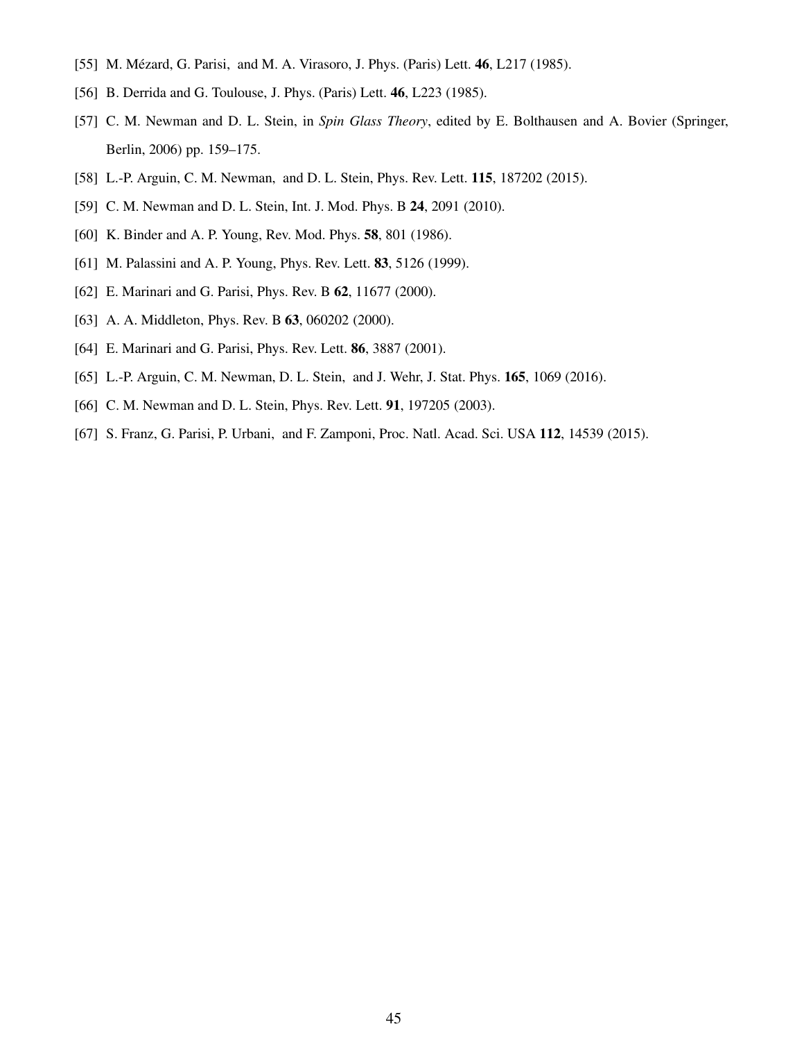[55] M. Mézard, G. Parisi, and M. A. Virasoro, J. Phys. (Paris) Lett. **46**, L217 (1985).

[56] B. Derrida and G. Toulouse, J. Phys. (Paris) Lett. **46**, L223 (1985).

[57] C. M. Newman and D. L. Stein, in *Spin Glass Theory*, edited by E. Bolthausen and A. Bovier (Springer, Berlin, 2006) pp. 159–175.

[58] L.-P. Arguin, C. M. Newman, and D. L. Stein, Phys. Rev. Lett. **115**, 187202 (2015).

[59] C. M. Newman and D. L. Stein, Int. J. Mod. Phys. B **24**, 2091 (2010).

[60] K. Binder and A. P. Young, Rev. Mod. Phys. **58**, 801 (1986).

[61] M. Palassini and A. P. Young, Phys. Rev. Lett. **83**, 5126 (1999).

[62] E. Marinari and G. Parisi, Phys. Rev. B **62**, 11677 (2000).

[63] A. A. Middleton, Phys. Rev. B **63**, 060202 (2000).

[64] E. Marinari and G. Parisi, Phys. Rev. Lett. **86**, 3887 (2001).

[65] L.-P. Arguin, C. M. Newman, D. L. Stein, and J. Wehr, J. Stat. Phys. **165**, 1069 (2016).

[66] C. M. Newman and D. L. Stein, Phys. Rev. Lett. **91**, 197205 (2003).

[67] S. Franz, G. Parisi, P. Urbani, and F. Zamponi, Proc. Natl. Acad. Sci. USA **112**, 14539 (2015).